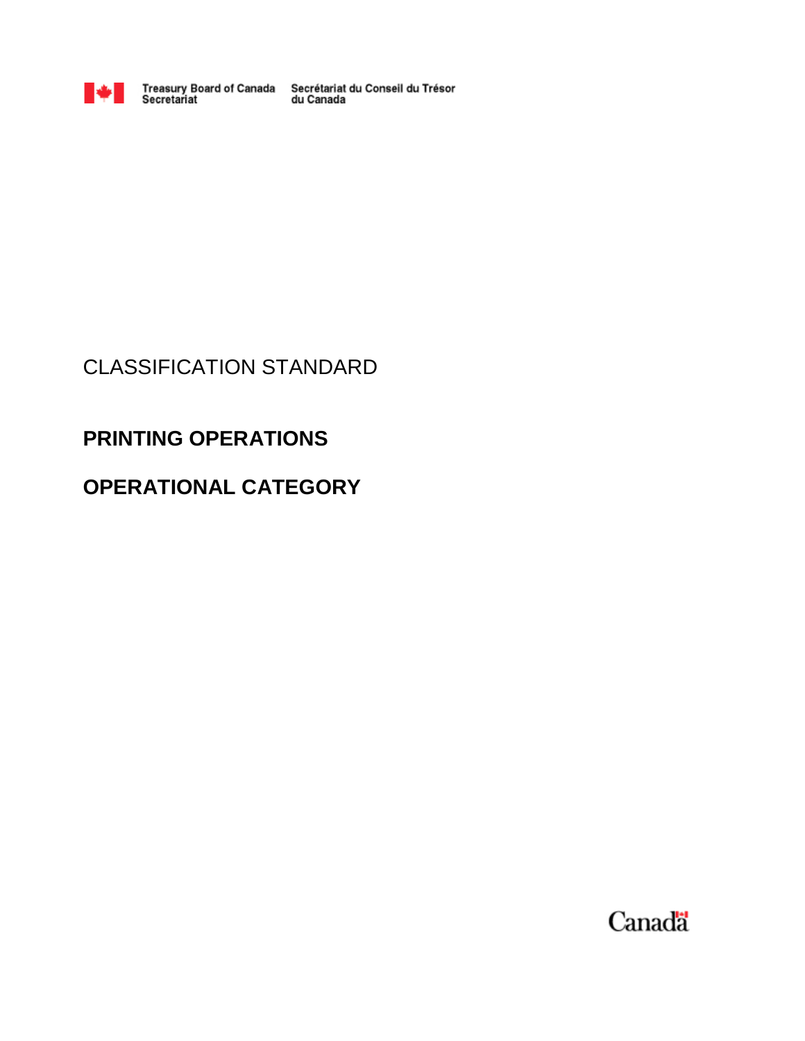Treasury Board of Canada Secretariat    Secrétariat du Conseil du Trésor du Canada

CLASSIFICATION STANDARD

# PRINTING OPERATIONS

# OPERATIONAL CATEGORY

Canada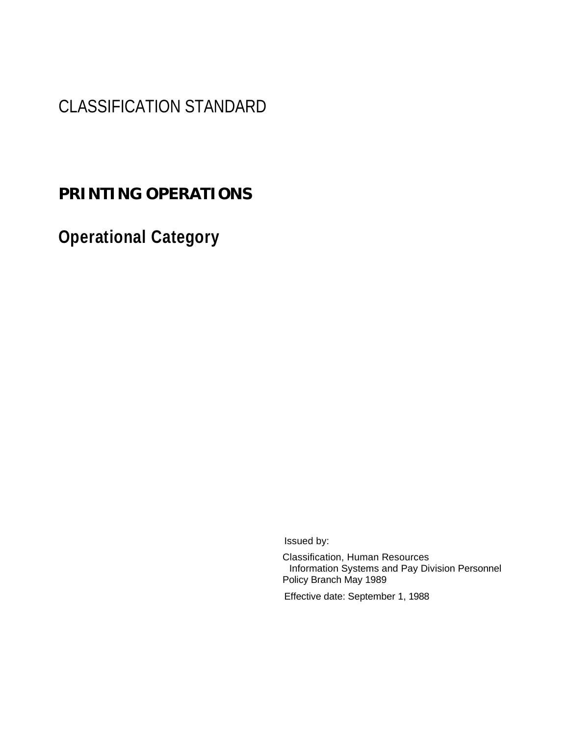# CLASSIFICATION STANDARD

## PRINTING OPERATIONS

## Operational Category

Issued by:

Classification, Human Resources Information Systems and Pay Division Personnel Policy Branch May 1989

Effective date: September 1, 1988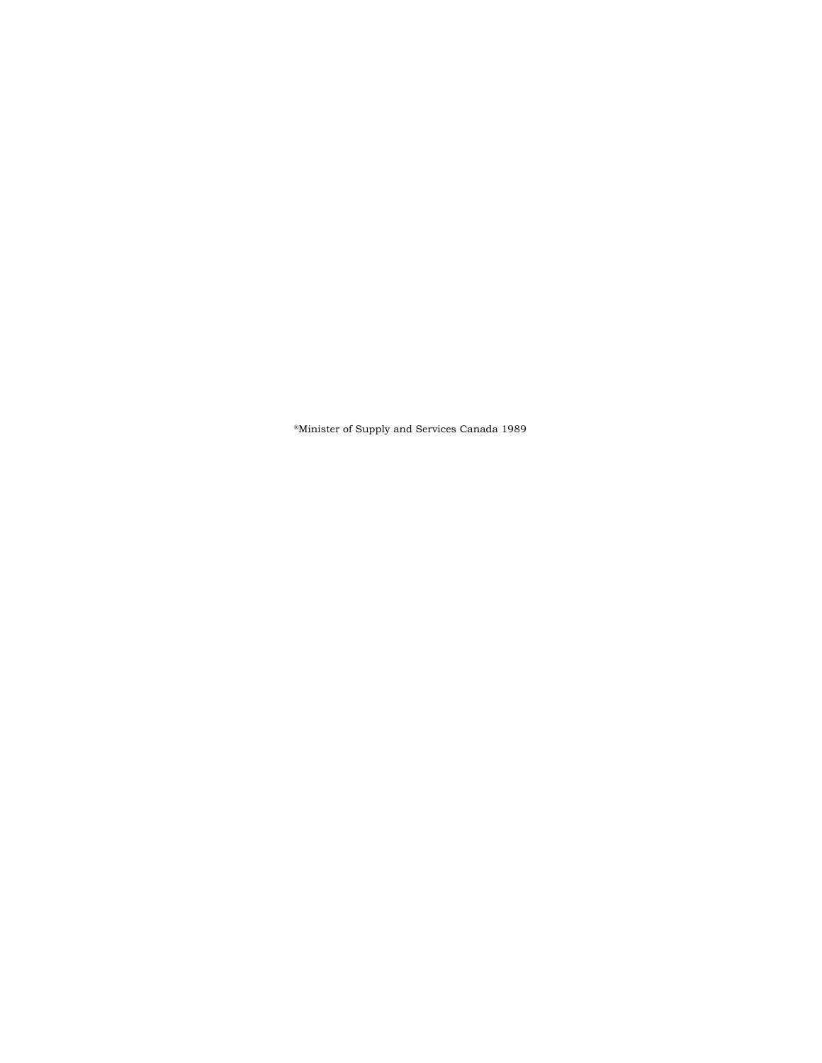©Minister of Supply and Services Canada 1989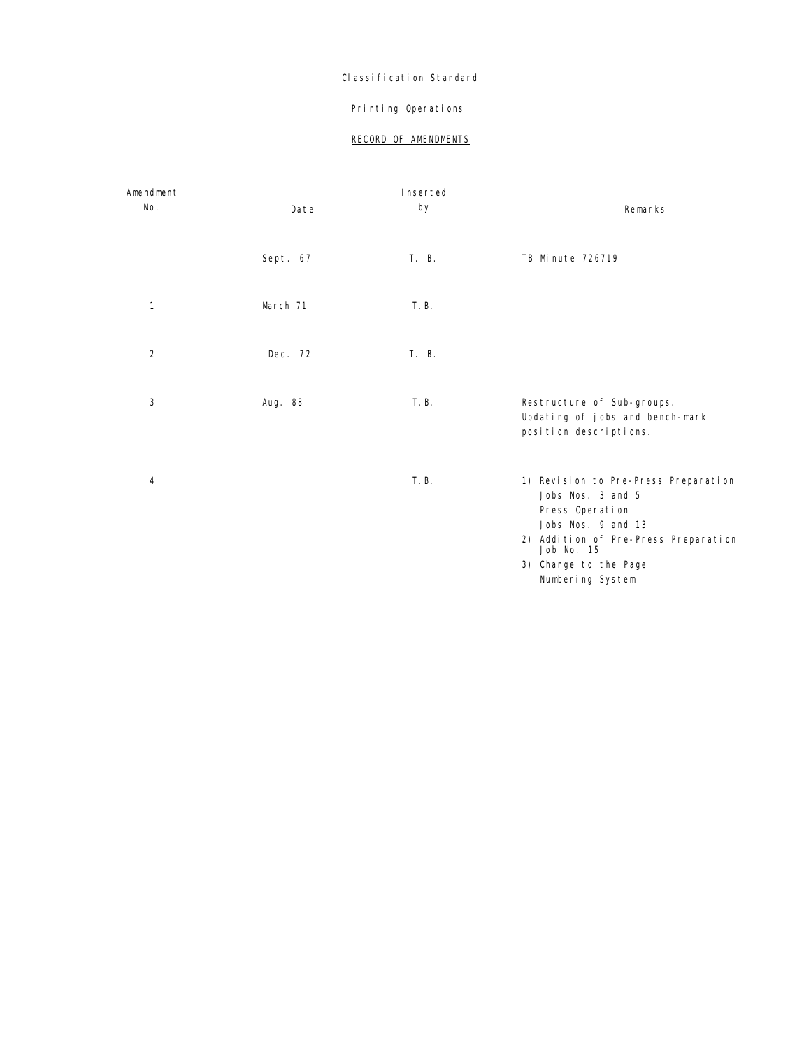Classification Standard

Printing Operations

RECORD OF AMENDMENTS

| Amendment No. | Date | Inserted by | Remarks |
|---|---|---|---|
| | Sept. 67 | T. B. | TB Minute 726719 |
| 1 | March 71 | T.B. | |
| 2 | Dec. 72 | T. B. | |
| 3 | Aug. 88 | T.B. | Restructure of Sub-groups. Updating of jobs and bench-mark position descriptions. |
| 4 | | T.B. | 1) Revision to Pre-Press Preparation Jobs Nos. 3 and 5 Press Operation Jobs Nos. 9 and 13<br>2) Addition of Pre-Press Preparation Job No. 15<br>3) Change to the Page Numbering System |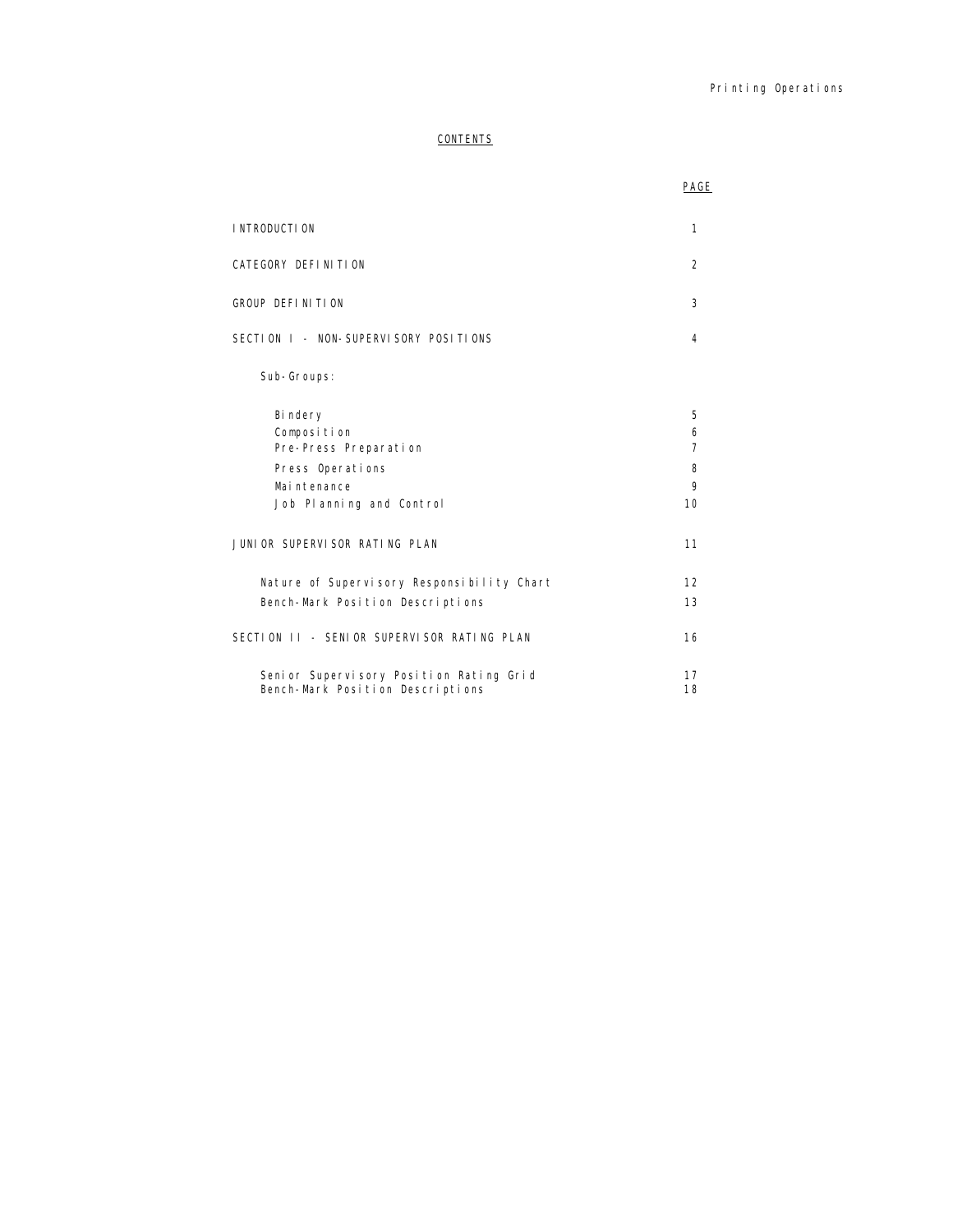# CONTENTS

| | PAGE |
|---|---|
| INTRODUCTION | 1 |
| CATEGORY DEFINITION | 2 |
| GROUP DEFINITION | 3 |
| SECTION I - NON-SUPERVISORY POSITIONS | 4 |
| Sub-Groups: | |
| Bindery | 5 |
| Composition | 6 |
| Pre-Press Preparation | 7 |
| Press Operations | 8 |
| Maintenance | 9 |
| Job Planning and Control | 10 |
| JUNIOR SUPERVISOR RATING PLAN | 11 |
| Nature of Supervisory Responsibility Chart | 12 |
| Bench-Mark Position Descriptions | 13 |
| SECTION II - SENIOR SUPERVISOR RATING PLAN | 16 |
| Senior Supervisory Position Rating Grid | 17 |
| Bench-Mark Position Descriptions | 18 |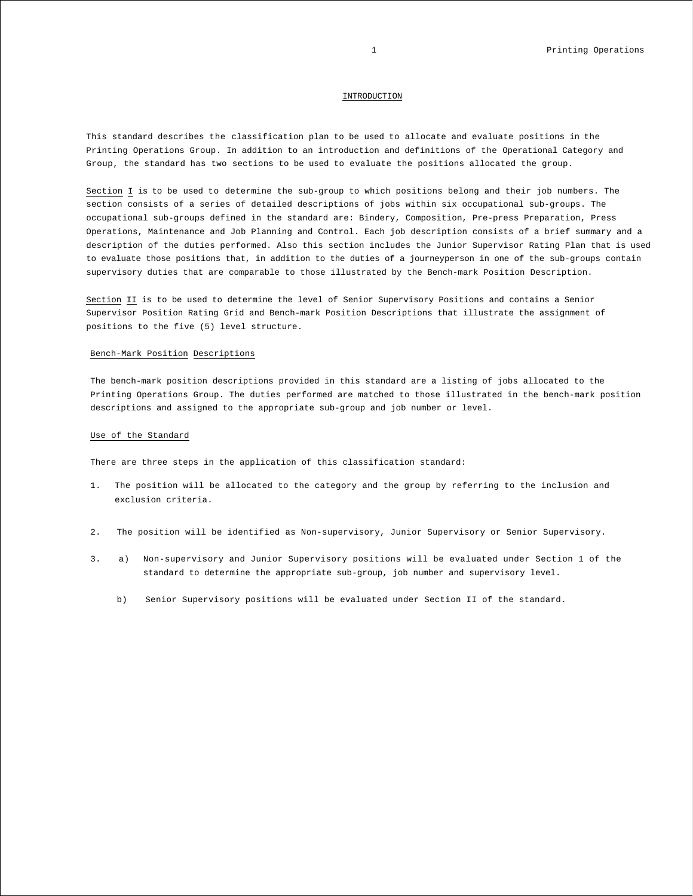## INTRODUCTION

This standard describes the classification plan to be used to allocate and evaluate positions in the Printing Operations Group. In addition to an introduction and definitions of the Operational Category and Group, the standard has two sections to be used to evaluate the positions allocated the group.

Section I is to be used to determine the sub-group to which positions belong and their job numbers. The section consists of a series of detailed descriptions of jobs within six occupational sub-groups. The occupational sub-groups defined in the standard are: Bindery, Composition, Pre-press Preparation, Press Operations, Maintenance and Job Planning and Control. Each job description consists of a brief summary and a description of the duties performed. Also this section includes the Junior Supervisor Rating Plan that is used to evaluate those positions that, in addition to the duties of a journeyperson in one of the sub-groups contain supervisory duties that are comparable to those illustrated by the Bench-mark Position Description.

Section II is to be used to determine the level of Senior Supervisory Positions and contains a Senior Supervisor Position Rating Grid and Bench-mark Position Descriptions that illustrate the assignment of positions to the five (5) level structure.

### Bench-Mark Position Descriptions

The bench-mark position descriptions provided in this standard are a listing of jobs allocated to the Printing Operations Group. The duties performed are matched to those illustrated in the bench-mark position descriptions and assigned to the appropriate sub-group and job number or level.

### Use of the Standard

There are three steps in the application of this classification standard:

1. The position will be allocated to the category and the group by referring to the inclusion and exclusion criteria.

2. The position will be identified as Non-supervisory, Junior Supervisory or Senior Supervisory.

3. a) Non-supervisory and Junior Supervisory positions will be evaluated under Section 1 of the standard to determine the appropriate sub-group, job number and supervisory level.

   b) Senior Supervisory positions will be evaluated under Section II of the standard.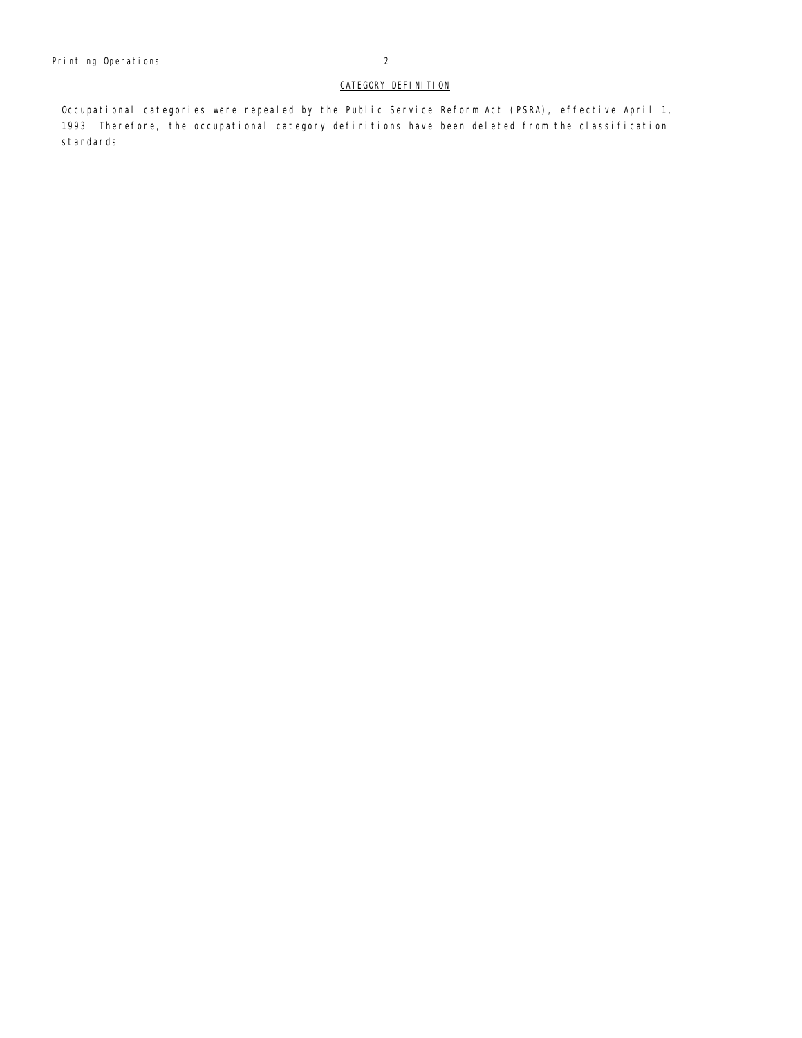## CATEGORY DEFINITION

Occupational categories were repealed by the Public Service Reform Act (PSRA), effective April 1, 1993. Therefore, the occupational category definitions have been deleted from the classification standards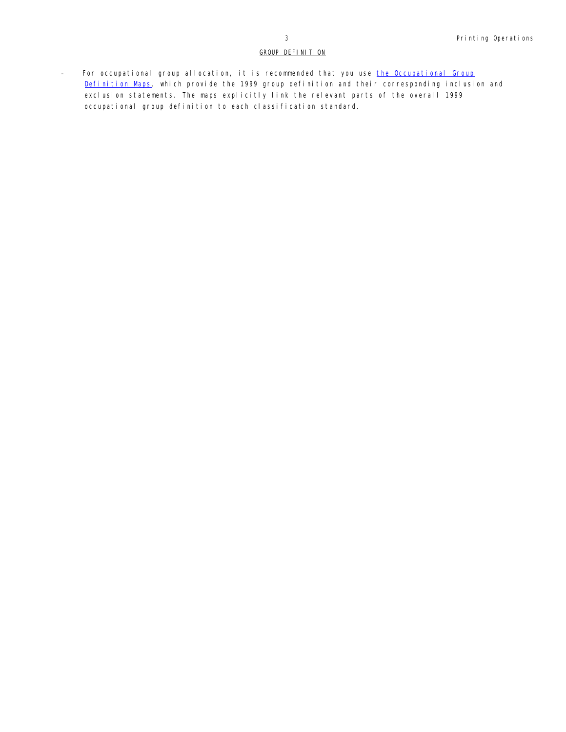## GROUP DEFINITION

- For occupational group allocation, it is recommended that you use the Occupational Group Definition Maps, which provide the 1999 group definition and their corresponding inclusion and exclusion statements. The maps explicitly link the relevant parts of the overall 1999 occupational group definition to each classification standard.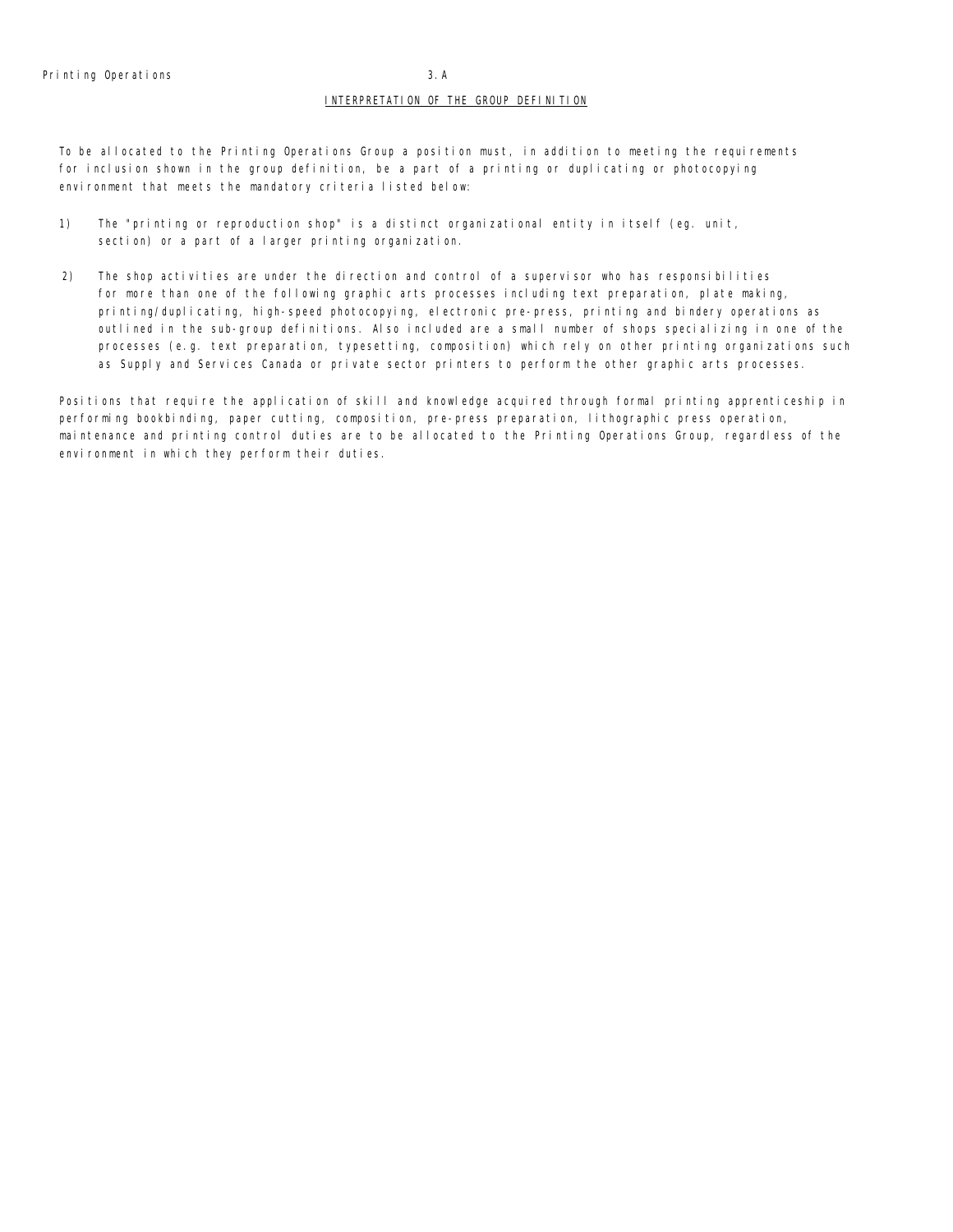## INTERPRETATION OF THE GROUP DEFINITION

To be allocated to the Printing Operations Group a position must, in addition to meeting the requirements for inclusion shown in the group definition, be a part of a printing or duplicating or photocopying environment that meets the mandatory criteria listed below:

1) The "printing or reproduction shop" is a distinct organizational entity in itself (eg. unit, section) or a part of a larger printing organization.

2) The shop activities are under the direction and control of a supervisor who has responsibilities for more than one of the following graphic arts processes including text preparation, plate making, printing/duplicating, high-speed photocopying, electronic pre-press, printing and bindery operations as outlined in the sub-group definitions. Also included are a small number of shops specializing in one of the processes (e.g. text preparation, typesetting, composition) which rely on other printing organizations such as Supply and Services Canada or private sector printers to perform the other graphic arts processes.

Positions that require the application of skill and knowledge acquired through formal printing apprenticeship in performing bookbinding, paper cutting, composition, pre-press preparation, lithographic press operation, maintenance and printing control duties are to be allocated to the Printing Operations Group, regardless of the environment in which they perform their duties.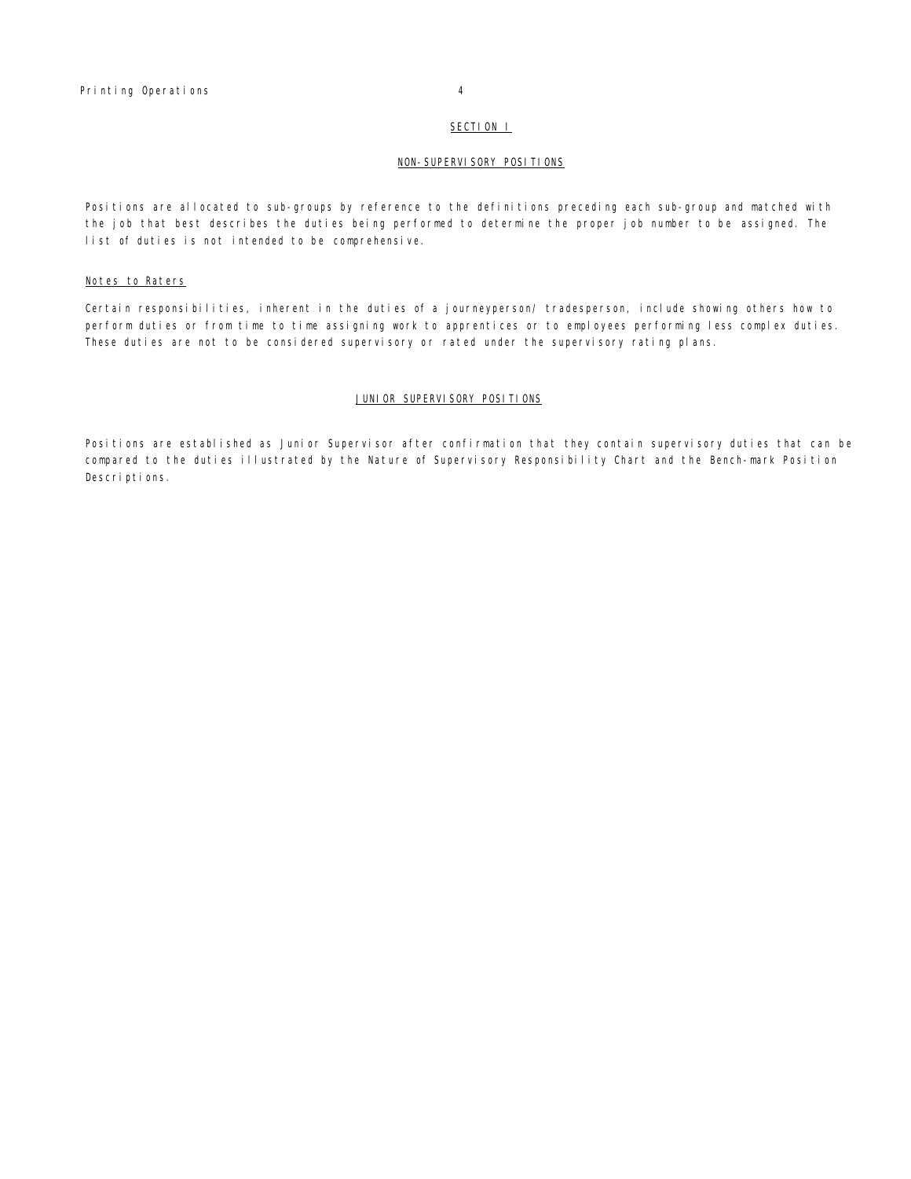## SECTION I

### NON-SUPERVISORY POSITIONS

Positions are allocated to sub-groups by reference to the definitions preceding each sub-group and matched with the job that best describes the duties being performed to determine the proper job number to be assigned. The list of duties is not intended to be comprehensive.

#### Notes to Raters

Certain responsibilities, inherent in the duties of a journeyperson/ tradesperson, include showing others how to perform duties or from time to time assigning work to apprentices or to employees performing less complex duties. These duties are not to be considered supervisory or rated under the supervisory rating plans.

### JUNIOR SUPERVISORY POSITIONS

Positions are established as Junior Supervisor after confirmation that they contain supervisory duties that can be compared to the duties illustrated by the Nature of Supervisory Responsibility Chart and the Bench-mark Position Descriptions.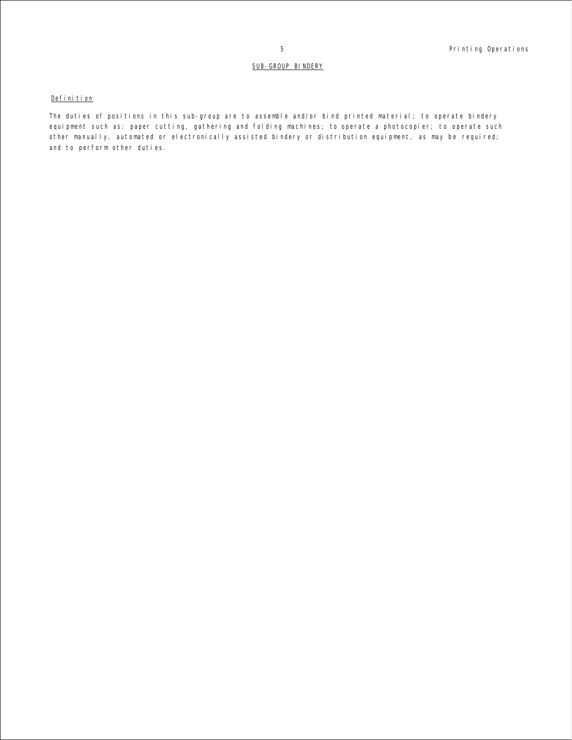## SUB-GROUP BINDERY

### Definition

The duties of positions in this sub-group are to assemble and/or bind printed material; to operate bindery equipment such as: paper cutting, gathering and folding machines; to operate a photocopier; to operate such other manually, automated or electronically assisted bindery or distribution equipment, as may be required; and to perform other duties.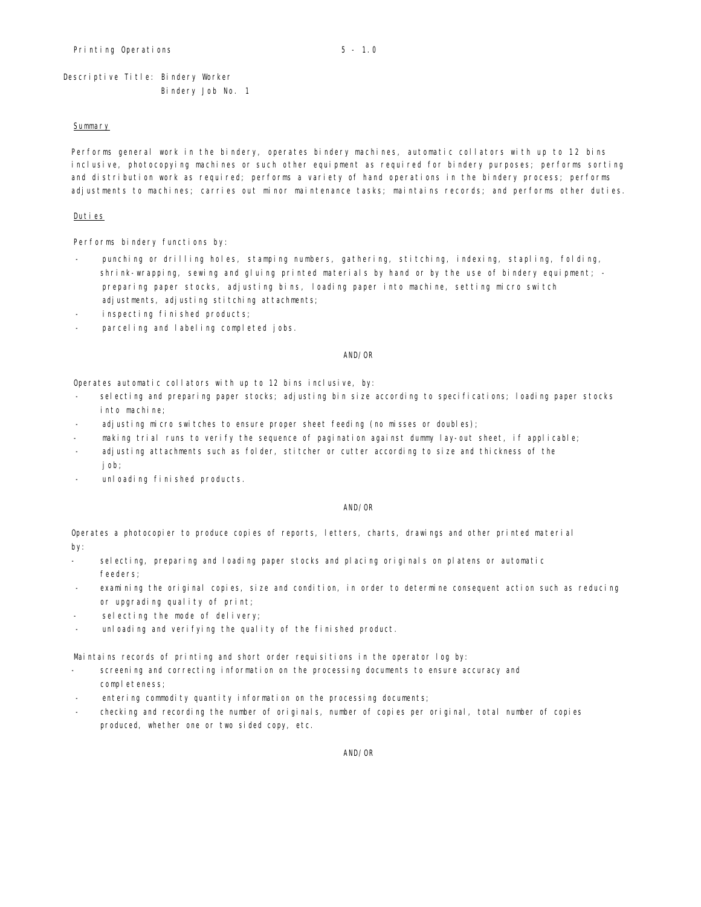Descriptive Title: Bindery Worker
Bindery Job No. 1

<u>Summary</u>

Performs general work in the bindery, operates bindery machines, automatic collators with up to 12 bins inclusive, photocopying machines or such other equipment as required for bindery purposes; performs sorting and distribution work as required; performs a variety of hand operations in the bindery process; performs adjustments to machines; carries out minor maintenance tasks; maintains records; and performs other duties.

<u>Duties</u>

Performs bindery functions by:

- punching or drilling holes, stamping numbers, gathering, stitching, indexing, stapling, folding, shrink-wrapping, sewing and gluing printed materials by hand or by the use of bindery equipment; - preparing paper stocks, adjusting bins, loading paper into machine, setting micro switch adjustments, adjusting stitching attachments;
- inspecting finished products;
- parceling and labeling completed jobs.

AND/OR

Operates automatic collators with up to 12 bins inclusive, by:

- selecting and preparing paper stocks; adjusting bin size according to specifications; loading paper stocks into machine;
- adjusting micro switches to ensure proper sheet feeding (no misses or doubles);
- making trial runs to verify the sequence of pagination against dummy lay-out sheet, if applicable;
- adjusting attachments such as folder, stitcher or cutter according to size and thickness of the job;
- unloading finished products.

AND/OR

Operates a photocopier to produce copies of reports, letters, charts, drawings and other printed material by:

- selecting, preparing and loading paper stocks and placing originals on platens or automatic feeders;
- examining the original copies, size and condition, in order to determine consequent action such as reducing or upgrading quality of print;
- selecting the mode of delivery;
- unloading and verifying the quality of the finished product.

Maintains records of printing and short order requisitions in the operator log by:

- screening and correcting information on the processing documents to ensure accuracy and completeness;
- entering commodity quantity information on the processing documents;
- checking and recording the number of originals, number of copies per original, total number of copies produced, whether one or two sided copy, etc.

AND/OR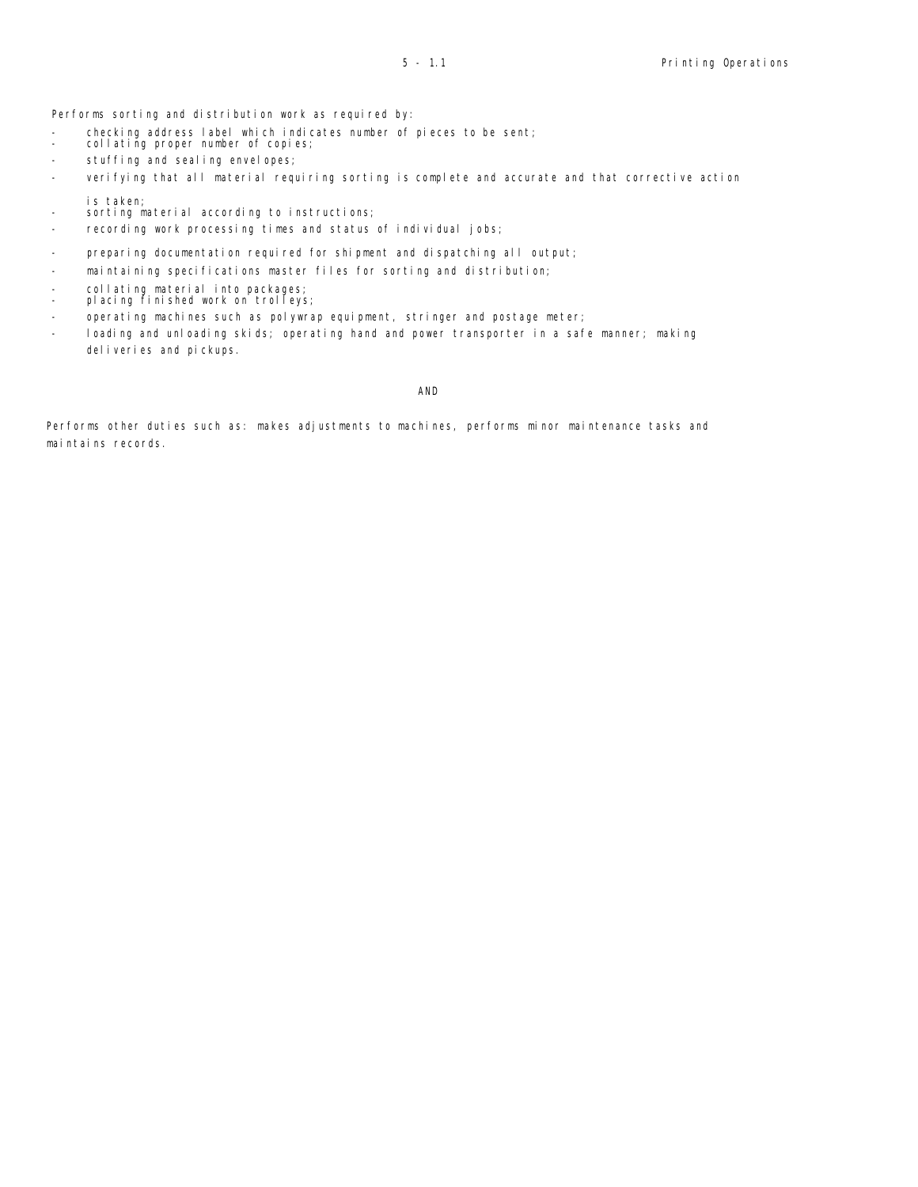Performs sorting and distribution work as required by:

- checking address label which indicates number of pieces to be sent;
- collating proper number of copies;
- stuffing and sealing envelopes;
- verifying that all material requiring sorting is complete and accurate and that corrective action is taken;
- sorting material according to instructions;
- recording work processing times and status of individual jobs;
- preparing documentation required for shipment and dispatching all output;
- maintaining specifications master files for sorting and distribution;
- collating material into packages;
- placing finished work on trolleys;
- operating machines such as polywrap equipment, stringer and postage meter;
- loading and unloading skids; operating hand and power transporter in a safe manner; making deliveries and pickups.

AND

Performs other duties such as: makes adjustments to machines, performs minor maintenance tasks and maintains records.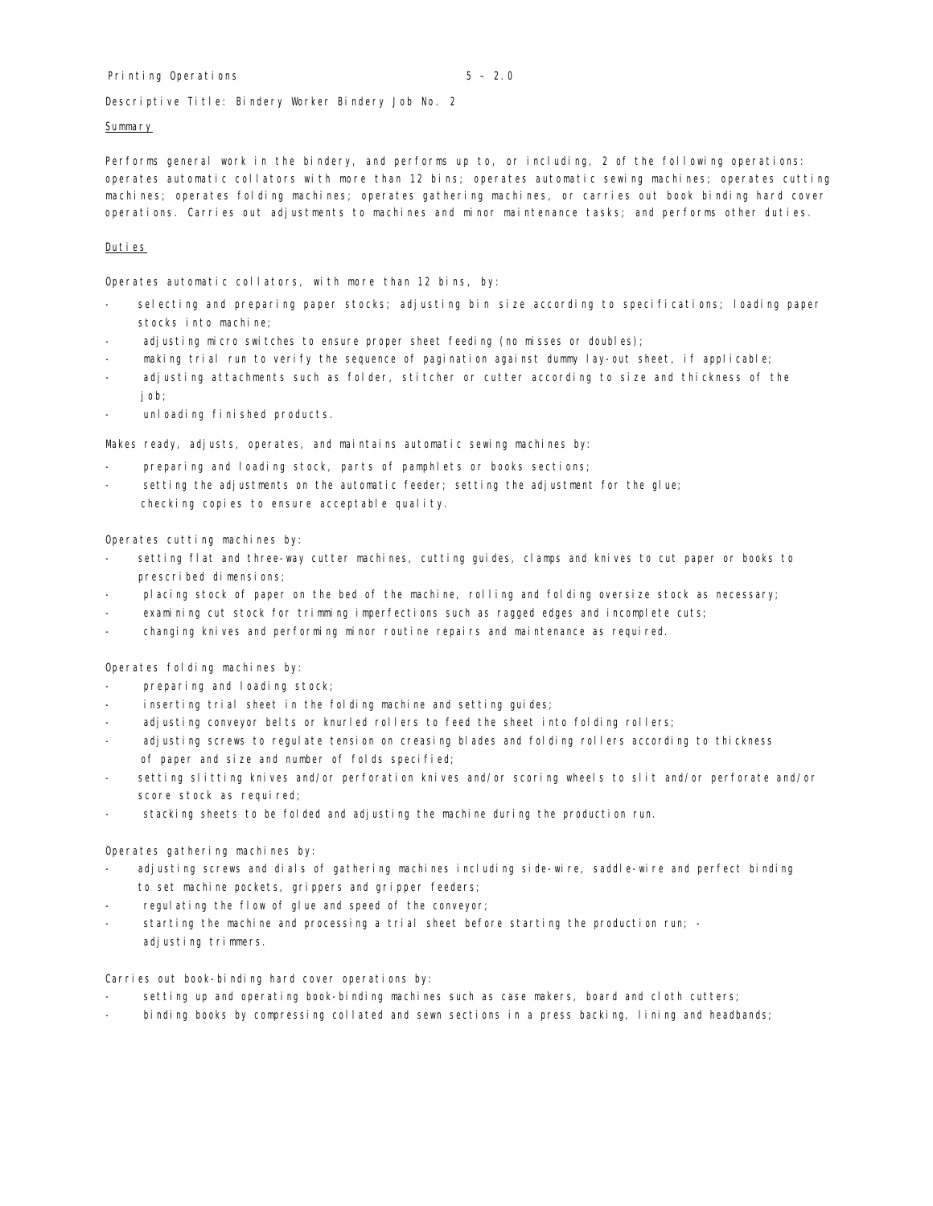Descriptive Title: Bindery Worker Bindery Job No. 2

Summary

Performs general work in the bindery, and performs up to, or including, 2 of the following operations: operates automatic collators with more than 12 bins; operates automatic sewing machines; operates cutting machines; operates folding machines; operates gathering machines, or carries out book binding hard cover operations. Carries out adjustments to machines and minor maintenance tasks; and performs other duties.

Duties

Operates automatic collators, with more than 12 bins, by:

- selecting and preparing paper stocks; adjusting bin size according to specifications; loading paper stocks into machine;
- adjusting micro switches to ensure proper sheet feeding (no misses or doubles);
- making trial run to verify the sequence of pagination against dummy lay-out sheet, if applicable;
- adjusting attachments such as folder, stitcher or cutter according to size and thickness of the job;
- unloading finished products.

Makes ready, adjusts, operates, and maintains automatic sewing machines by:

- preparing and loading stock, parts of pamphlets or books sections;
- setting the adjustments on the automatic feeder; setting the adjustment for the glue; checking copies to ensure acceptable quality.

Operates cutting machines by:

- setting flat and three-way cutter machines, cutting guides, clamps and knives to cut paper or books to prescribed dimensions;
- placing stock of paper on the bed of the machine, rolling and folding oversize stock as necessary;
- examining cut stock for trimming imperfections such as ragged edges and incomplete cuts;
- changing knives and performing minor routine repairs and maintenance as required.

Operates folding machines by:

- preparing and loading stock;
- inserting trial sheet in the folding machine and setting guides;
- adjusting conveyor belts or knurled rollers to feed the sheet into folding rollers;
- adjusting screws to regulate tension on creasing blades and folding rollers according to thickness of paper and size and number of folds specified;
- setting slitting knives and/or perforation knives and/or scoring wheels to slit and/or perforate and/or score stock as required;
- stacking sheets to be folded and adjusting the machine during the production run.

Operates gathering machines by:

- adjusting screws and dials of gathering machines including side-wire, saddle-wire and perfect binding to set machine pockets, grippers and gripper feeders;
- regulating the flow of glue and speed of the conveyor;
- starting the machine and processing a trial sheet before starting the production run; - adjusting trimmers.

Carries out book-binding hard cover operations by:

- setting up and operating book-binding machines such as case makers, board and cloth cutters;
- binding books by compressing collated and sewn sections in a press backing, lining and headbands;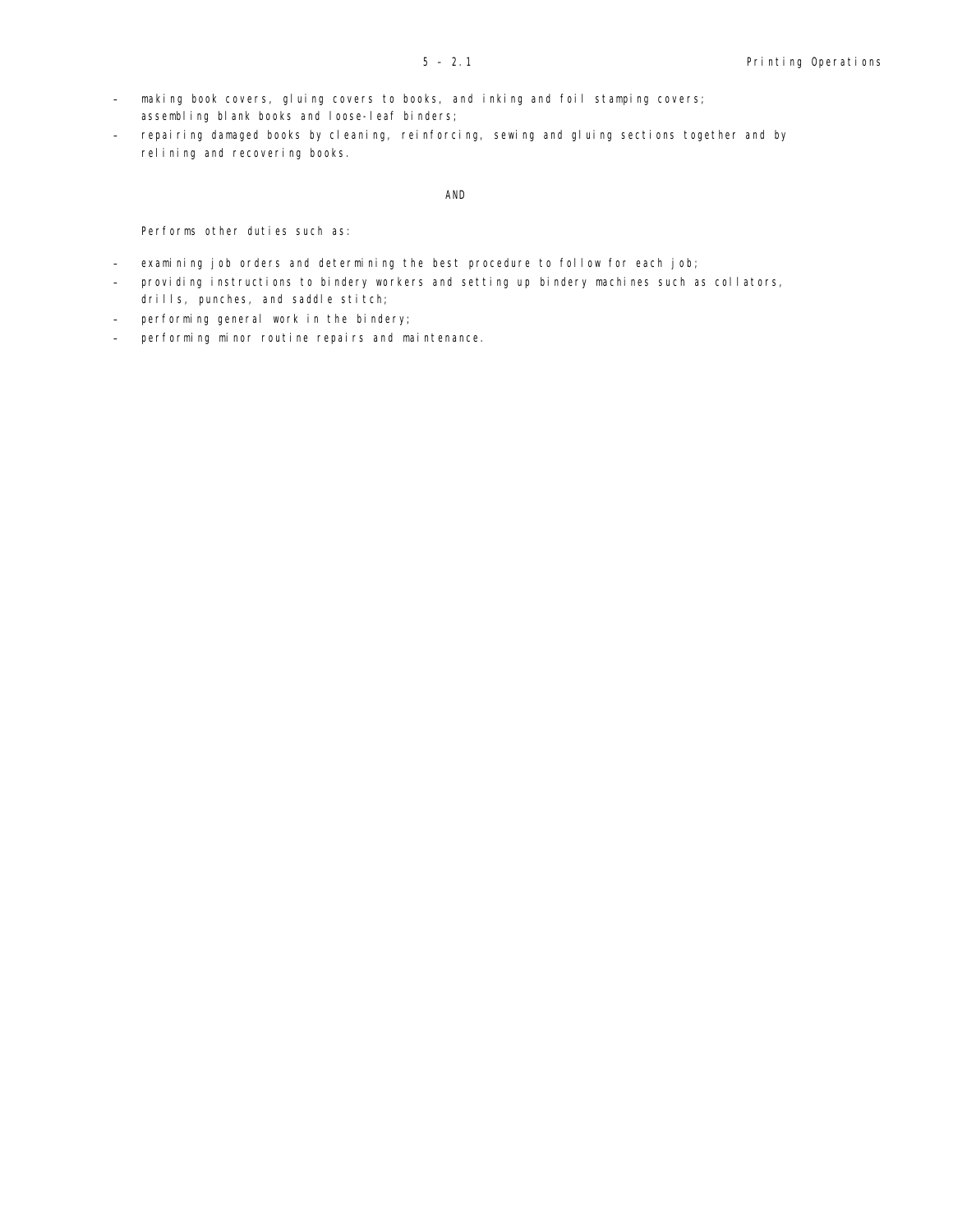- making book covers, gluing covers to books, and inking and foil stamping covers; assembling blank books and loose-leaf binders;
- repairing damaged books by cleaning, reinforcing, sewing and gluing sections together and by relining and recovering books.

AND

Performs other duties such as:

- examining job orders and determining the best procedure to follow for each job;
- providing instructions to bindery workers and setting up bindery machines such as collators, drills, punches, and saddle stitch;
- performing general work in the bindery;
- performing minor routine repairs and maintenance.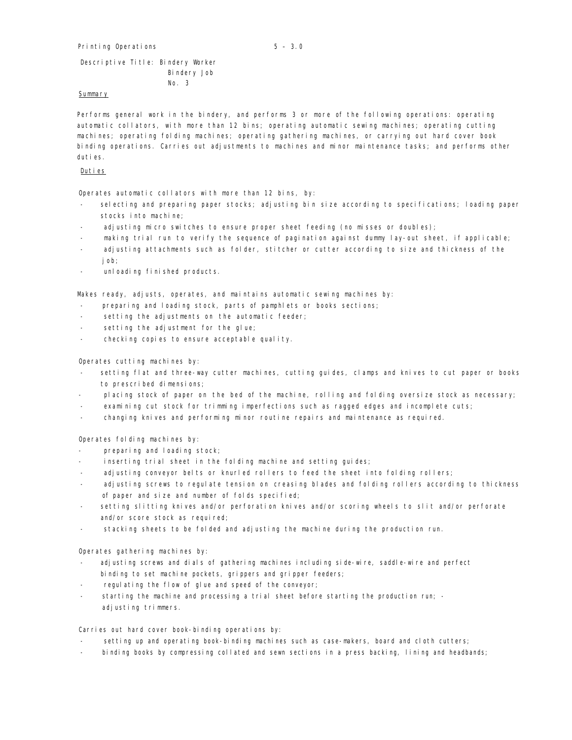Descriptive Title: Bindery Worker
Bindery Job
No. 3

Summary

Performs general work in the bindery, and performs 3 or more of the following operations: operating automatic collators, with more than 12 bins; operating automatic sewing machines; operating cutting machines; operating folding machines; operating gathering machines, or carrying out hard cover book binding operations. Carries out adjustments to machines and minor maintenance tasks; and performs other duties.

Duties

Operates automatic collators with more than 12 bins, by:

- selecting and preparing paper stocks; adjusting bin size according to specifications; loading paper stocks into machine;
- adjusting micro switches to ensure proper sheet feeding (no misses or doubles);
- making trial run to verify the sequence of pagination against dummy lay-out sheet, if applicable;
- adjusting attachments such as folder, stitcher or cutter according to size and thickness of the job;
- unloading finished products.

Makes ready, adjusts, operates, and maintains automatic sewing machines by:

- preparing and loading stock, parts of pamphlets or books sections;
- setting the adjustments on the automatic feeder;
- setting the adjustment for the glue;
- checking copies to ensure acceptable quality.

Operates cutting machines by:

- setting flat and three-way cutter machines, cutting guides, clamps and knives to cut paper or books to prescribed dimensions;
- placing stock of paper on the bed of the machine, rolling and folding oversize stock as necessary;
- examining cut stock for trimming imperfections such as ragged edges and incomplete cuts;
- changing knives and performing minor routine repairs and maintenance as required.

Operates folding machines by:

- preparing and loading stock;
- inserting trial sheet in the folding machine and setting guides;
- adjusting conveyor belts or knurled rollers to feed the sheet into folding rollers;
- adjusting screws to regulate tension on creasing blades and folding rollers according to thickness of paper and size and number of folds specified;
- setting slitting knives and/or perforation knives and/or scoring wheels to slit and/or perforate and/or score stock as required;
- stacking sheets to be folded and adjusting the machine during the production run.

Operates gathering machines by:

- adjusting screws and dials of gathering machines including side-wire, saddle-wire and perfect binding to set machine pockets, grippers and gripper feeders;
- regulating the flow of glue and speed of the conveyor;
- starting the machine and processing a trial sheet before starting the production run; - adjusting trimmers.

Carries out hard cover book-binding operations by:

- setting up and operating book-binding machines such as case-makers, board and cloth cutters;
- binding books by compressing collated and sewn sections in a press backing, lining and headbands;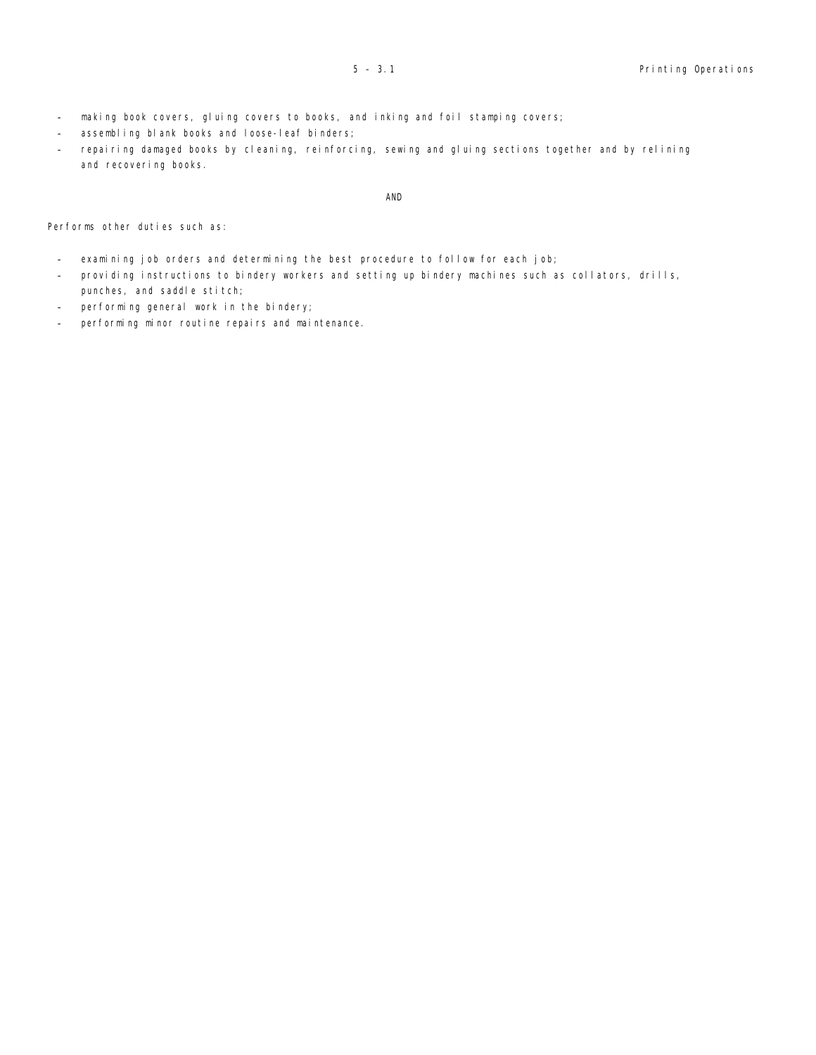- making book covers, gluing covers to books, and inking and foil stamping covers;
- assembling blank books and loose-leaf binders;
- repairing damaged books by cleaning, reinforcing, sewing and gluing sections together and by relining and recovering books.

AND

Performs other duties such as:

- examining job orders and determining the best procedure to follow for each job;
- providing instructions to bindery workers and setting up bindery machines such as collators, drills, punches, and saddle stitch;
- performing general work in the bindery;
- performing minor routine repairs and maintenance.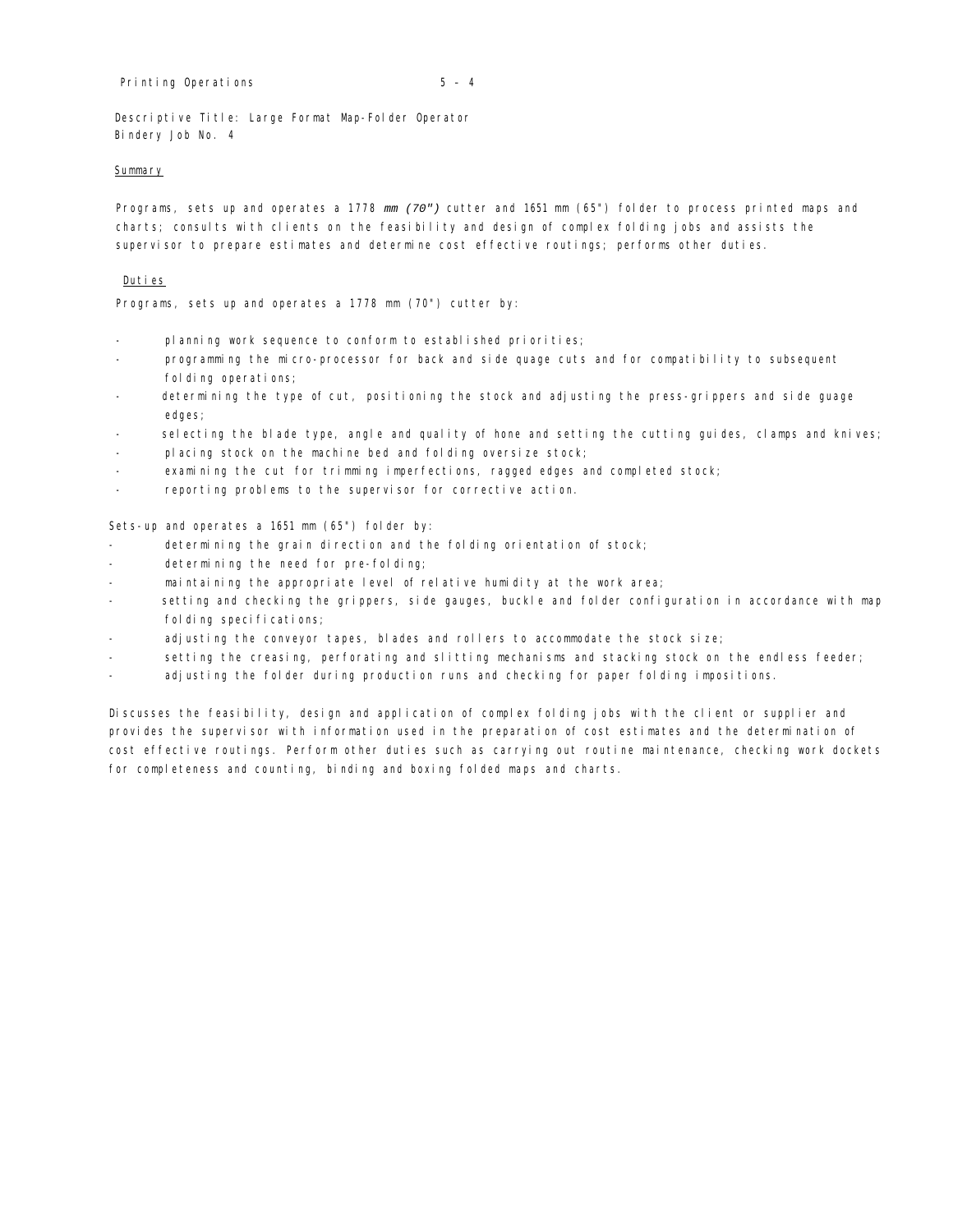Descriptive Title: Large Format Map-Folder Operator
Bindery Job No. 4

<u>Summary</u>

Programs, sets up and operates a 1778 ***mm (70")*** cutter and 1651 mm (65") folder to process printed maps and charts; consults with clients on the feasibility and design of complex folding jobs and assists the supervisor to prepare estimates and determine cost effective routings; performs other duties.

<u>Duties</u>

Programs, sets up and operates a 1778 mm (70") cutter by:

- planning work sequence to conform to established priorities;
- programming the micro-processor for back and side quage cuts and for compatibility to subsequent folding operations;
- determining the type of cut, positioning the stock and adjusting the press-grippers and side guage edges;
- selecting the blade type, angle and quality of hone and setting the cutting guides, clamps and knives;
- placing stock on the machine bed and folding oversize stock;
- examining the cut for trimming imperfections, ragged edges and completed stock;
- reporting problems to the supervisor for corrective action.

Sets-up and operates a 1651 mm (65") folder by:

- determining the grain direction and the folding orientation of stock;
- determining the need for pre-folding;
- maintaining the appropriate level of relative humidity at the work area;
- setting and checking the grippers, side gauges, buckle and folder configuration in accordance with map folding specifications;
- adjusting the conveyor tapes, blades and rollers to accommodate the stock size;
- setting the creasing, perforating and slitting mechanisms and stacking stock on the endless feeder;
- adjusting the folder during production runs and checking for paper folding impositions.

Discusses the feasibility, design and application of complex folding jobs with the client or supplier and provides the supervisor with information used in the preparation of cost estimates and the determination of cost effective routings. Perform other duties such as carrying out routine maintenance, checking work dockets for completeness and counting, binding and boxing folded maps and charts.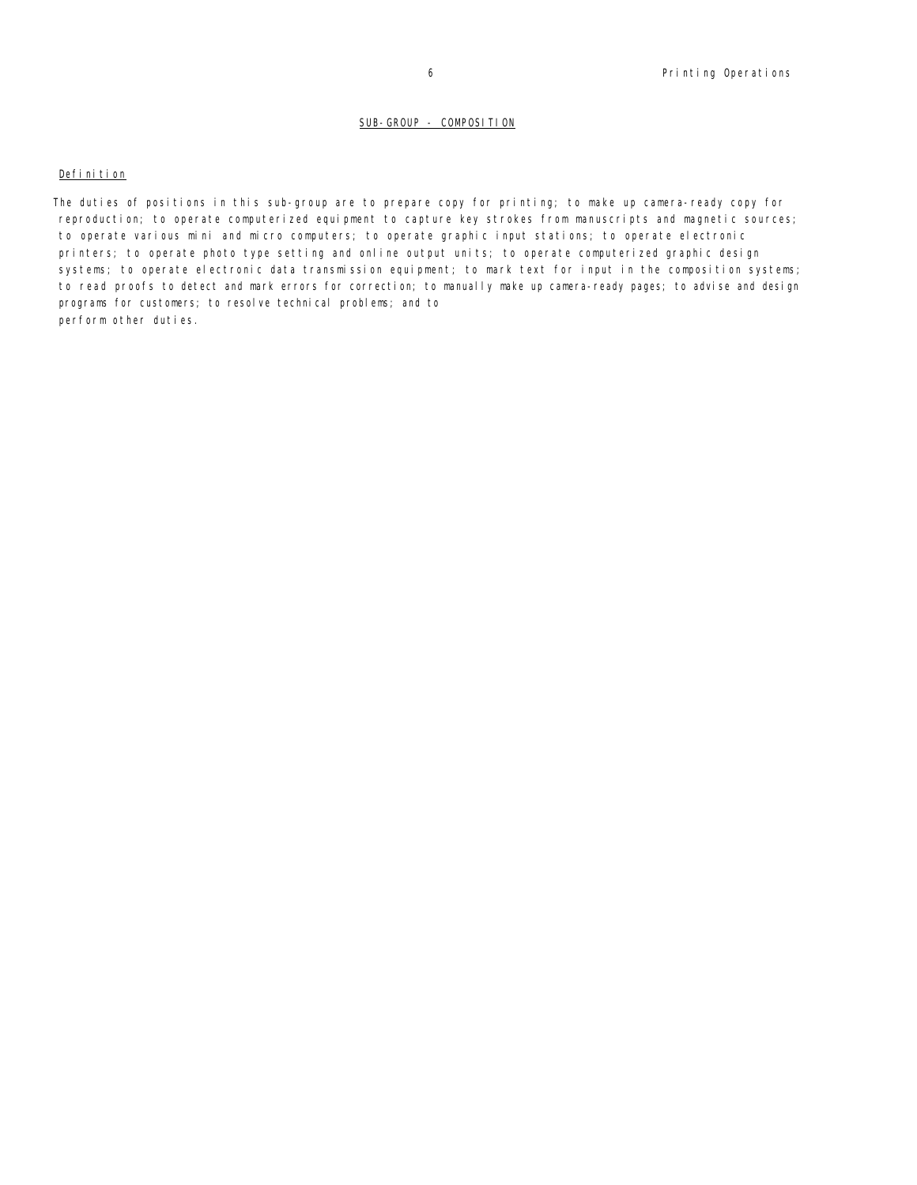## SUB-GROUP - COMPOSITION

### Definition

The duties of positions in this sub-group are to prepare copy for printing; to make up camera-ready copy for reproduction; to operate computerized equipment to capture key strokes from manuscripts and magnetic sources; to operate various mini and micro computers; to operate graphic input stations; to operate electronic printers; to operate photo type setting and online output units; to operate computerized graphic design systems; to operate electronic data transmission equipment; to mark text for input in the composition systems; to read proofs to detect and mark errors for correction; to manually make up camera-ready pages; to advise and design programs for customers; to resolve technical problems; and to perform other duties.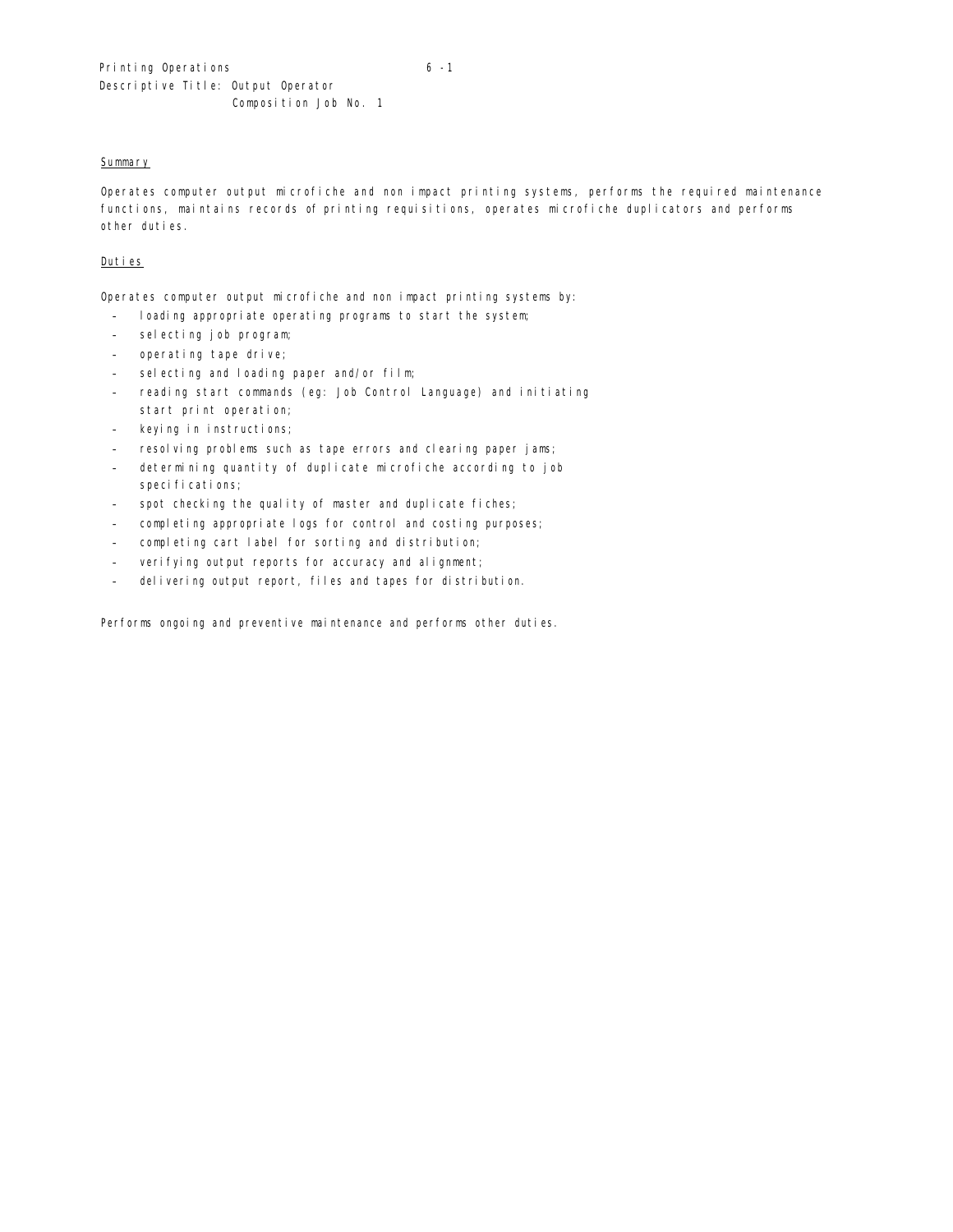Printing Operations

Descriptive Title: Output Operator
Composition Job No. 1

## Summary

Operates computer output microfiche and non impact printing systems, performs the required maintenance functions, maintains records of printing requisitions, operates microfiche duplicators and performs other duties.

## Duties

Operates computer output microfiche and non impact printing systems by:

- loading appropriate operating programs to start the system;
- selecting job program;
- operating tape drive;
- selecting and loading paper and/or film;
- reading start commands (eg: Job Control Language) and initiating start print operation;
- keying in instructions;
- resolving problems such as tape errors and clearing paper jams;
- determining quantity of duplicate microfiche according to job specifications;
- spot checking the quality of master and duplicate fiches;
- completing appropriate logs for control and costing purposes;
- completing cart label for sorting and distribution;
- verifying output reports for accuracy and alignment;
- delivering output report, files and tapes for distribution.

Performs ongoing and preventive maintenance and performs other duties.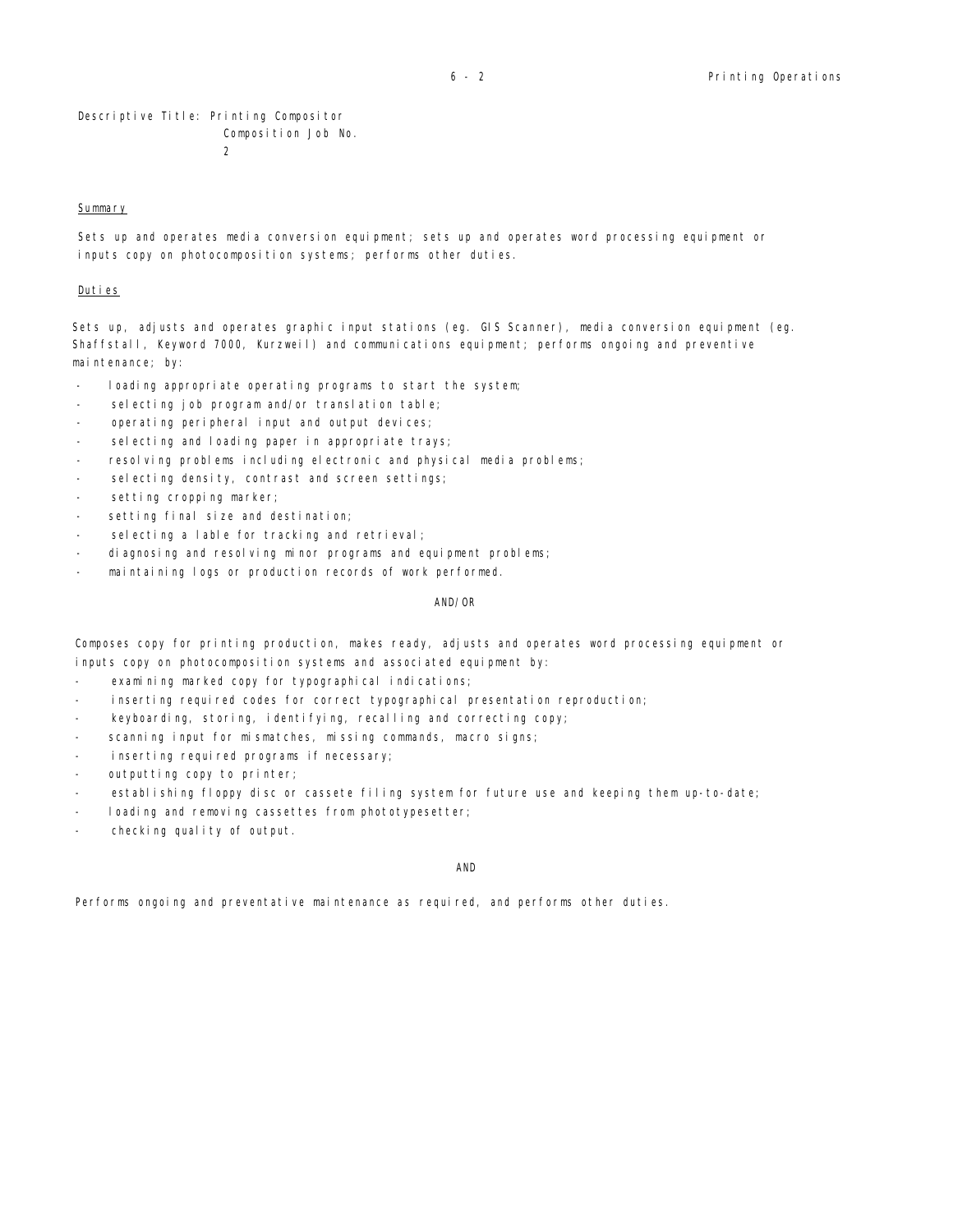Descriptive Title: Printing Compositor
Composition Job No. 2

Summary

Sets up and operates media conversion equipment; sets up and operates word processing equipment or inputs copy on photocomposition systems; performs other duties.

Duties

Sets up, adjusts and operates graphic input stations (eg. GIS Scanner), media conversion equipment (eg. Shaffstall, Keyword 7000, Kurzweil) and communications equipment; performs ongoing and preventive maintenance; by:

- loading appropriate operating programs to start the system;
- selecting job program and/or translation table;
- operating peripheral input and output devices;
- selecting and loading paper in appropriate trays;
- resolving problems including electronic and physical media problems;
- selecting density, contrast and screen settings;
- setting cropping marker;
- setting final size and destination;
- selecting a lable for tracking and retrieval;
- diagnosing and resolving minor programs and equipment problems;
- maintaining logs or production records of work performed.

AND/OR

Composes copy for printing production, makes ready, adjusts and operates word processing equipment or inputs copy on photocomposition systems and associated equipment by:

- examining marked copy for typographical indications;
- inserting required codes for correct typographical presentation reproduction;
- keyboarding, storing, identifying, recalling and correcting copy;
- scanning input for mismatches, missing commands, macro signs;
- inserting required programs if necessary;
- outputting copy to printer;
- establishing floppy disc or cassete filing system for future use and keeping them up-to-date;
- loading and removing cassettes from phototypesetter;
- checking quality of output.

AND

Performs ongoing and preventative maintenance as required, and performs other duties.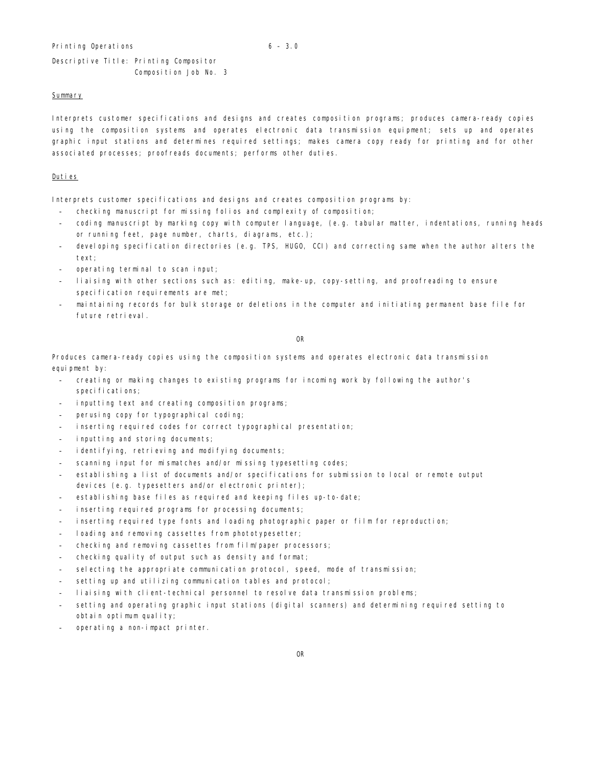Descriptive Title: Printing Compositor
Composition Job No. 3

**Summary**

Interprets customer specifications and designs and creates composition programs; produces camera-ready copies using the composition systems and operates electronic data transmission equipment; sets up and operates graphic input stations and determines required settings; makes camera copy ready for printing and for other associated processes; proofreads documents; performs other duties.

**Duties**

Interprets customer specifications and designs and creates composition programs by:

- checking manuscript for missing folios and complexity of composition;
- coding manuscript by marking copy with computer language, (e.g. tabular matter, indentations, running heads or running feet, page number, charts, diagrams, etc.);
- developing specification directories (e.g. TPS, HUGO, CCI) and correcting same when the author alters the text;
- operating terminal to scan input;
- liaising with other sections such as: editing, make-up, copy-setting, and proofreading to ensure specification requirements are met;
- maintaining records for bulk storage or deletions in the computer and initiating permanent base file for future retrieval.

OR

Produces camera-ready copies using the composition systems and operates electronic data transmission equipment by:

- creating or making changes to existing programs for incoming work by following the author's specifications;
- inputting text and creating composition programs;
- perusing copy for typographical coding;
- inserting required codes for correct typographical presentation;
- inputting and storing documents;
- identifying, retrieving and modifying documents;
- scanning input for mismatches and/or missing typesetting codes;
- establishing a list of documents and/or specifications for submission to local or remote output devices (e.g. typesetters and/or electronic printer);
- establishing base files as required and keeping files up-to-date;
- inserting required programs for processing documents;
- inserting required type fonts and loading photographic paper or film for reproduction;
- loading and removing cassettes from phototypesetter;
- checking and removing cassettes from film/paper processors;
- checking quality of output such as density and format;
- selecting the appropriate communication protocol, speed, mode of transmission;
- setting up and utilizing communication tables and protocol;
- liaising with client-technical personnel to resolve data transmission problems;
- setting and operating graphic input stations (digital scanners) and determining required setting to obtain optimum quality;
- operating a non-impact printer.

OR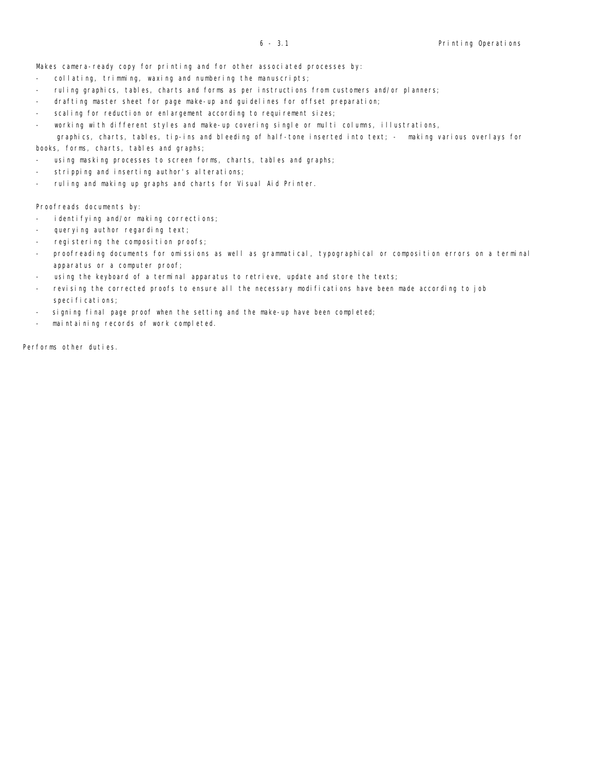Makes camera-ready copy for printing and for other associated processes by:

- collating, trimming, waxing and numbering the manuscripts;
- ruling graphics, tables, charts and forms as per instructions from customers and/or planners;
- drafting master sheet for page make-up and guidelines for offset preparation;
- scaling for reduction or enlargement according to requirement sizes;
- working with different styles and make-up covering single or multi columns, illustrations, graphics, charts, tables, tip-ins and bleeding of half-tone inserted into text;
- making various overlays for books, forms, charts, tables and graphs;
- using masking processes to screen forms, charts, tables and graphs;
- stripping and inserting author's alterations;
- ruling and making up graphs and charts for Visual Aid Printer.

Proofreads documents by:

- identifying and/or making corrections;
- querying author regarding text;
- registering the composition proofs;
- proofreading documents for omissions as well as grammatical, typographical or composition errors on a terminal apparatus or a computer proof;
- using the keyboard of a terminal apparatus to retrieve, update and store the texts;
- revising the corrected proofs to ensure all the necessary modifications have been made according to job specifications;
- signing final page proof when the setting and the make-up have been completed;
- maintaining records of work completed.

Performs other duties.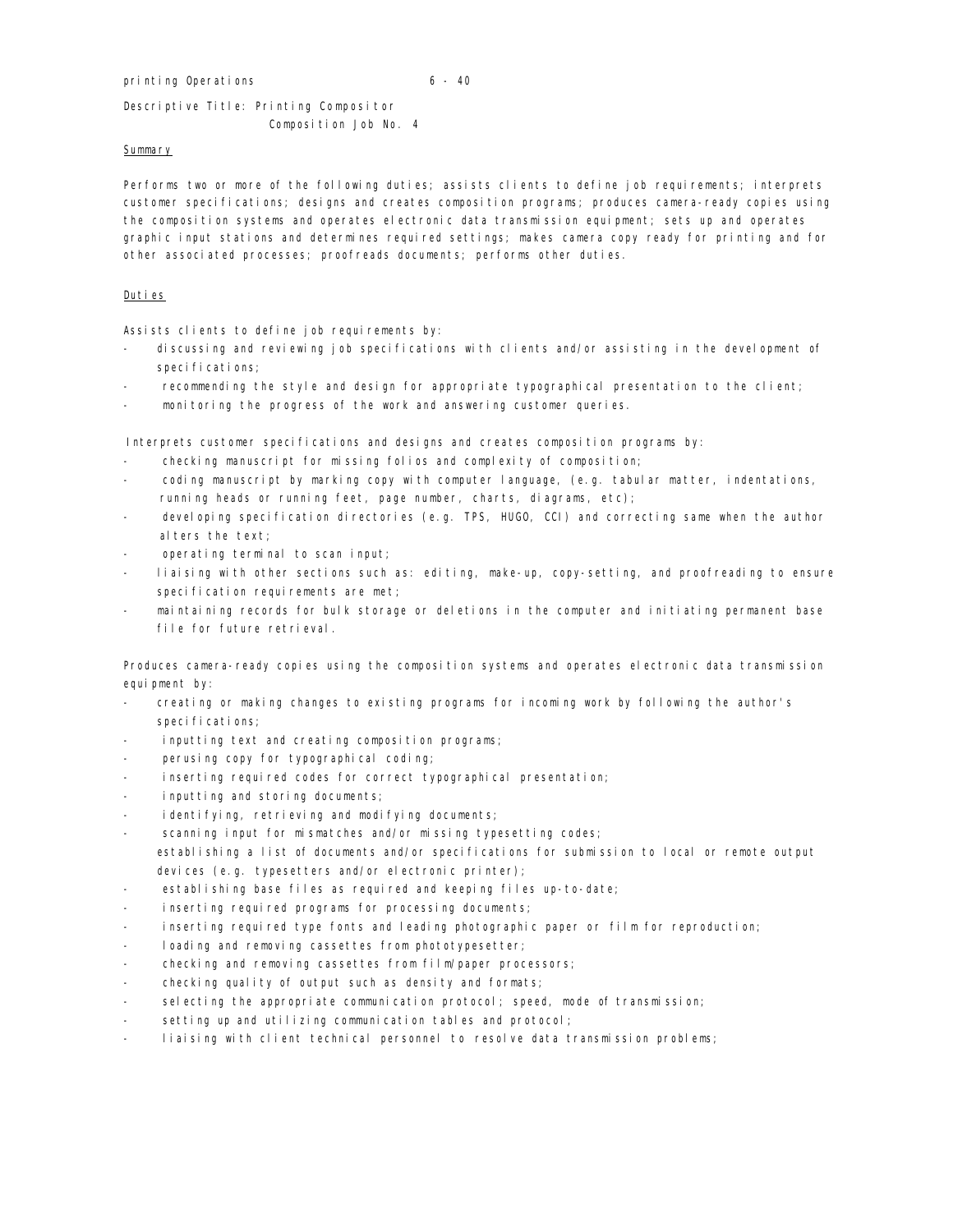Descriptive Title: Printing Compositor
Composition Job No. 4

Summary

Performs two or more of the following duties; assists clients to define job requirements; interprets customer specifications; designs and creates composition programs; produces camera-ready copies using the composition systems and operates electronic data transmission equipment; sets up and operates graphic input stations and determines required settings; makes camera copy ready for printing and for other associated processes; proofreads documents; performs other duties.

Duties

Assists clients to define job requirements by:

- discussing and reviewing job specifications with clients and/or assisting in the development of specifications;
- recommending the style and design for appropriate typographical presentation to the client;
- monitoring the progress of the work and answering customer queries.

Interprets customer specifications and designs and creates composition programs by:

- checking manuscript for missing folios and complexity of composition;
- coding manuscript by marking copy with computer language, (e.g. tabular matter, indentations, running heads or running feet, page number, charts, diagrams, etc);
- developing specification directories (e.g. TPS, HUGO, CCI) and correcting same when the author alters the text;
- operating terminal to scan input;
- liaising with other sections such as: editing, make-up, copy-setting, and proofreading to ensure specification requirements are met;
- maintaining records for bulk storage or deletions in the computer and initiating permanent base file for future retrieval.

Produces camera-ready copies using the composition systems and operates electronic data transmission equipment by:

- creating or making changes to existing programs for incoming work by following the author's specifications;
- inputting text and creating composition programs;
- perusing copy for typographical coding;
- inserting required codes for correct typographical presentation;
- inputting and storing documents;
- identifying, retrieving and modifying documents;
- scanning input for mismatches and/or missing typesetting codes;
  establishing a list of documents and/or specifications for submission to local or remote output devices (e.g. typesetters and/or electronic printer);
- establishing base files as required and keeping files up-to-date;
- inserting required programs for processing documents;
- inserting required type fonts and leading photographic paper or film for reproduction;
- loading and removing cassettes from phototypesetter;
- checking and removing cassettes from film/paper processors;
- checking quality of output such as density and formats;
- selecting the appropriate communication protocol; speed, mode of transmission;
- setting up and utilizing communication tables and protocol;
- liaising with client technical personnel to resolve data transmission problems;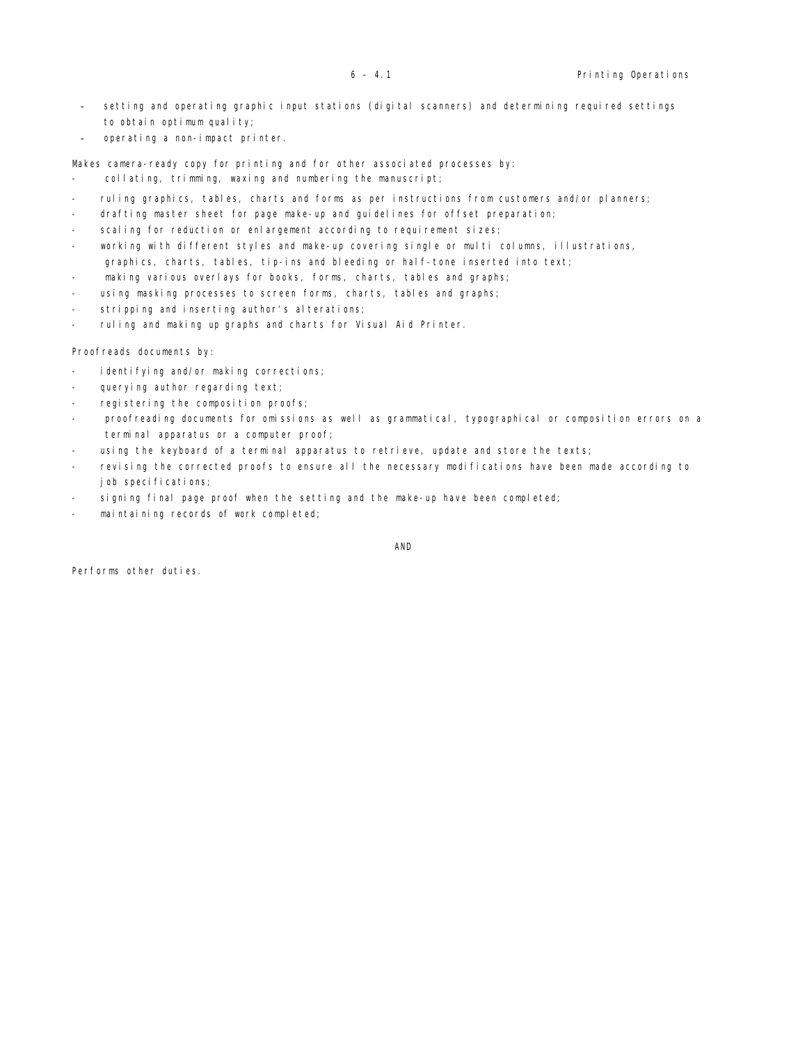- setting and operating graphic input stations (digital scanners) and determining required settings to obtain optimum quality;
- operating a non-impact printer.

Makes camera-ready copy for printing and for other associated processes by:

- collating, trimming, waxing and numbering the manuscript;
- ruling graphics, tables, charts and forms as per instructions from customers and/or planners;
- drafting master sheet for page make-up and guidelines for offset preparation;
- scaling for reduction or enlargement according to requirement sizes;
- working with different styles and make-up covering single or multi columns, illustrations, graphics, charts, tables, tip-ins and bleeding or half-tone inserted into text;
- making various overlays for books, forms, charts, tables and graphs;
- using masking processes to screen forms, charts, tables and graphs;
- stripping and inserting author's alterations;
- ruling and making up graphs and charts for Visual Aid Printer.

Proofreads documents by:

- identifying and/or making corrections;
- querying author regarding text;
- registering the composition proofs;
- proofreading documents for omissions as well as grammatical, typographical or composition errors on a terminal apparatus or a computer proof;
- using the keyboard of a terminal apparatus to retrieve, update and store the texts;
- revising the corrected proofs to ensure all the necessary modifications have been made according to job specifications;
- signing final page proof when the setting and the make-up have been completed;
- maintaining records of work completed;

AND

Performs other duties.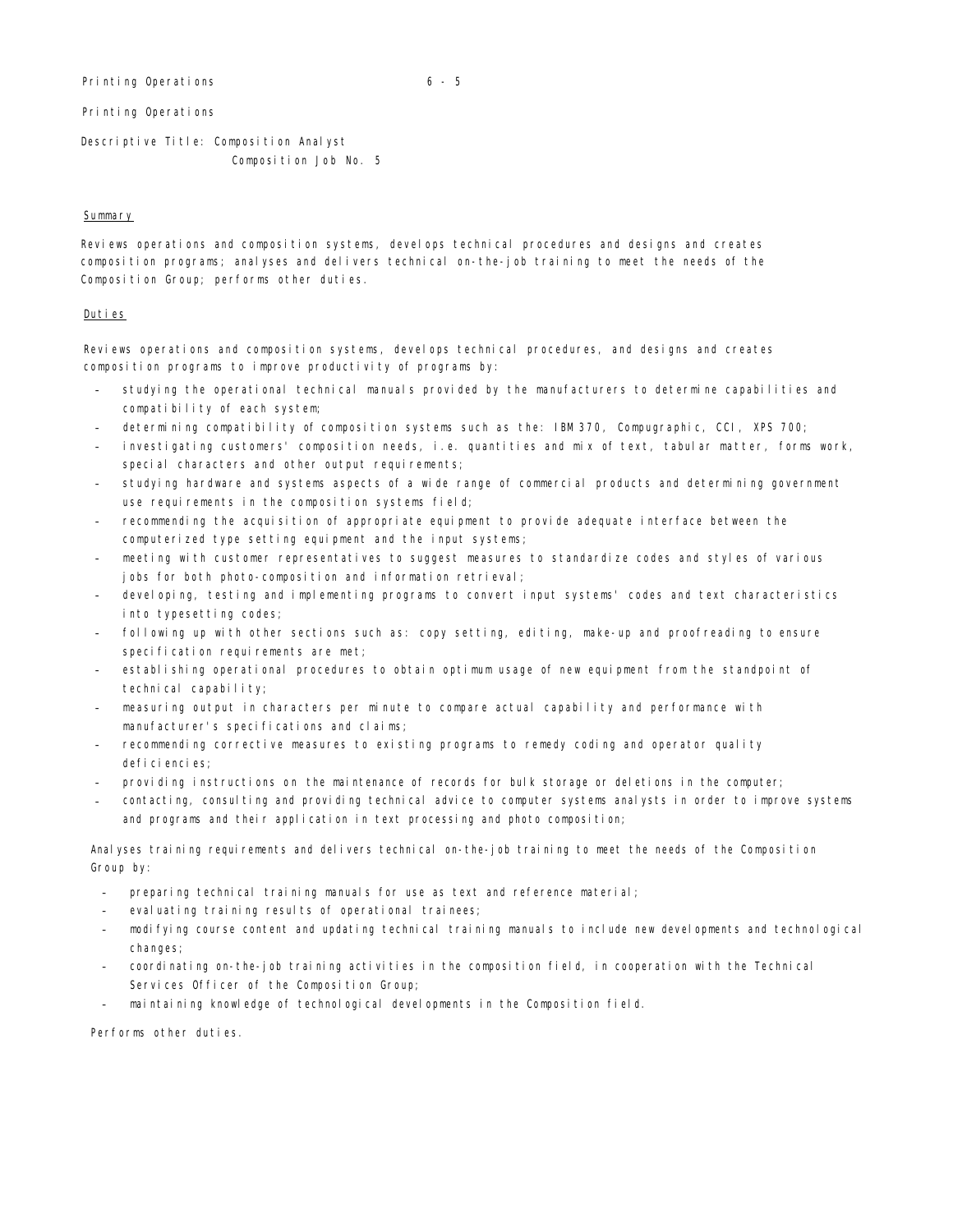Printing Operations

Descriptive Title: Composition Analyst
Composition Job No. 5

<u>Summary</u>

Reviews operations and composition systems, develops technical procedures and designs and creates composition programs; analyses and delivers technical on-the-job training to meet the needs of the Composition Group; performs other duties.

<u>Duties</u>

Reviews operations and composition systems, develops technical procedures, and designs and creates composition programs to improve productivity of programs by:

- studying the operational technical manuals provided by the manufacturers to determine capabilities and compatibility of each system;
- determining compatibility of composition systems such as the: IBM 370, Compugraphic, CCI, XPS 700;
- investigating customers' composition needs, i.e. quantities and mix of text, tabular matter, forms work, special characters and other output requirements;
- studying hardware and systems aspects of a wide range of commercial products and determining government use requirements in the composition systems field;
- recommending the acquisition of appropriate equipment to provide adequate interface between the computerized type setting equipment and the input systems;
- meeting with customer representatives to suggest measures to standardize codes and styles of various jobs for both photo-composition and information retrieval;
- developing, testing and implementing programs to convert input systems' codes and text characteristics into typesetting codes;
- following up with other sections such as: copy setting, editing, make-up and proofreading to ensure specification requirements are met;
- establishing operational procedures to obtain optimum usage of new equipment from the standpoint of technical capability;
- measuring output in characters per minute to compare actual capability and performance with manufacturer's specifications and claims;
- recommending corrective measures to existing programs to remedy coding and operator quality deficiencies;
- providing instructions on the maintenance of records for bulk storage or deletions in the computer;
- contacting, consulting and providing technical advice to computer systems analysts in order to improve systems and programs and their application in text processing and photo composition;

Analyses training requirements and delivers technical on-the-job training to meet the needs of the Composition Group by:

- preparing technical training manuals for use as text and reference material;
- evaluating training results of operational trainees;
- modifying course content and updating technical training manuals to include new developments and technological changes;
- coordinating on-the-job training activities in the composition field, in cooperation with the Technical Services Officer of the Composition Group;
- maintaining knowledge of technological developments in the Composition field.

Performs other duties.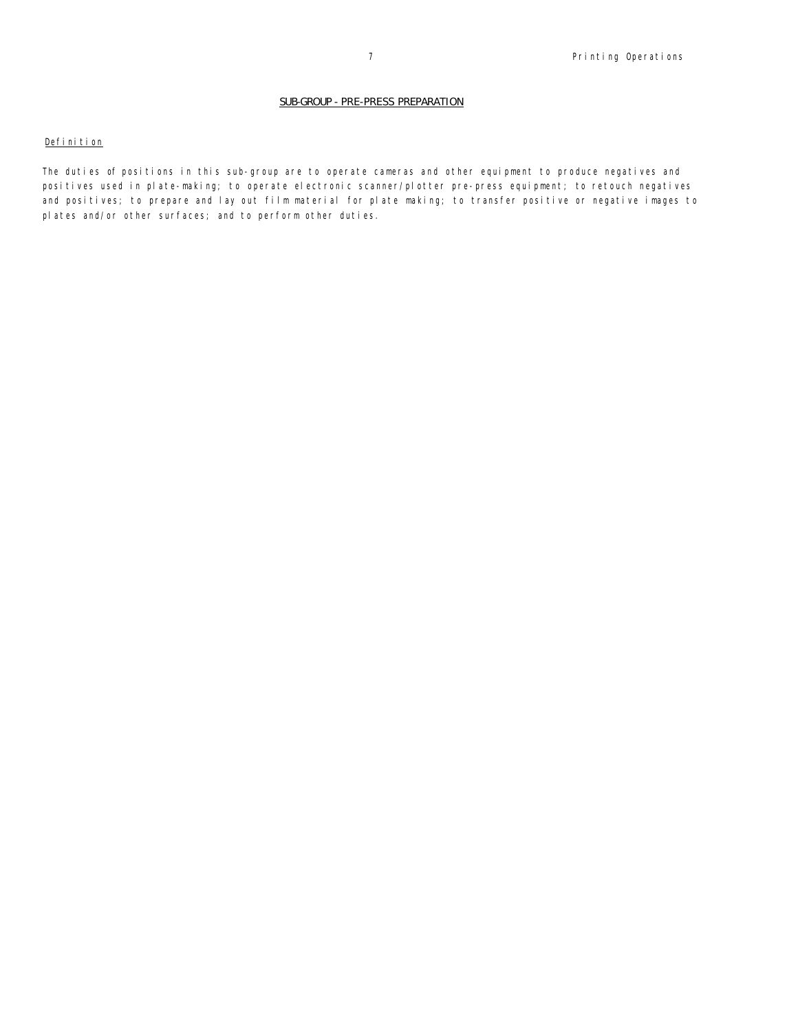## SUB-GROUP - PRE-PRESS PREPARATION

Definition

The duties of positions in this sub-group are to operate cameras and other equipment to produce negatives and positives used in plate-making; to operate electronic scanner/plotter pre-press equipment; to retouch negatives and positives; to prepare and lay out film material for plate making; to transfer positive or negative images to plates and/or other surfaces; and to perform other duties.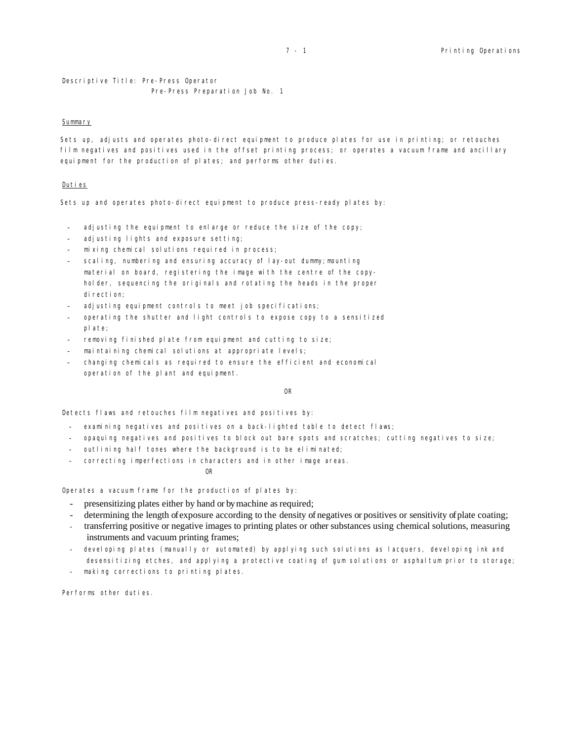Descriptive Title: Pre-Press Operator
Pre-Press Preparation Job No. 1

Summary

Sets up, adjusts and operates photo-direct equipment to produce plates for use in printing; or retouches film negatives and positives used in the offset printing process; or operates a vacuum frame and ancillary equipment for the production of plates; and performs other duties.

Duties

Sets up and operates photo-direct equipment to produce press-ready plates by:

- adjusting the equipment to enlarge or reduce the size of the copy;
- adjusting lights and exposure setting;
- mixing chemical solutions required in process;
- scaling, numbering and ensuring accuracy of lay-out dummy; mounting material on board, registering the image with the centre of the copy-holder, sequencing the originals and rotating the heads in the proper direction;
- adjusting equipment controls to meet job specifications;
- operating the shutter and light controls to expose copy to a sensitized plate;
- removing finished plate from equipment and cutting to size;
- maintaining chemical solutions at appropriate levels;
- changing chemicals as required to ensure the efficient and economical operation of the plant and equipment.

OR

Detects flaws and retouches film negatives and positives by:

- examining negatives and positives on a back-lighted table to detect flaws;
- opaquing negatives and positives to block out bare spots and scratches; cutting negatives to size;
- outlining half tones where the background is to be eliminated;
- correcting imperfections in characters and in other image areas.

OR

Operates a vacuum frame for the production of plates by:

- presensitizing plates either by hand or by machine as required;
- determining the length of exposure according to the density of negatives or positives or sensitivity of plate coating;
- transferring positive or negative images to printing plates or other substances using chemical solutions, measuring instruments and vacuum printing frames;
- developing plates (manually or automated) by applying such solutions as lacquers, developing ink and desensitizing etches, and applying a protective coating of gum solutions or asphaltum prior to storage;
- making corrections to printing plates.

Performs other duties.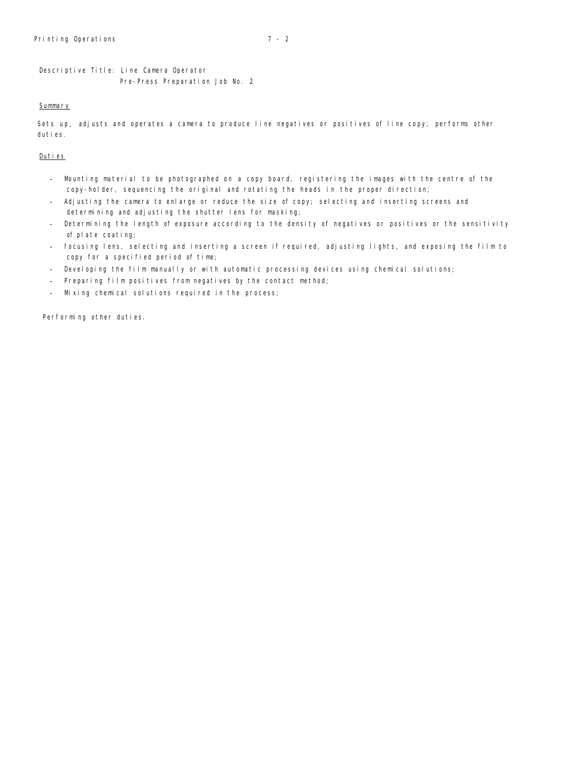Descriptive Title: Line Camera Operator
Pre-Press Preparation Job No. 2

Summary

Sets up, adjusts and operates a camera to produce line negatives or positives of line copy; performs other duties.

Duties

- Mounting material to be photographed on a copy board, registering the images with the centre of the copy-holder, sequencing the original and rotating the heads in the proper direction;
- Adjusting the camera to enlarge or reduce the size of copy; selecting and inserting screens and determining and adjusting the shutter lens for masking;
- Determining the length of exposure according to the density of negatives or positives or the sensitivity of plate coating;
- focusing lens, selecting and inserting a screen if required, adjusting lights, and exposing the film to copy for a specified period of time;
- Developing the film manually or with automatic processing devices using chemical solutions;
- Preparing film positives from negatives by the contact method;
- Mixing chemical solutions required in the process;

Performing other duties.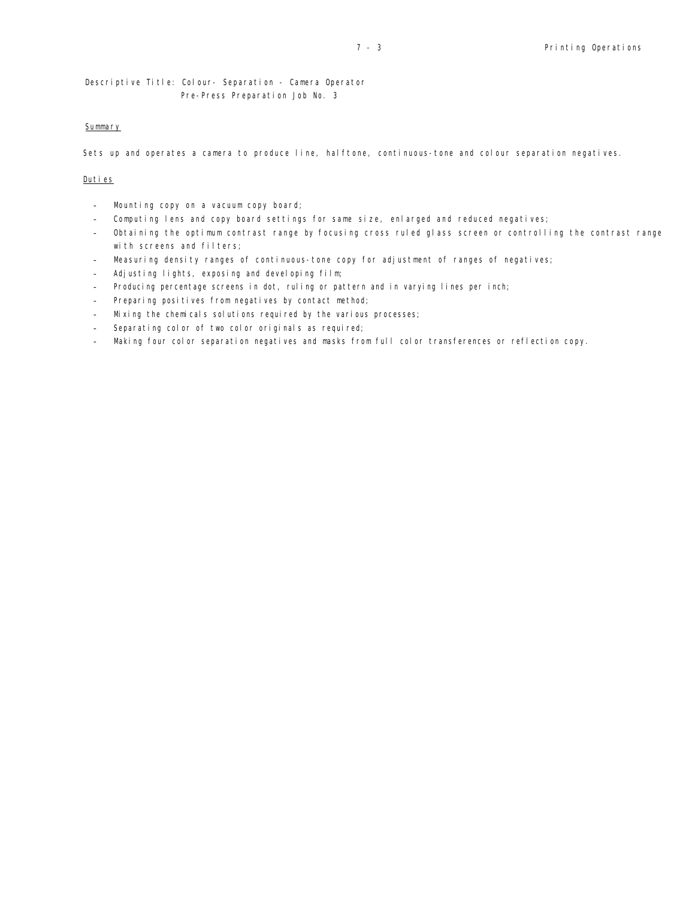Descriptive Title: Colour- Separation - Camera Operator
Pre-Press Preparation Job No. 3

<u>Summary</u>

Sets up and operates a camera to produce line, halftone, continuous-tone and colour separation negatives.

<u>Duties</u>

- Mounting copy on a vacuum copy board;
- Computing lens and copy board settings for same size, enlarged and reduced negatives;
- Obtaining the optimum contrast range by focusing cross ruled glass screen or controlling the contrast range with screens and filters;
- Measuring density ranges of continuous-tone copy for adjustment of ranges of negatives;
- Adjusting lights, exposing and developing film;
- Producing percentage screens in dot, ruling or pattern and in varying lines per inch;
- Preparing positives from negatives by contact method;
- Mixing the chemicals solutions required by the various processes;
- Separating color of two color originals as required;
- Making four color separation negatives and masks from full color transferences or reflection copy.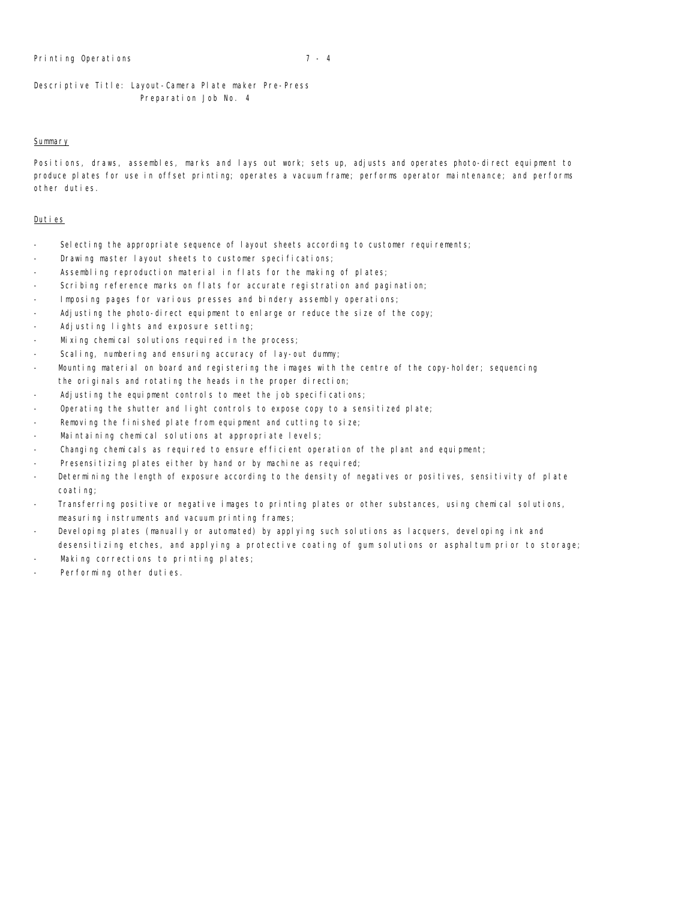Descriptive Title: Layout-Camera Plate maker Pre-Press Preparation Job No. 4

**Summary**

Positions, draws, assembles, marks and lays out work; sets up, adjusts and operates photo-direct equipment to produce plates for use in offset printing; operates a vacuum frame; performs operator maintenance; and performs other duties.

**Duties**

- Selecting the appropriate sequence of layout sheets according to customer requirements;
- Drawing master layout sheets to customer specifications;
- Assembling reproduction material in flats for the making of plates;
- Scribing reference marks on flats for accurate registration and pagination;
- Imposing pages for various presses and bindery assembly operations;
- Adjusting the photo-direct equipment to enlarge or reduce the size of the copy;
- Adjusting lights and exposure setting;
- Mixing chemical solutions required in the process;
- Scaling, numbering and ensuring accuracy of lay-out dummy;
- Mounting material on board and registering the images with the centre of the copy-holder; sequencing the originals and rotating the heads in the proper direction;
- Adjusting the equipment controls to meet the job specifications;
- Operating the shutter and light controls to expose copy to a sensitized plate;
- Removing the finished plate from equipment and cutting to size;
- Maintaining chemical solutions at appropriate levels;
- Changing chemicals as required to ensure efficient operation of the plant and equipment;
- Presensitizing plates either by hand or by machine as required;
- Determining the length of exposure according to the density of negatives or positives, sensitivity of plate coating;
- Transferring positive or negative images to printing plates or other substances, using chemical solutions, measuring instruments and vacuum printing frames;
- Developing plates (manually or automated) by applying such solutions as lacquers, developing ink and desensitizing etches, and applying a protective coating of gum solutions or asphaltum prior to storage;
- Making corrections to printing plates;
- Performing other duties.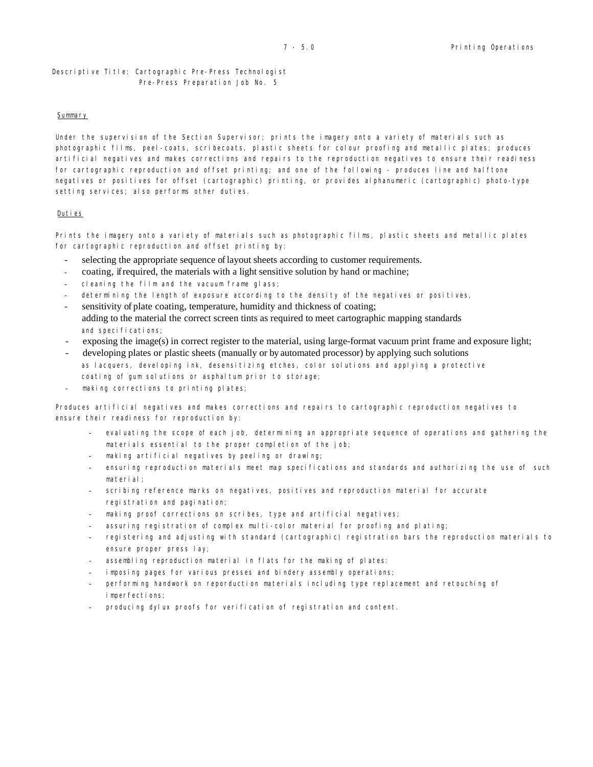Descriptive Title: Cartographic Pre-Press Technologist
Pre-Press Preparation Job No. 5

Summary

Under the supervision of the Section Supervisor; prints the imagery onto a variety of materials such as photographic films, peel-coats, scribecoats, plastic sheets for colour proofing and metallic plates; produces artificial negatives and makes corrections and repairs to the reproduction negatives to ensure their readiness for cartographic reproduction and offset printing; and one of the following - produces line and halftone negatives or positives for offset (cartographic) printing, or provides alphanumeric (cartographic) photo-type setting services; also performs other duties.

Duties

Prints the imagery onto a variety of materials such as photographic films, plastic sheets and metallic plates for cartographic reproduction and offset printing by:

- selecting the appropriate sequence of layout sheets according to customer requirements.
- coating, if required, the materials with a light sensitive solution by hand or machine;
- cleaning the film and the vacuum frame glass;
- determining the length of exposure according to the density of the negatives or positives,
- sensitivity of plate coating, temperature, humidity and thickness of coating;
  adding to the material the correct screen tints as required to meet cartographic mapping standards and specifications;
- exposing the image(s) in correct register to the material, using large-format vacuum print frame and exposure light;
- developing plates or plastic sheets (manually or by automated processor) by applying such solutions as lacquers, developing ink, desensitizing etches, color solutions and applying a protective coating of gum solutions or asphaltum prior to storage;
- making corrections to printing plates;

Produces artificial negatives and makes corrections and repairs to cartographic reproduction negatives to ensure their readiness for reproduction by:

- evaluating the scope of each job, determining an appropriate sequence of operations and gathering the materials essential to the proper completion of the job;
- making artificial negatives by peeling or drawing;
- ensuring reproduction materials meet map specifications and standards and authorizing the use of such material;
- scribing reference marks on negatives, positives and reproduction material for accurate registration and pagination;
- making proof corrections on scribes, type and artificial negatives;
- assuring registration of complex multi-color material for proofing and plating;
- registering and adjusting with standard (cartographic) registration bars the reproduction materials to ensure proper press lay;
- assembling reproduction material in flats for the making of plates:
- imposing pages for various presses and bindery assembly operations;
- performing handwork on reporduction materials including type replacement and retouching of imperfections;
- producing dylux proofs for verification of registration and content.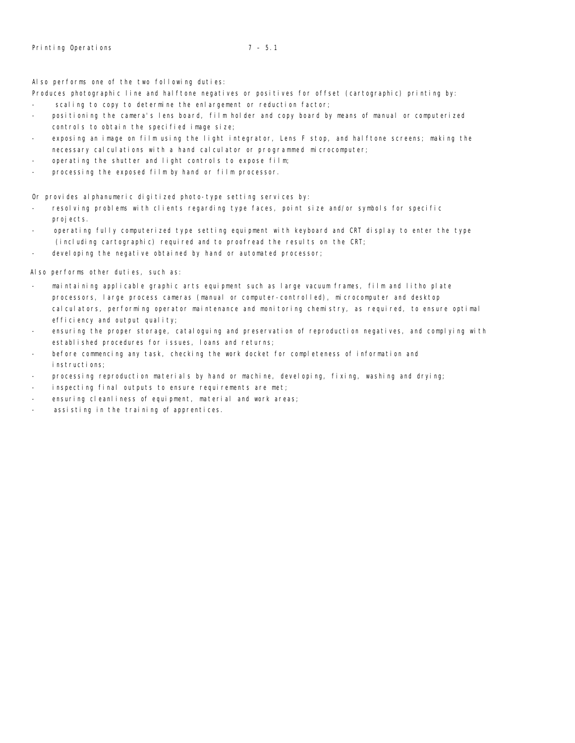Also performs one of the two following duties:

Produces photographic line and halftone negatives or positives for offset (cartographic) printing by:

- scaling to copy to determine the enlargement or reduction factor;
- positioning the camera's lens board, film holder and copy board by means of manual or computerized controls to obtain the specified image size;
- exposing an image on film using the light integrator, Lens F stop, and halftone screens; making the necessary calculations with a hand calculator or programmed microcomputer;
- operating the shutter and light controls to expose film;
- processing the exposed film by hand or film processor.

Or provides alphanumeric digitized photo-type setting services by:

- resolving problems with clients regarding type faces, point size and/or symbols for specific projects.
- operating fully computerized type setting equipment with keyboard and CRT display to enter the type (including cartographic) required and to proofread the results on the CRT;
- developing the negative obtained by hand or automated processor;

Also performs other duties, such as:

- maintaining applicable graphic arts equipment such as large vacuum frames, film and litho plate processors, large process cameras (manual or computer-controlled), microcomputer and desktop calculators, performing operator maintenance and monitoring chemistry, as required, to ensure optimal efficiency and output quality;
- ensuring the proper storage, cataloguing and preservation of reproduction negatives, and complying with established procedures for issues, loans and returns;
- before commencing any task, checking the work docket for completeness of information and instructions;
- processing reproduction materials by hand or machine, developing, fixing, washing and drying;
- inspecting final outputs to ensure requirements are met;
- ensuring cleanliness of equipment, material and work areas;
- assisting in the training of apprentices.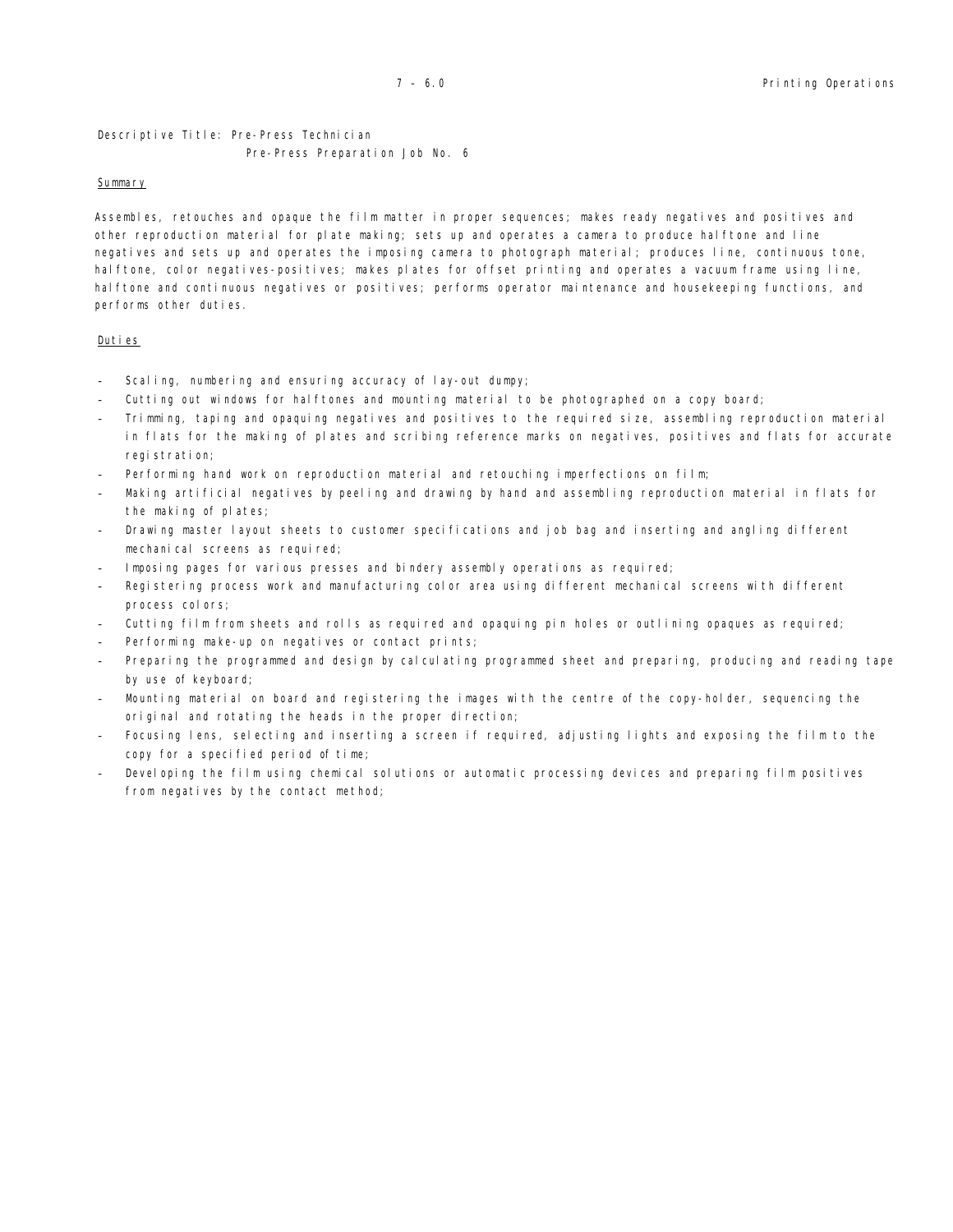Descriptive Title: Pre-Press Technician
Pre-Press Preparation Job No. 6

Summary

Assembles, retouches and opaque the film matter in proper sequences; makes ready negatives and positives and other reproduction material for plate making; sets up and operates a camera to produce halftone and line negatives and sets up and operates the imposing camera to photograph material; produces line, continuous tone, halftone, color negatives-positives; makes plates for offset printing and operates a vacuum frame using line, halftone and continuous negatives or positives; performs operator maintenance and housekeeping functions, and performs other duties.

Duties

- Scaling, numbering and ensuring accuracy of lay-out dumpy;
- Cutting out windows for halftones and mounting material to be photographed on a copy board;
- Trimming, taping and opaquing negatives and positives to the required size, assembling reproduction material in flats for the making of plates and scribing reference marks on negatives, positives and flats for accurate registration;
- Performing hand work on reproduction material and retouching imperfections on film;
- Making artificial negatives by peeling and drawing by hand and assembling reproduction material in flats for the making of plates;
- Drawing master layout sheets to customer specifications and job bag and inserting and angling different mechanical screens as required;
- Imposing pages for various presses and bindery assembly operations as required;
- Registering process work and manufacturing color area using different mechanical screens with different process colors;
- Cutting film from sheets and rolls as required and opaquing pin holes or outlining opaques as required;
- Performing make-up on negatives or contact prints;
- Preparing the programmed and design by calculating programmed sheet and preparing, producing and reading tape by use of keyboard;
- Mounting material on board and registering the images with the centre of the copy-holder, sequencing the original and rotating the heads in the proper direction;
- Focusing lens, selecting and inserting a screen if required, adjusting lights and exposing the film to the copy for a specified period of time;
- Developing the film using chemical solutions or automatic processing devices and preparing film positives from negatives by the contact method;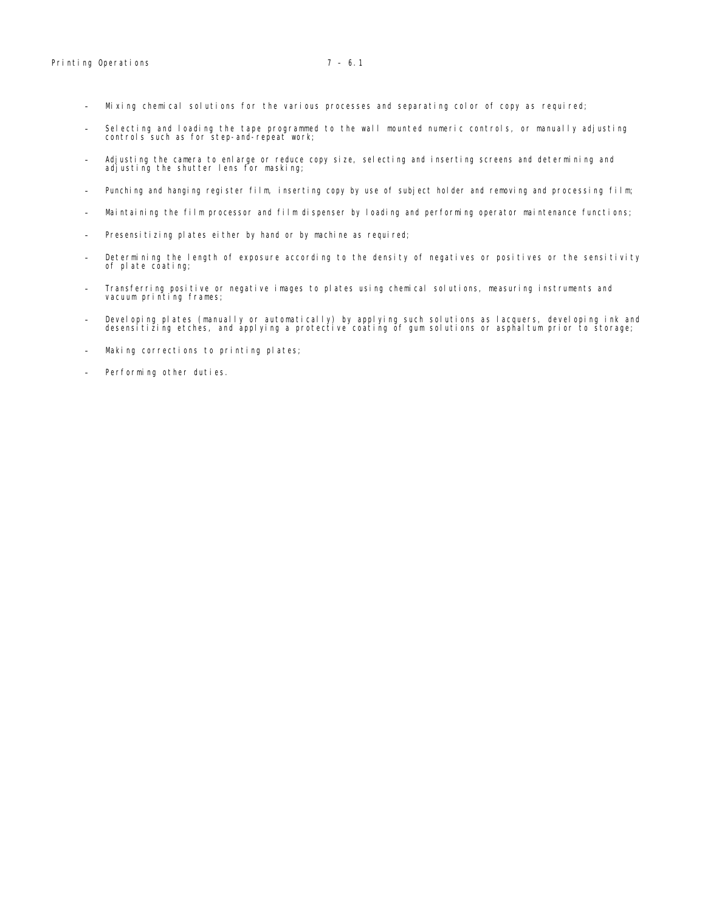- Mixing chemical solutions for the various processes and separating color of copy as required;

- Selecting and loading the tape programmed to the wall mounted numeric controls, or manually adjusting controls such as for step-and-repeat work;

- Adjusting the camera to enlarge or reduce copy size, selecting and inserting screens and determining and adjusting the shutter lens for masking;

- Punching and hanging register film, inserting copy by use of subject holder and removing and processing film;

- Maintaining the film processor and film dispenser by loading and performing operator maintenance functions;

- Presensitizing plates either by hand or by machine as required;

- Determining the length of exposure according to the density of negatives or positives or the sensitivity of plate coating;

- Transferring positive or negative images to plates using chemical solutions, measuring instruments and vacuum printing frames;

- Developing plates (manually or automatically) by applying such solutions as lacquers, developing ink and desensitizing etches, and applying a protective coating of gum solutions or asphaltum prior to storage;

- Making corrections to printing plates;

- Performing other duties.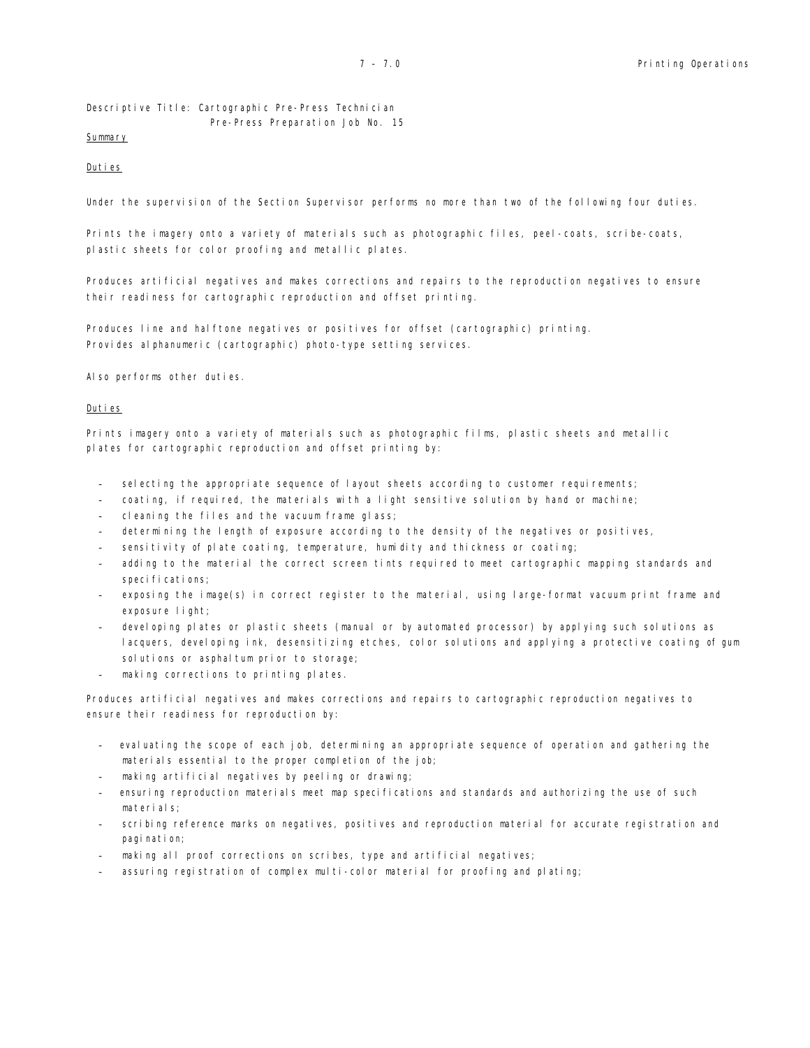Descriptive Title: Cartographic Pre-Press Technician
Pre-Press Preparation Job No. 15

Summary

Duties

Under the supervision of the Section Supervisor performs no more than two of the following four duties.

Prints the imagery onto a variety of materials such as photographic files, peel-coats, scribe-coats, plastic sheets for color proofing and metallic plates.

Produces artificial negatives and makes corrections and repairs to the reproduction negatives to ensure their readiness for cartographic reproduction and offset printing.

Produces line and halftone negatives or positives for offset (cartographic) printing.
Provides alphanumeric (cartographic) photo-type setting services.

Also performs other duties.

Duties

Prints imagery onto a variety of materials such as photographic films, plastic sheets and metallic plates for cartographic reproduction and offset printing by:

- selecting the appropriate sequence of layout sheets according to customer requirements;
- coating, if required, the materials with a light sensitive solution by hand or machine;
- cleaning the files and the vacuum frame glass;
- determining the length of exposure according to the density of the negatives or positives,
- sensitivity of plate coating, temperature, humidity and thickness or coating;
- adding to the material the correct screen tints required to meet cartographic mapping standards and specifications;
- exposing the image(s) in correct register to the material, using large-format vacuum print frame and exposure light;
- developing plates or plastic sheets (manual or by automated processor) by applying such solutions as lacquers, developing ink, desensitizing etches, color solutions and applying a protective coating of gum solutions or asphaltum prior to storage;
- making corrections to printing plates.

Produces artificial negatives and makes corrections and repairs to cartographic reproduction negatives to ensure their readiness for reproduction by:

- evaluating the scope of each job, determining an appropriate sequence of operation and gathering the materials essential to the proper completion of the job;
- making artificial negatives by peeling or drawing;
- ensuring reproduction materials meet map specifications and standards and authorizing the use of such materials;
- scribing reference marks on negatives, positives and reproduction material for accurate registration and pagination;
- making all proof corrections on scribes, type and artificial negatives;
- assuring registration of complex multi-color material for proofing and plating;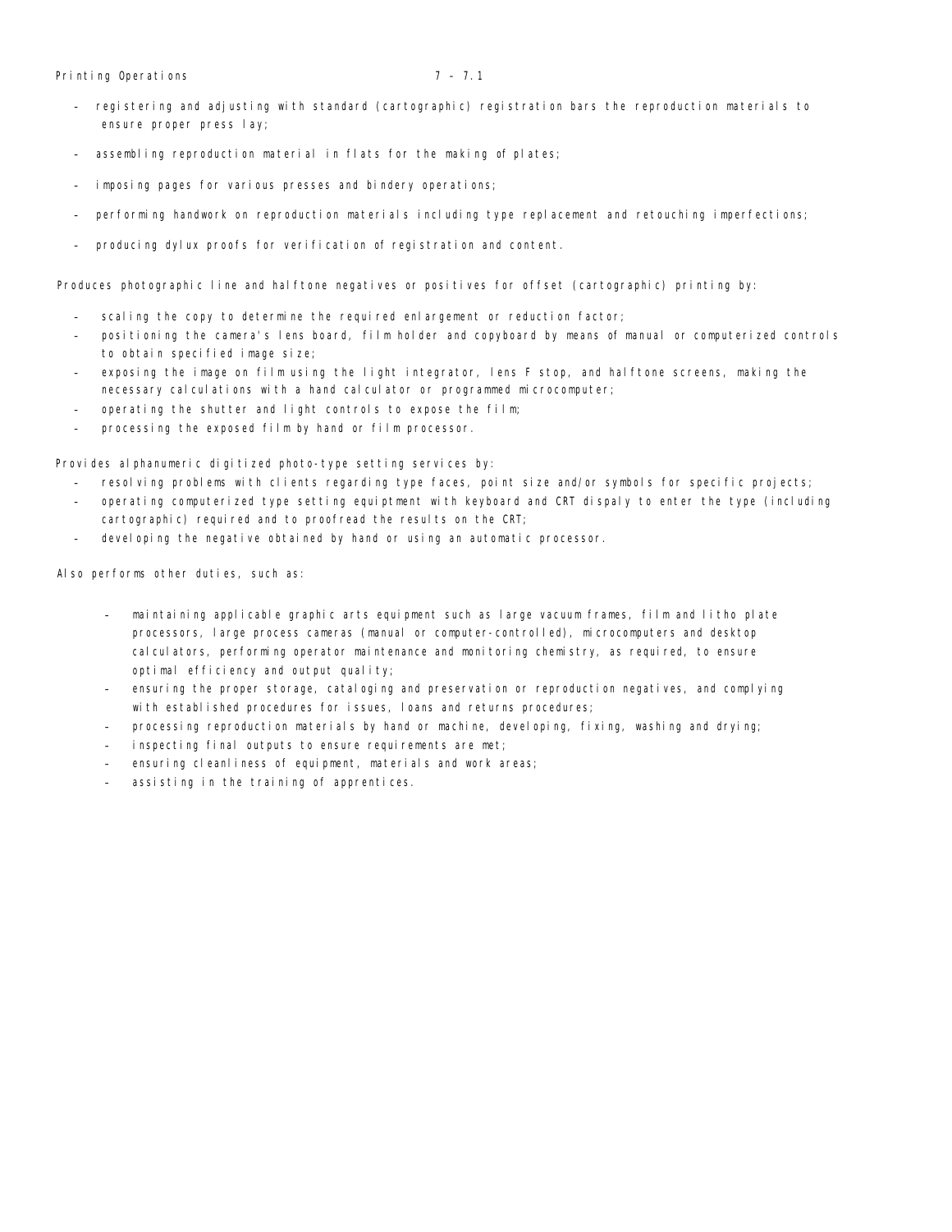- registering and adjusting with standard (cartographic) registration bars the reproduction materials to ensure proper press lay;

- assembling reproduction material in flats for the making of plates;

- imposing pages for various presses and bindery operations;

- performing handwork on reproduction materials including type replacement and retouching imperfections;

- producing dylux proofs for verification of registration and content.

Produces photographic line and halftone negatives or positives for offset (cartographic) printing by:

- scaling the copy to determine the required enlargement or reduction factor;
- positioning the camera's lens board, film holder and copyboard by means of manual or computerized controls to obtain specified image size;
- exposing the image on film using the light integrator, lens F stop, and halftone screens, making the necessary calculations with a hand calculator or programmed microcomputer;
- operating the shutter and light controls to expose the film;
- processing the exposed film by hand or film processor.

Provides alphanumeric digitized photo-type setting services by:

- resolving problems with clients regarding type faces, point size and/or symbols for specific projects;
- operating computerized type setting equiptment with keyboard and CRT dispaly to enter the type (including cartographic) required and to proofread the results on the CRT;
- developing the negative obtained by hand or using an automatic processor.

Also performs other duties, such as:

- maintaining applicable graphic arts equipment such as large vacuum frames, film and litho plate processors, large process cameras (manual or computer-controlled), microcomputers and desktop calculators, performing operator maintenance and monitoring chemistry, as required, to ensure optimal efficiency and output quality;
- ensuring the proper storage, cataloging and preservation or reproduction negatives, and complying with established procedures for issues, loans and returns procedures;
- processing reproduction materials by hand or machine, developing, fixing, washing and drying;
- inspecting final outputs to ensure requirements are met;
- ensuring cleanliness of equipment, materials and work areas;
- assisting in the training of apprentices.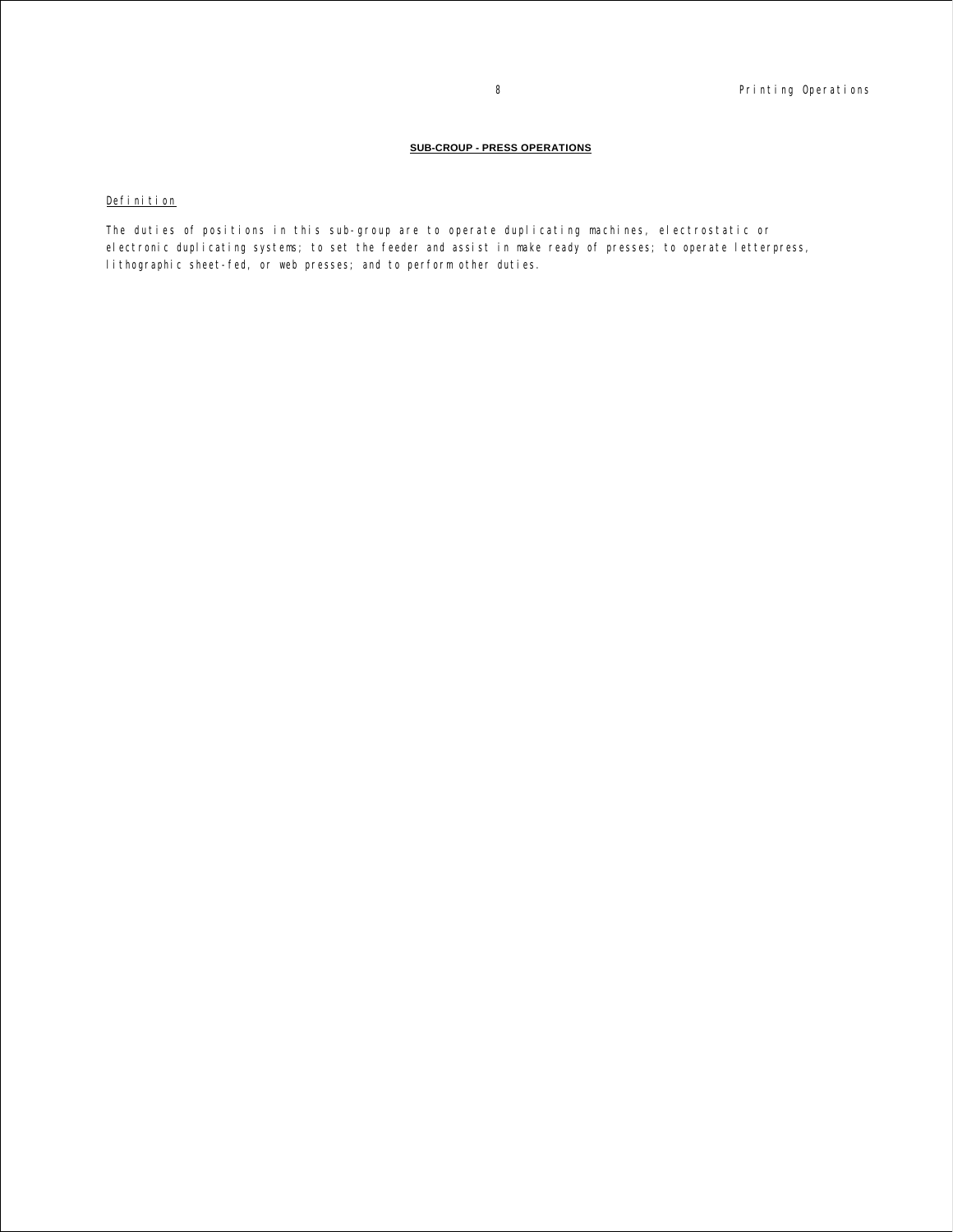## SUB-CROUP - PRESS OPERATIONS

Definition

The duties of positions in this sub-group are to operate duplicating machines, electrostatic or electronic duplicating systems; to set the feeder and assist in make ready of presses; to operate letterpress, lithographic sheet-fed, or web presses; and to perform other duties.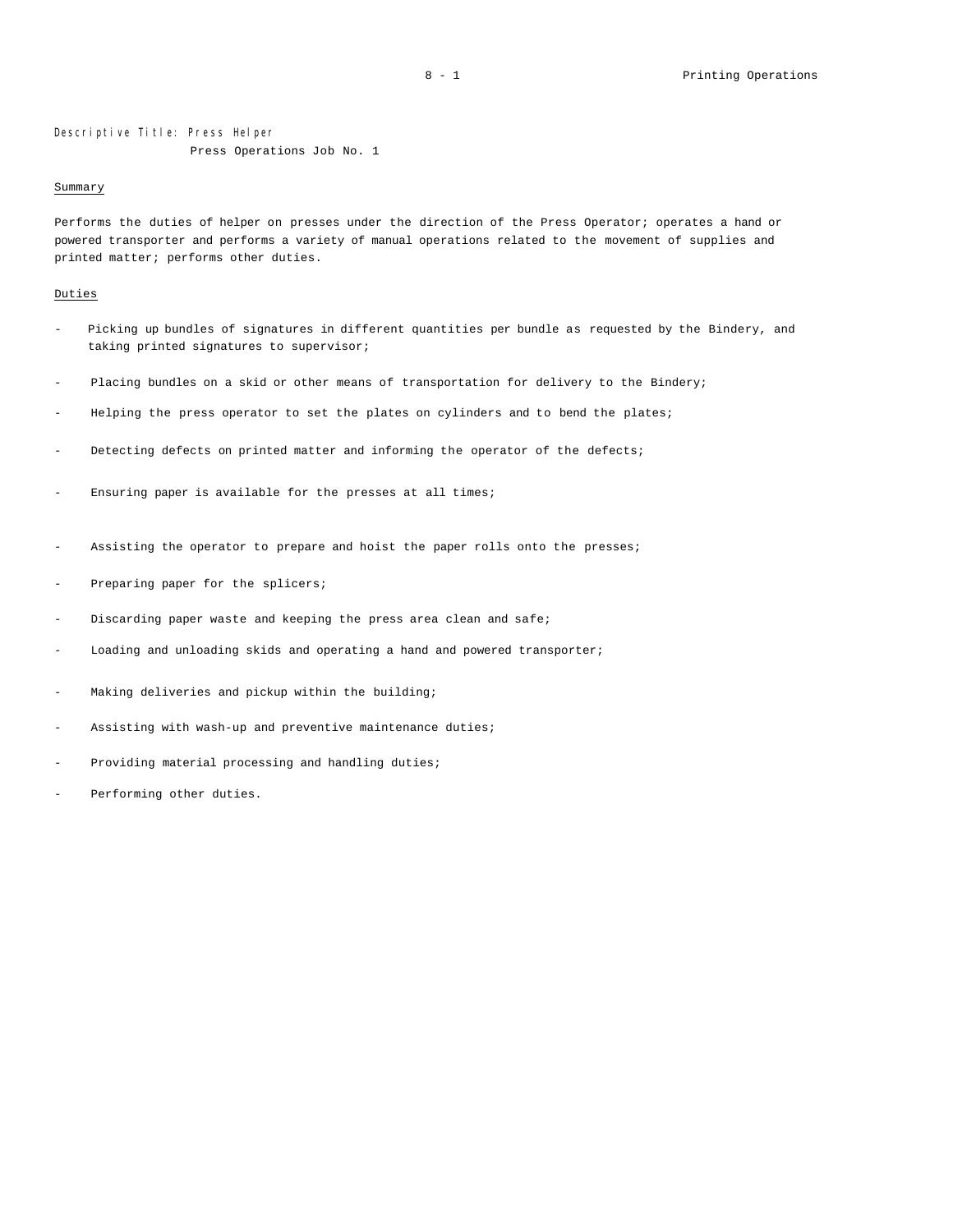Descriptive Title: Press Helper
Press Operations Job No. 1

Summary

Performs the duties of helper on presses under the direction of the Press Operator; operates a hand or powered transporter and performs a variety of manual operations related to the movement of supplies and printed matter; performs other duties.

Duties

- Picking up bundles of signatures in different quantities per bundle as requested by the Bindery, and taking printed signatures to supervisor;
- Placing bundles on a skid or other means of transportation for delivery to the Bindery;
- Helping the press operator to set the plates on cylinders and to bend the plates;
- Detecting defects on printed matter and informing the operator of the defects;
- Ensuring paper is available for the presses at all times;
- Assisting the operator to prepare and hoist the paper rolls onto the presses;
- Preparing paper for the splicers;
- Discarding paper waste and keeping the press area clean and safe;
- Loading and unloading skids and operating a hand and powered transporter;
- Making deliveries and pickup within the building;
- Assisting with wash-up and preventive maintenance duties;
- Providing material processing and handling duties;
- Performing other duties.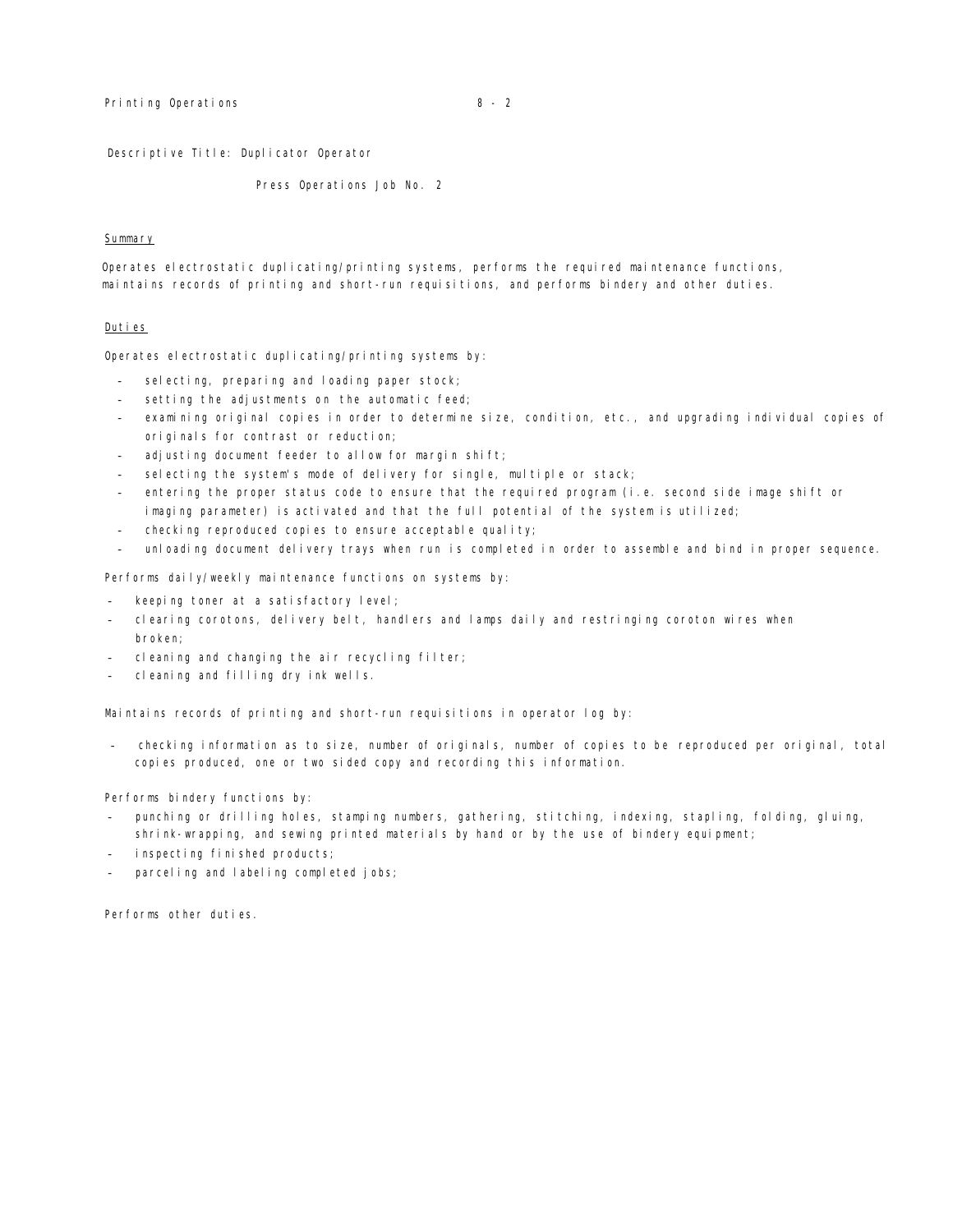Descriptive Title: Duplicator Operator

Press Operations Job No. 2

Summary

Operates electrostatic duplicating/printing systems, performs the required maintenance functions, maintains records of printing and short-run requisitions, and performs bindery and other duties.

Duties

Operates electrostatic duplicating/printing systems by:

- selecting, preparing and loading paper stock;
- setting the adjustments on the automatic feed;
- examining original copies in order to determine size, condition, etc., and upgrading individual copies of originals for contrast or reduction;
- adjusting document feeder to allow for margin shift;
- selecting the system's mode of delivery for single, multiple or stack;
- entering the proper status code to ensure that the required program (i.e. second side image shift or imaging parameter) is activated and that the full potential of the system is utilized;
- checking reproduced copies to ensure acceptable quality;
- unloading document delivery trays when run is completed in order to assemble and bind in proper sequence.

Performs daily/weekly maintenance functions on systems by:

- keeping toner at a satisfactory level;
- clearing corotons, delivery belt, handlers and lamps daily and restringing coroton wires when broken;
- cleaning and changing the air recycling filter;
- cleaning and filling dry ink wells.

Maintains records of printing and short-run requisitions in operator log by:

- checking information as to size, number of originals, number of copies to be reproduced per original, total copies produced, one or two sided copy and recording this information.

Performs bindery functions by:

- punching or drilling holes, stamping numbers, gathering, stitching, indexing, stapling, folding, gluing, shrink-wrapping, and sewing printed materials by hand or by the use of bindery equipment;
- inspecting finished products;
- parceling and labeling completed jobs;

Performs other duties.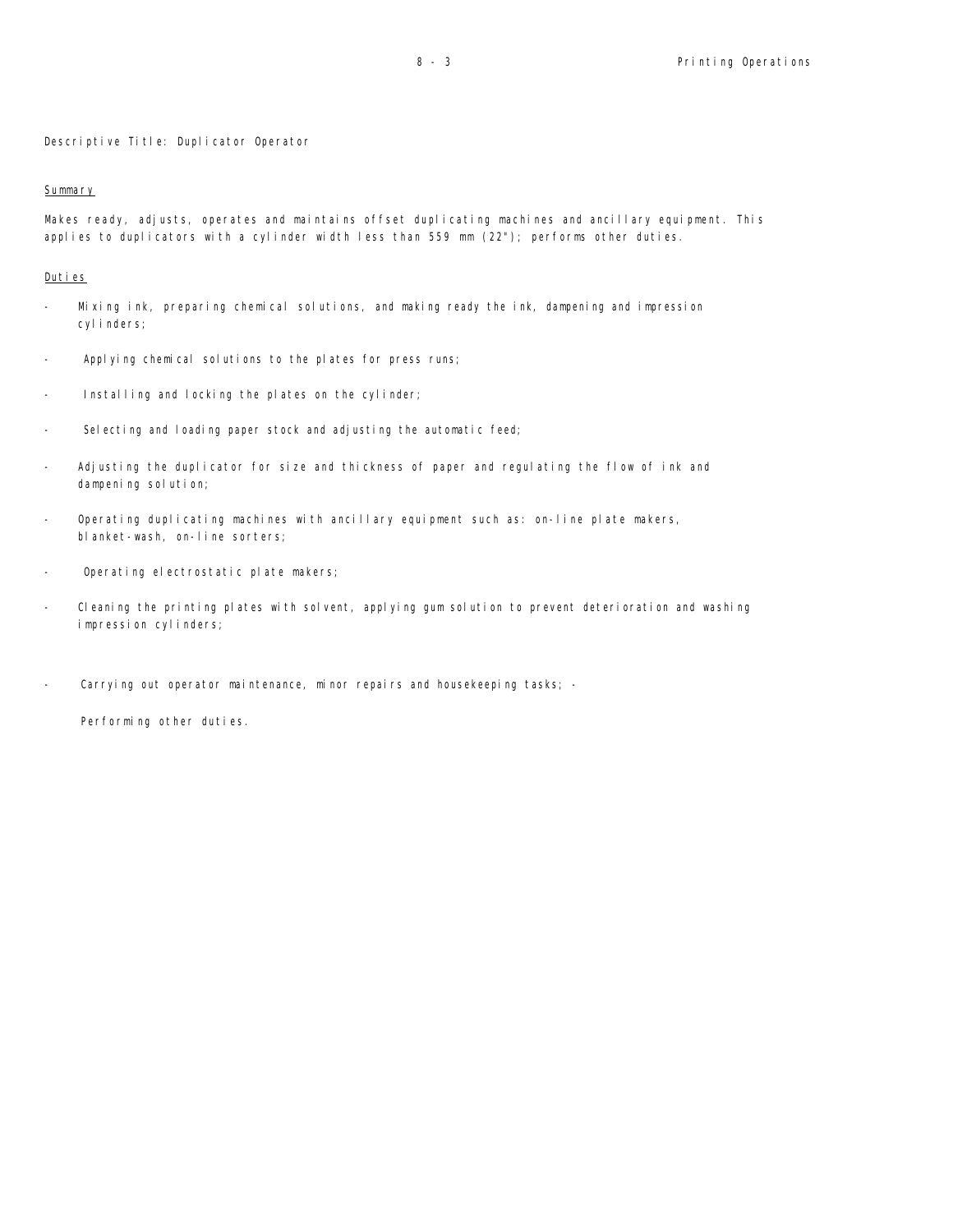Descriptive Title: Duplicator Operator

Summary

Makes ready, adjusts, operates and maintains offset duplicating machines and ancillary equipment. This applies to duplicators with a cylinder width less than 559 mm (22"); performs other duties.

Duties

- Mixing ink, preparing chemical solutions, and making ready the ink, dampening and impression cylinders;
- Applying chemical solutions to the plates for press runs;
- Installing and locking the plates on the cylinder;
- Selecting and loading paper stock and adjusting the automatic feed;
- Adjusting the duplicator for size and thickness of paper and regulating the flow of ink and dampening solution;
- Operating duplicating machines with ancillary equipment such as: on-line plate makers, blanket-wash, on-line sorters;
- Operating electrostatic plate makers;
- Cleaning the printing plates with solvent, applying gum solution to prevent deterioration and washing impression cylinders;
- Carrying out operator maintenance, minor repairs and housekeeping tasks;
- Performing other duties.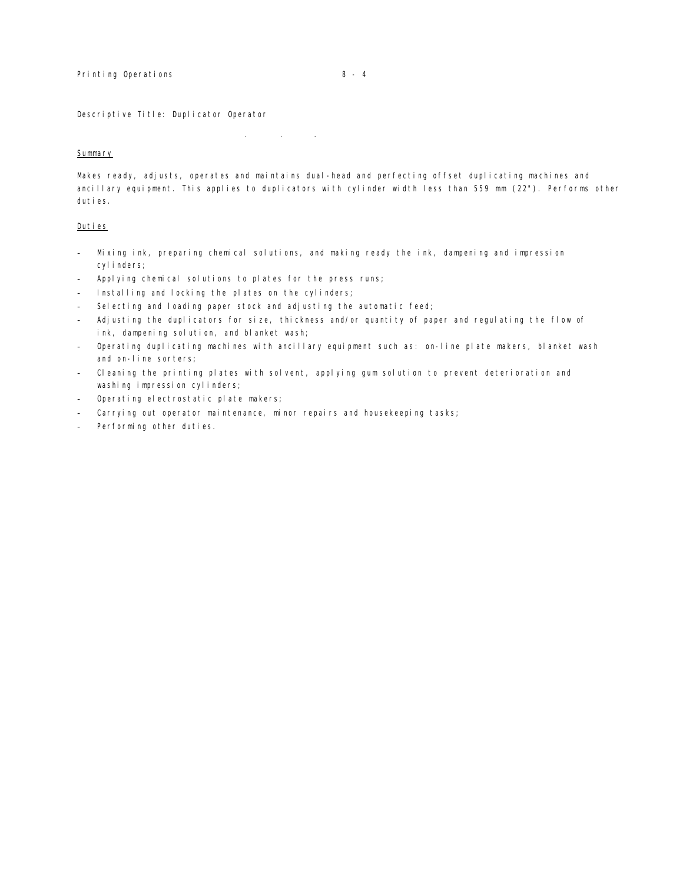Descriptive Title: Duplicator Operator

### Summary

Makes ready, adjusts, operates and maintains dual-head and perfecting offset duplicating machines and ancillary equipment. This applies to duplicators with cylinder width less than 559 mm (22"). Performs other duties.

### Duties

- Mixing ink, preparing chemical solutions, and making ready the ink, dampening and impression cylinders;
- Applying chemical solutions to plates for the press runs;
- Installing and locking the plates on the cylinders;
- Selecting and loading paper stock and adjusting the automatic feed;
- Adjusting the duplicators for size, thickness and/or quantity of paper and regulating the flow of ink, dampening solution, and blanket wash;
- Operating duplicating machines with ancillary equipment such as: on-line plate makers, blanket wash and on-line sorters;
- Cleaning the printing plates with solvent, applying gum solution to prevent deterioration and washing impression cylinders;
- Operating electrostatic plate makers;
- Carrying out operator maintenance, minor repairs and housekeeping tasks;
- Performing other duties.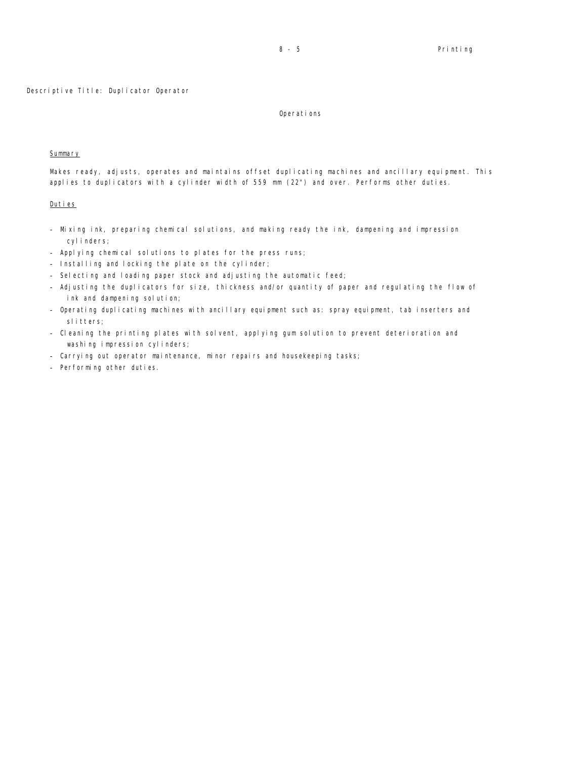Descriptive Title: Duplicator Operator

Operations

Summary

Makes ready, adjusts, operates and maintains offset duplicating machines and ancillary equipment. This applies to duplicators with a cylinder width of 559 mm (22") and over. Performs other duties.

Duties

- Mixing ink, preparing chemical solutions, and making ready the ink, dampening and impression cylinders;
- Applying chemical solutions to plates for the press runs;
- Installing and locking the plate on the cylinder;
- Selecting and loading paper stock and adjusting the automatic feed;
- Adjusting the duplicators for size, thickness and/or quantity of paper and regulating the flow of ink and dampening solution;
- Operating duplicating machines with ancillary equipment such as: spray equipment, tab inserters and slitters;
- Cleaning the printing plates with solvent, applying gum solution to prevent deterioration and washing impression cylinders;
- Carrying out operator maintenance, minor repairs and housekeeping tasks;
- Performing other duties.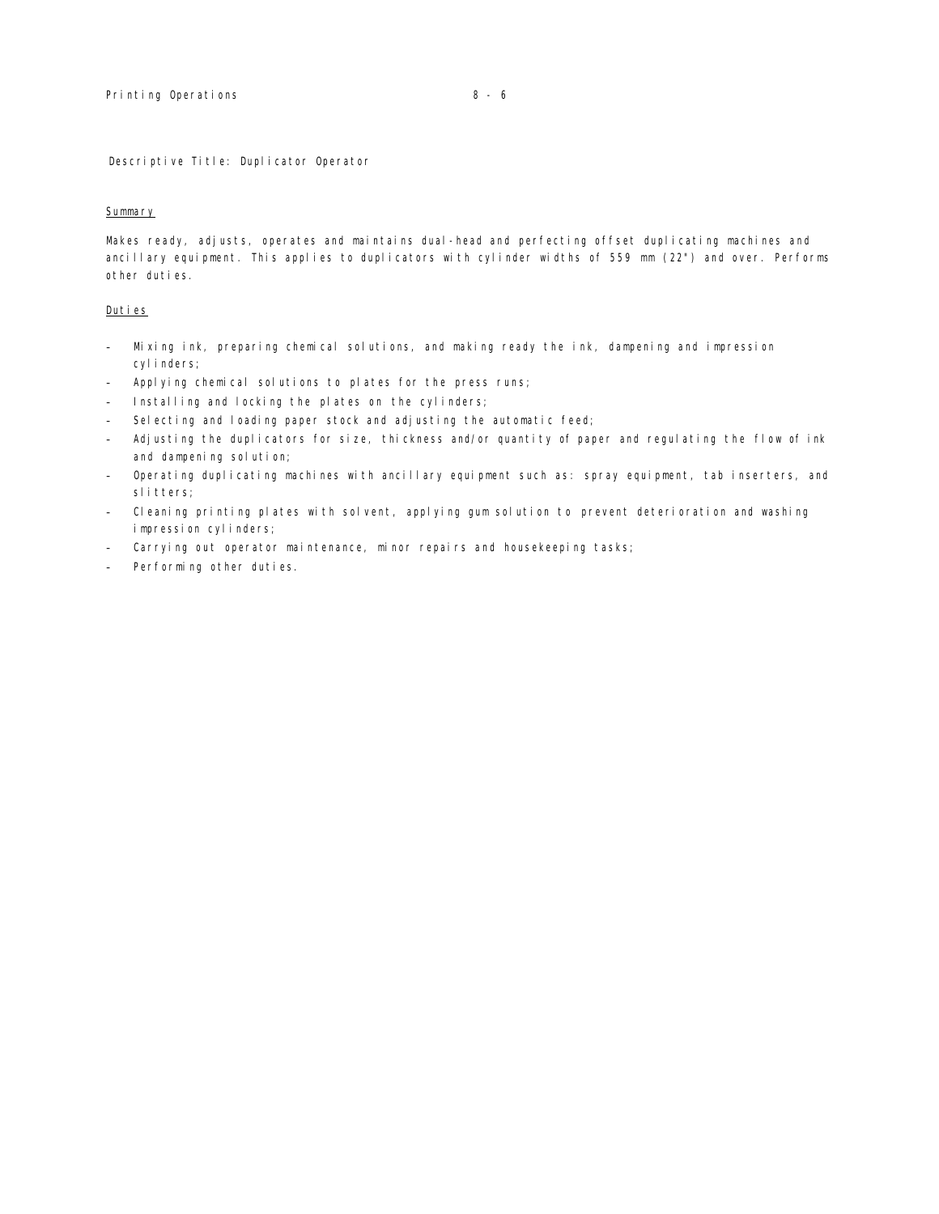Descriptive Title: Duplicator Operator

Summary

Makes ready, adjusts, operates and maintains dual-head and perfecting offset duplicating machines and ancillary equipment. This applies to duplicators with cylinder widths of 559 mm (22") and over. Performs other duties.

Duties

- Mixing ink, preparing chemical solutions, and making ready the ink, dampening and impression cylinders;
- Applying chemical solutions to plates for the press runs;
- Installing and locking the plates on the cylinders;
- Selecting and loading paper stock and adjusting the automatic feed;
- Adjusting the duplicators for size, thickness and/or quantity of paper and regulating the flow of ink and dampening solution;
- Operating duplicating machines with ancillary equipment such as: spray equipment, tab inserters, and slitters;
- Cleaning printing plates with solvent, applying gum solution to prevent deterioration and washing impression cylinders;
- Carrying out operator maintenance, minor repairs and housekeeping tasks;
- Performing other duties.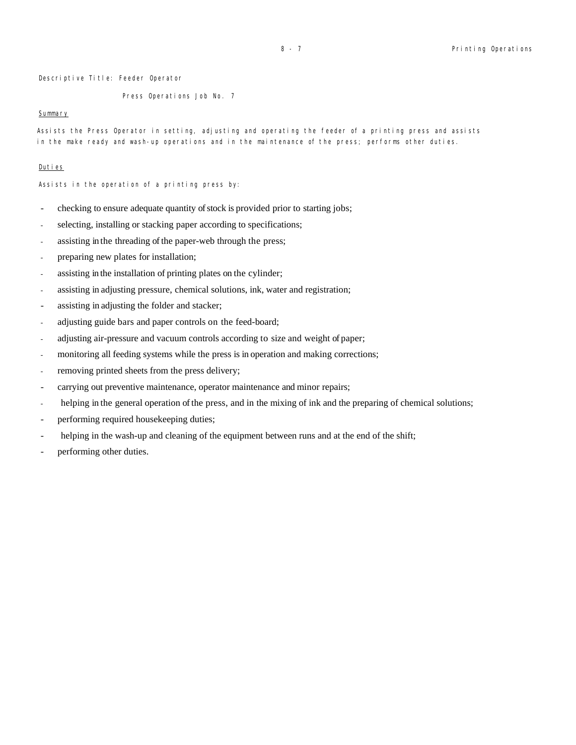Descriptive Title: Feeder Operator

Press Operations Job No. 7

Summary

Assists the Press Operator in setting, adjusting and operating the feeder of a printing press and assists in the make ready and wash-up operations and in the maintenance of the press; performs other duties.

Duties

Assists in the operation of a printing press by:

- checking to ensure adequate quantity of stock is provided prior to starting jobs;
- selecting, installing or stacking paper according to specifications;
- assisting in the threading of the paper-web through the press;
- preparing new plates for installation;
- assisting in the installation of printing plates on the cylinder;
- assisting in adjusting pressure, chemical solutions, ink, water and registration;
- assisting in adjusting the folder and stacker;
- adjusting guide bars and paper controls on the feed-board;
- adjusting air-pressure and vacuum controls according to size and weight of paper;
- monitoring all feeding systems while the press is in operation and making corrections;
- removing printed sheets from the press delivery;
- carrying out preventive maintenance, operator maintenance and minor repairs;
- helping in the general operation of the press, and in the mixing of ink and the preparing of chemical solutions;
- performing required housekeeping duties;
- helping in the wash-up and cleaning of the equipment between runs and at the end of the shift;
- performing other duties.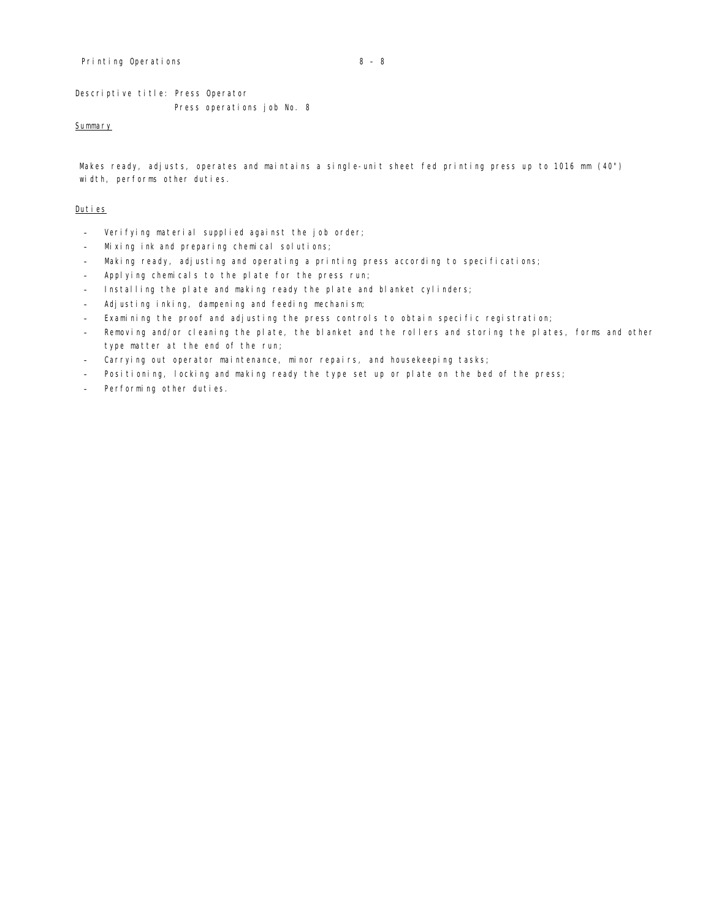Descriptive title: Press Operator
Press operations job No. 8

Summary

Makes ready, adjusts, operates and maintains a single-unit sheet fed printing press up to 1016 mm (40") width, performs other duties.

Duties

- Verifying material supplied against the job order;
- Mixing ink and preparing chemical solutions;
- Making ready, adjusting and operating a printing press according to specifications;
- Applying chemicals to the plate for the press run;
- Installing the plate and making ready the plate and blanket cylinders;
- Adjusting inking, dampening and feeding mechanism;
- Examining the proof and adjusting the press controls to obtain specific registration;
- Removing and/or cleaning the plate, the blanket and the rollers and storing the plates, forms and other type matter at the end of the run;
- Carrying out operator maintenance, minor repairs, and housekeeping tasks;
- Positioning, locking and making ready the type set up or plate on the bed of the press;
- Performing other duties.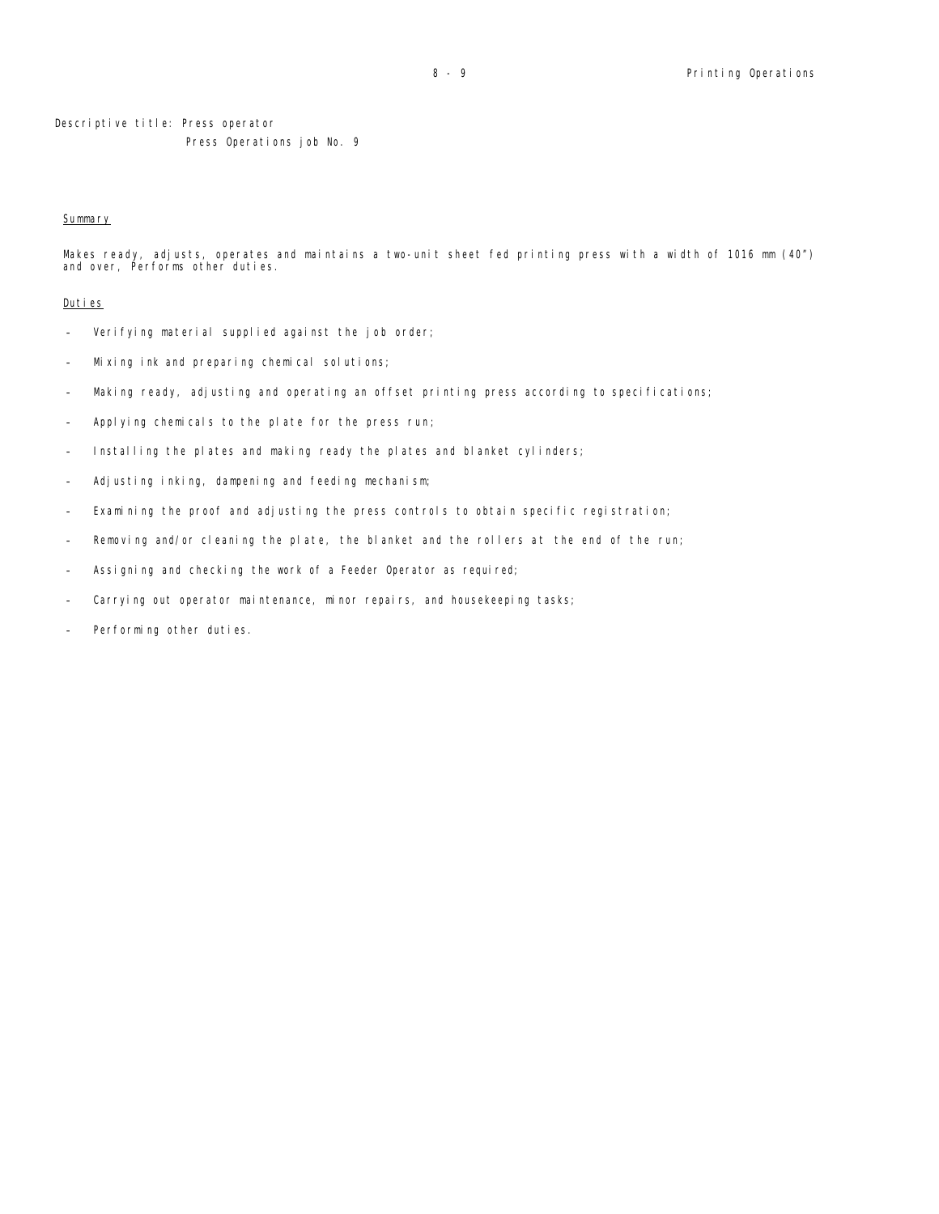Descriptive title: Press operator

Press Operations job No. 9

Summary

Makes ready, adjusts, operates and maintains a two-unit sheet fed printing press with a width of 1016 mm (40") and over, Performs other duties.

Duties

- Verifying material supplied against the job order;
- Mixing ink and preparing chemical solutions;
- Making ready, adjusting and operating an offset printing press according to specifications;
- Applying chemicals to the plate for the press run;
- Installing the plates and making ready the plates and blanket cylinders;
- Adjusting inking, dampening and feeding mechanism;
- Examining the proof and adjusting the press controls to obtain specific registration;
- Removing and/or cleaning the plate, the blanket and the rollers at the end of the run;
- Assigning and checking the work of a Feeder Operator as required;
- Carrying out operator maintenance, minor repairs, and housekeeping tasks;
- Performing other duties.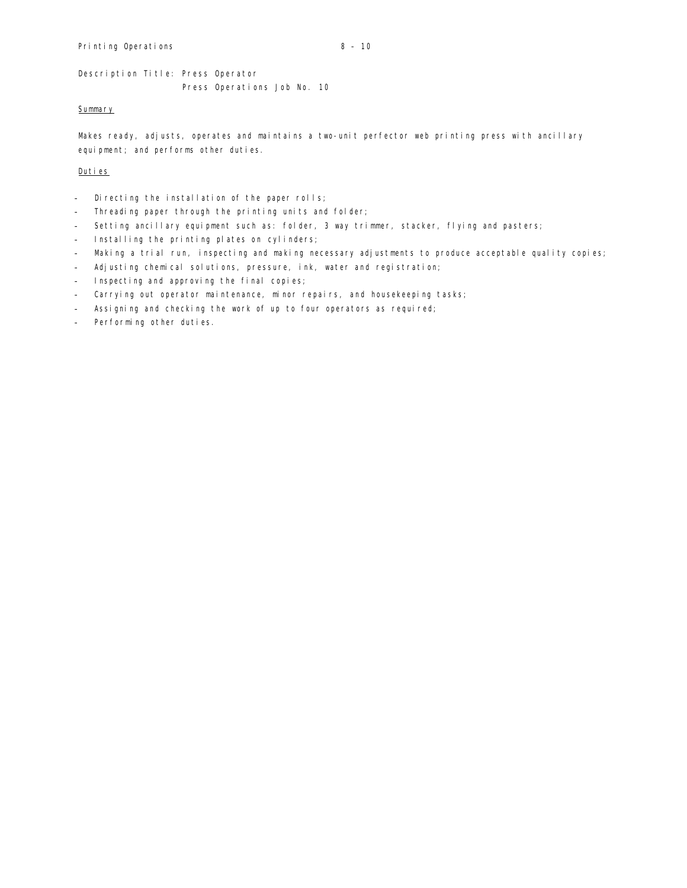Description Title: Press Operator
Press Operations Job No. 10

Summary

Makes ready, adjusts, operates and maintains a two-unit perfector web printing press with ancillary equipment; and performs other duties.

Duties

- Directing the installation of the paper rolls;
- Threading paper through the printing units and folder;
- Setting ancillary equipment such as: folder, 3 way trimmer, stacker, flying and pasters;
- Installing the printing plates on cylinders;
- Making a trial run, inspecting and making necessary adjustments to produce acceptable quality copies;
- Adjusting chemical solutions, pressure, ink, water and registration;
- Inspecting and approving the final copies;
- Carrying out operator maintenance, minor repairs, and housekeeping tasks;
- Assigning and checking the work of up to four operators as required;
- Performing other duties.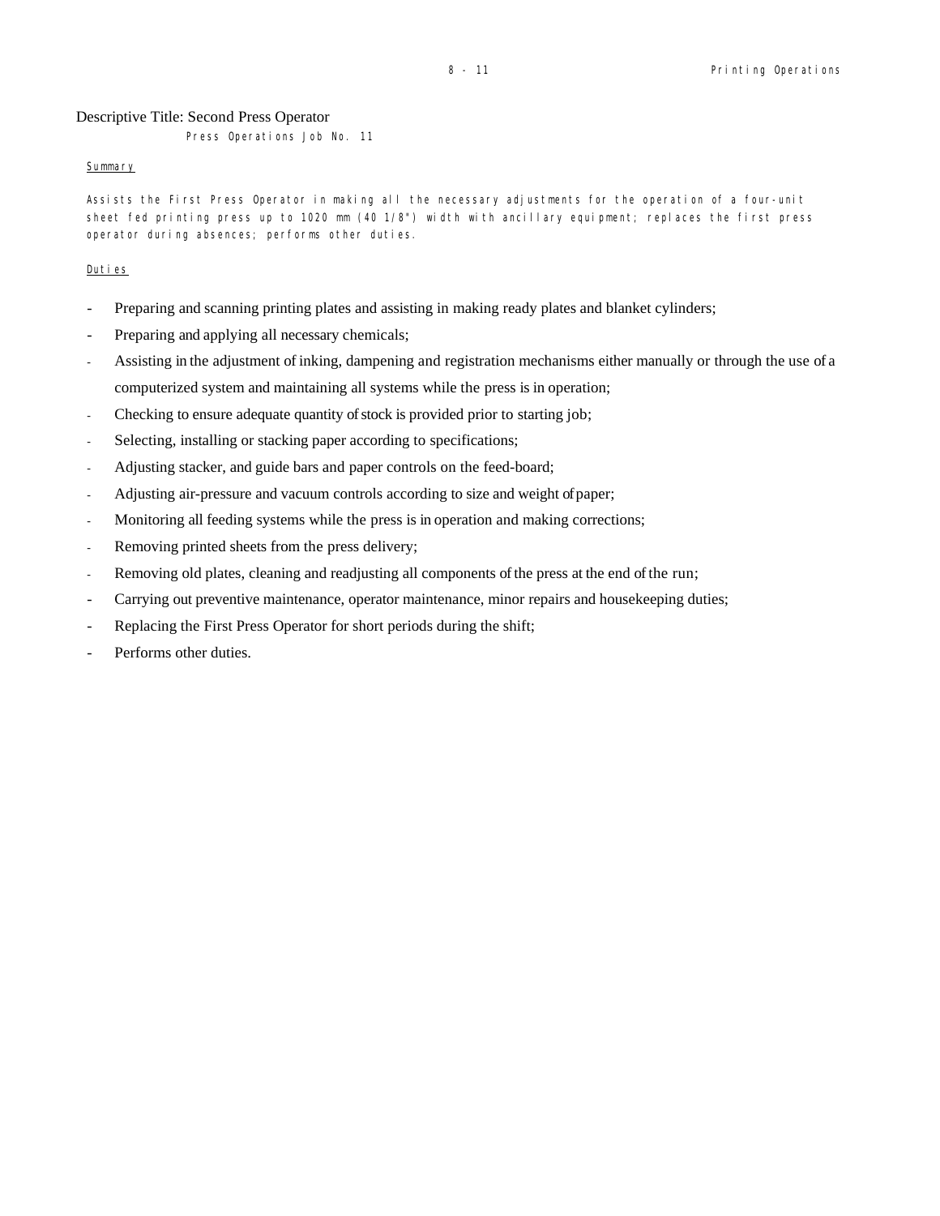Descriptive Title: Second Press Operator

Press Operations Job No. 11

Summary

Assists the First Press Operator in making all the necessary adjustments for the operation of a four-unit sheet fed printing press up to 1020 mm (40 1/8") width with ancillary equipment; replaces the first press operator during absences; performs other duties.

Duties

- Preparing and scanning printing plates and assisting in making ready plates and blanket cylinders;
- Preparing and applying all necessary chemicals;
- Assisting in the adjustment of inking, dampening and registration mechanisms either manually or through the use of a computerized system and maintaining all systems while the press is in operation;
- Checking to ensure adequate quantity of stock is provided prior to starting job;
- Selecting, installing or stacking paper according to specifications;
- Adjusting stacker, and guide bars and paper controls on the feed-board;
- Adjusting air-pressure and vacuum controls according to size and weight of paper;
- Monitoring all feeding systems while the press is in operation and making corrections;
- Removing printed sheets from the press delivery;
- Removing old plates, cleaning and readjusting all components of the press at the end of the run;
- Carrying out preventive maintenance, operator maintenance, minor repairs and housekeeping duties;
- Replacing the First Press Operator for short periods during the shift;
- Performs other duties.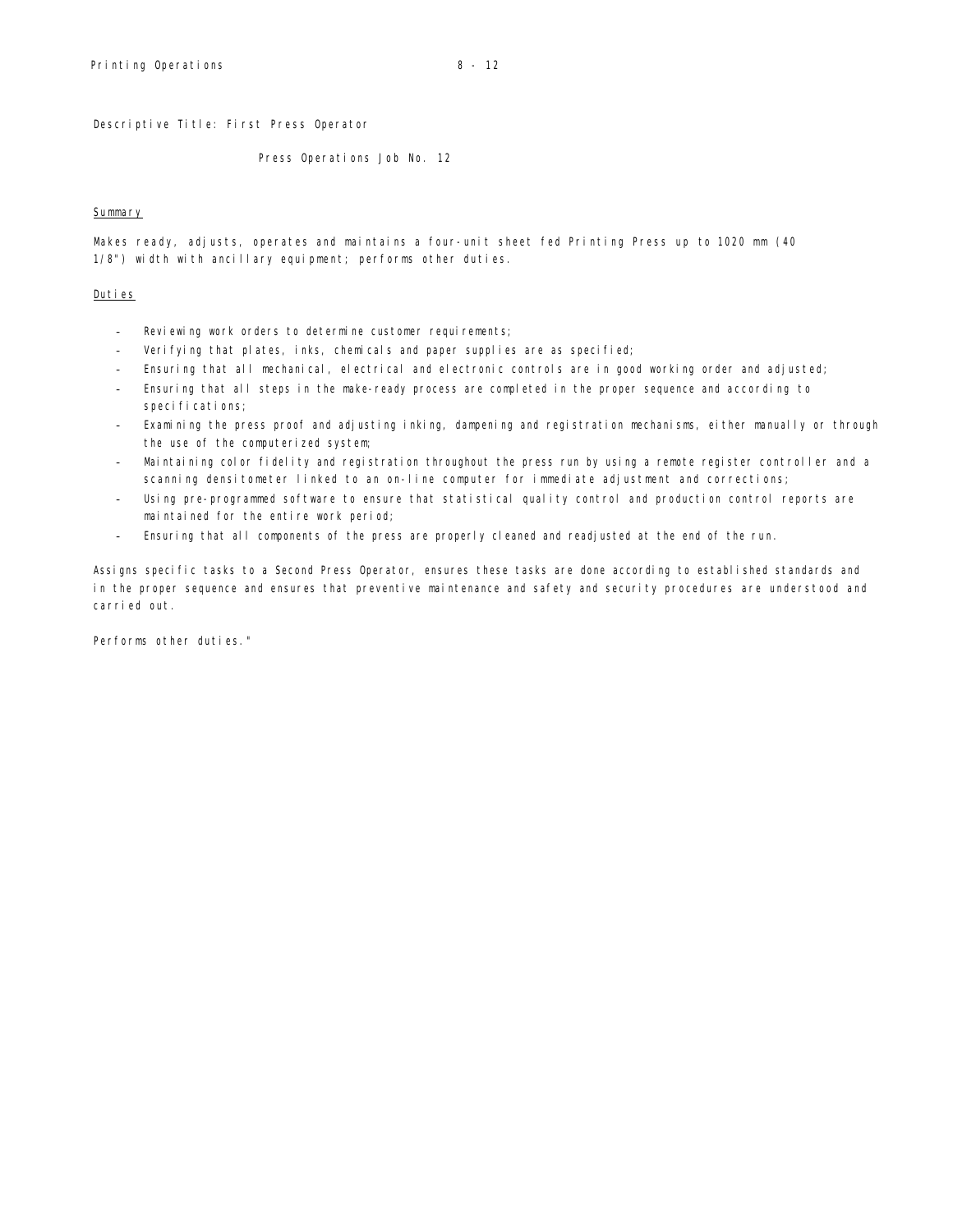Descriptive Title: First Press Operator

Press Operations Job No. 12

<u>Summary</u>

Makes ready, adjusts, operates and maintains a four-unit sheet fed Printing Press up to 1020 mm (40 1/8") width with ancillary equipment; performs other duties.

<u>Duties</u>

- Reviewing work orders to determine customer requirements;
- Verifying that plates, inks, chemicals and paper supplies are as specified;
- Ensuring that all mechanical, electrical and electronic controls are in good working order and adjusted;
- Ensuring that all steps in the make-ready process are completed in the proper sequence and according to specifications;
- Examining the press proof and adjusting inking, dampening and registration mechanisms, either manually or through the use of the computerized system;
- Maintaining color fidelity and registration throughout the press run by using a remote register controller and a scanning densitometer linked to an on-line computer for immediate adjustment and corrections;
- Using pre-programmed software to ensure that statistical quality control and production control reports are maintained for the entire work period;
- Ensuring that all components of the press are properly cleaned and readjusted at the end of the run.

Assigns specific tasks to a Second Press Operator, ensures these tasks are done according to established standards and in the proper sequence and ensures that preventive maintenance and safety and security procedures are understood and carried out.

Performs other duties."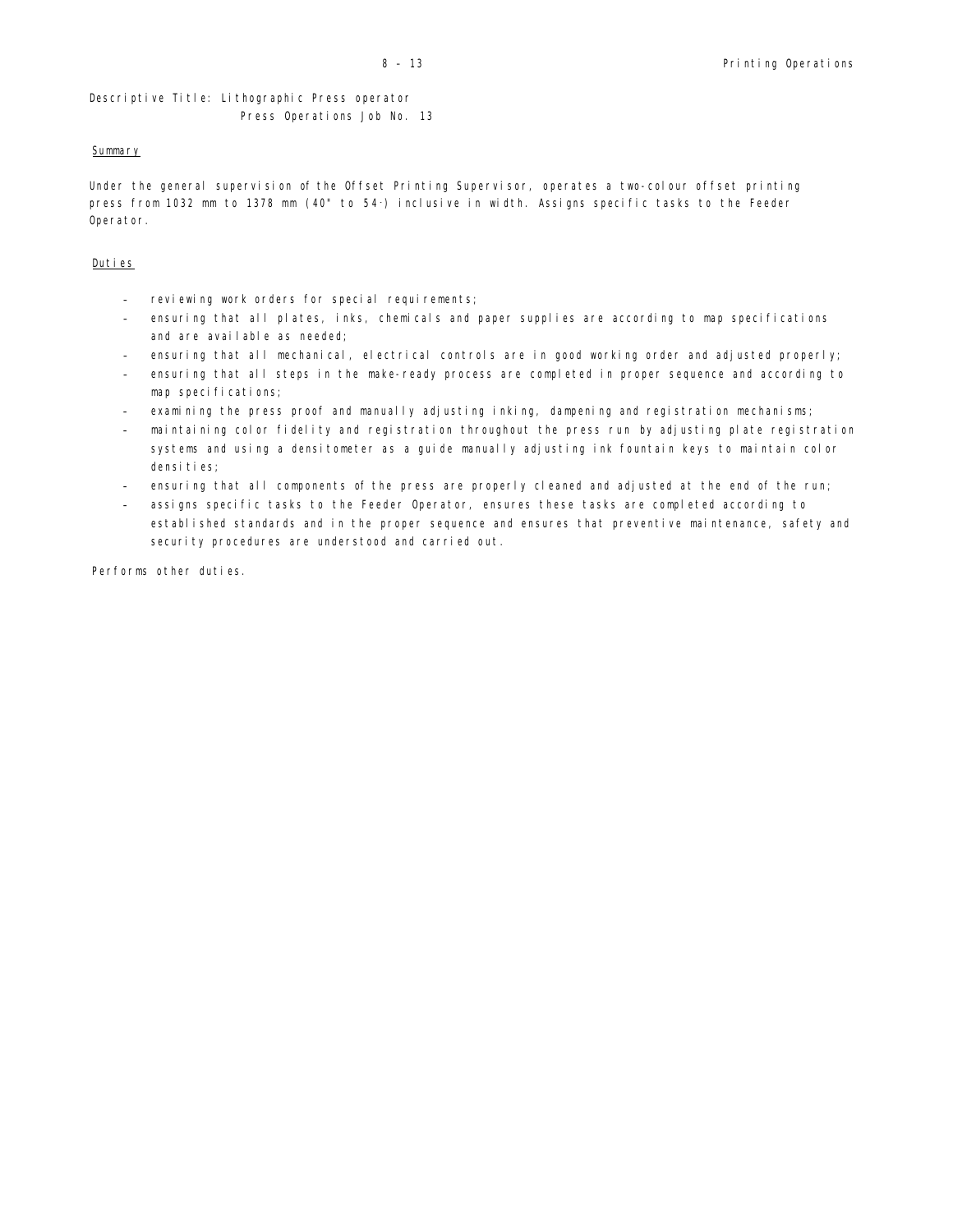Descriptive Title: Lithographic Press operator
Press Operations Job No. 13

Summary

Under the general supervision of the Offset Printing Supervisor, operates a two-colour offset printing press from 1032 mm to 1378 mm (40" to 54·) inclusive in width. Assigns specific tasks to the Feeder Operator.

Duties

- reviewing work orders for special requirements;
- ensuring that all plates, inks, chemicals and paper supplies are according to map specifications and are available as needed;
- ensuring that all mechanical, electrical controls are in good working order and adjusted properly;
- ensuring that all steps in the make-ready process are completed in proper sequence and according to map specifications;
- examining the press proof and manually adjusting inking, dampening and registration mechanisms;
- maintaining color fidelity and registration throughout the press run by adjusting plate registration systems and using a densitometer as a guide manually adjusting ink fountain keys to maintain color densities;
- ensuring that all components of the press are properly cleaned and adjusted at the end of the run;
- assigns specific tasks to the Feeder Operator, ensures these tasks are completed according to established standards and in the proper sequence and ensures that preventive maintenance, safety and security procedures are understood and carried out.

Performs other duties.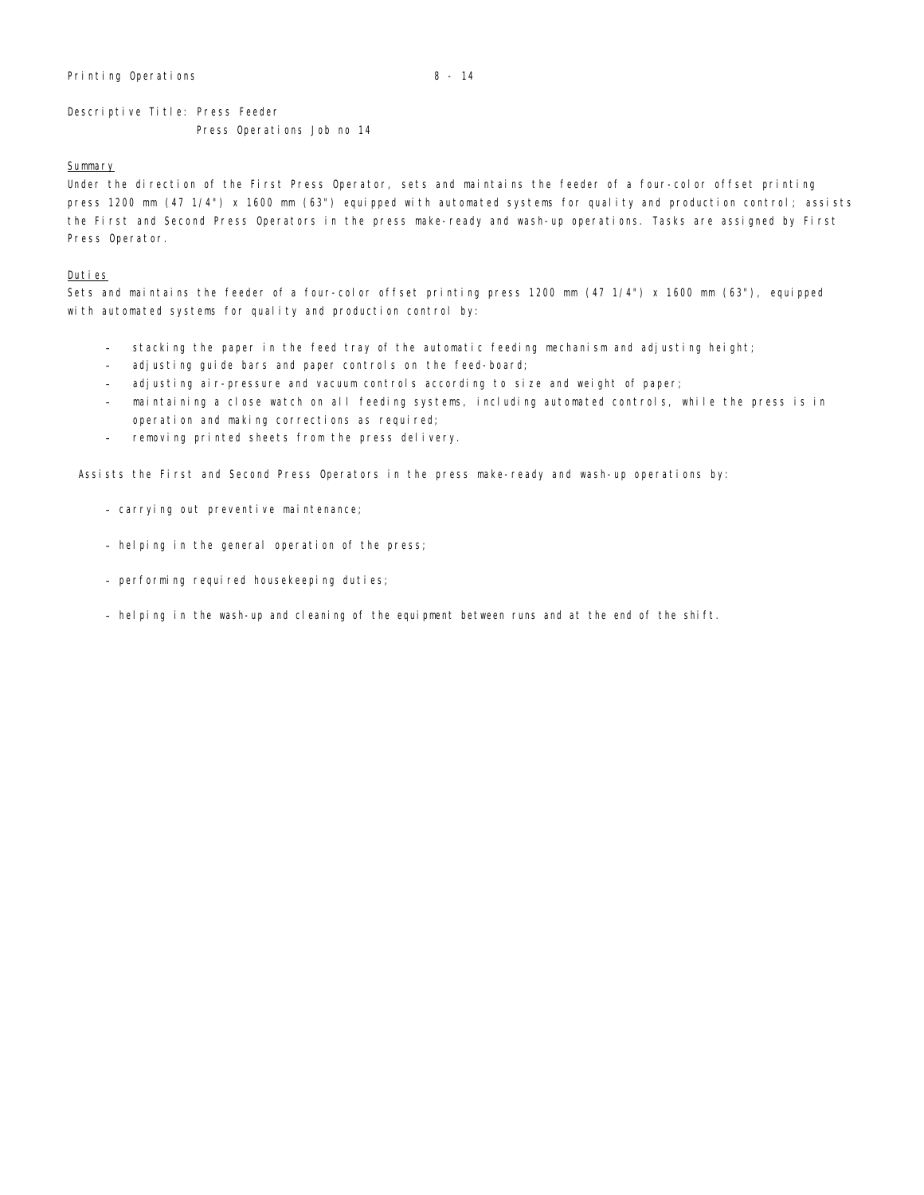Descriptive Title: Press Feeder
Press Operations Job no 14

Summary

Under the direction of the First Press Operator, sets and maintains the feeder of a four-color offset printing press 1200 mm (47 1/4") x 1600 mm (63") equipped with automated systems for quality and production control; assists the First and Second Press Operators in the press make-ready and wash-up operations. Tasks are assigned by First Press Operator.

Duties

Sets and maintains the feeder of a four-color offset printing press 1200 mm (47 1/4") x 1600 mm (63"), equipped with automated systems for quality and production control by:

- stacking the paper in the feed tray of the automatic feeding mechanism and adjusting height;
- adjusting guide bars and paper controls on the feed-board;
- adjusting air-pressure and vacuum controls according to size and weight of paper;
- maintaining a close watch on all feeding systems, including automated controls, while the press is in operation and making corrections as required;
- removing printed sheets from the press delivery.

Assists the First and Second Press Operators in the press make-ready and wash-up operations by:

- carrying out preventive maintenance;
- helping in the general operation of the press;
- performing required housekeeping duties;
- helping in the wash-up and cleaning of the equipment between runs and at the end of the shift.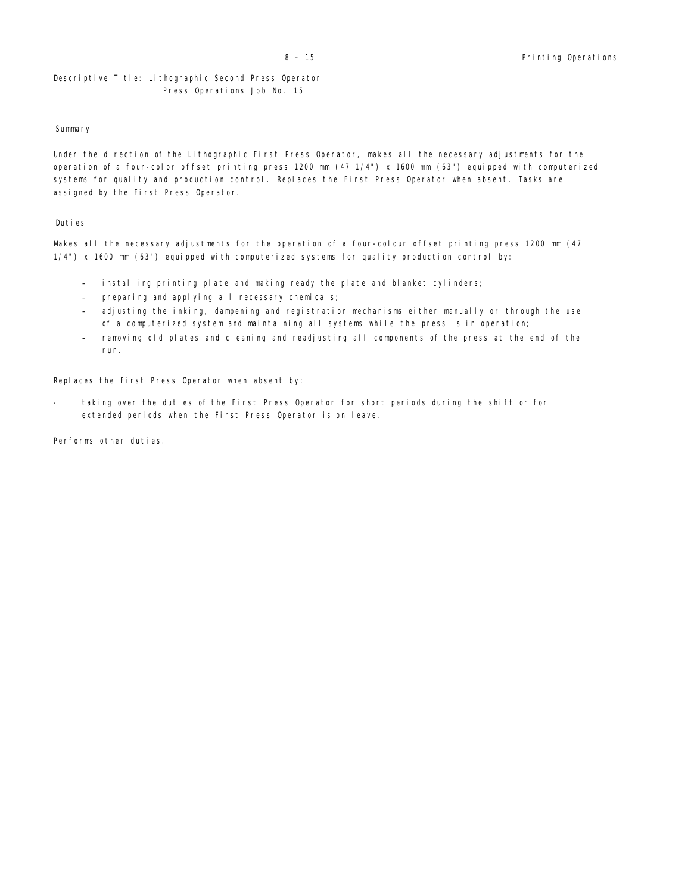Descriptive Title: Lithographic Second Press Operator
Press Operations Job No. 15

Summary

Under the direction of the Lithographic First Press Operator, makes all the necessary adjustments for the operation of a four-color offset printing press 1200 mm (47 1/4") x 1600 mm (63") equipped with computerized systems for quality and production control. Replaces the First Press Operator when absent. Tasks are assigned by the First Press Operator.

Duties

Makes all the necessary adjustments for the operation of a four-colour offset printing press 1200 mm (47 1/4") x 1600 mm (63") equipped with computerized systems for quality production control by:

- installing printing plate and making ready the plate and blanket cylinders;
- preparing and applying all necessary chemicals;
- adjusting the inking, dampening and registration mechanisms either manually or through the use of a computerized system and maintaining all systems while the press is in operation;
- removing old plates and cleaning and readjusting all components of the press at the end of the run.

Replaces the First Press Operator when absent by:

- taking over the duties of the First Press Operator for short periods during the shift or for extended periods when the First Press Operator is on leave.

Performs other duties.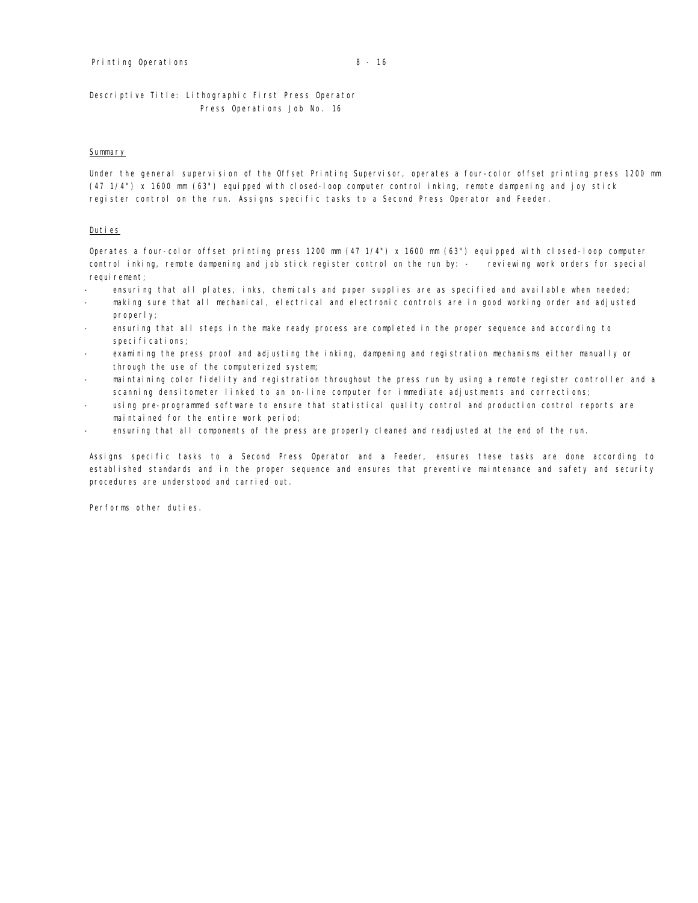Descriptive Title: Lithographic First Press Operator
Press Operations Job No. 16

## Summary

Under the general supervision of the Offset Printing Supervisor, operates a four-color offset printing press 1200 mm (47 1/4") x 1600 mm (63") equipped with closed-loop computer control inking, remote dampening and joy stick register control on the run. Assigns specific tasks to a Second Press Operator and Feeder.

## Duties

Operates a four-color offset printing press 1200 mm (47 1/4") x 1600 mm (63") equipped with closed-loop computer control inking, remote dampening and job stick register control on the run by:

- reviewing work orders for special requirement;
- ensuring that all plates, inks, chemicals and paper supplies are as specified and available when needed;
- making sure that all mechanical, electrical and electronic controls are in good working order and adjusted properly;
- ensuring that all steps in the make ready process are completed in the proper sequence and according to specifications;
- examining the press proof and adjusting the inking, dampening and registration mechanisms either manually or through the use of the computerized system;
- maintaining color fidelity and registration throughout the press run by using a remote register controller and a scanning densitometer linked to an on-line computer for immediate adjustments and corrections;
- using pre-programmed software to ensure that statistical quality control and production control reports are maintained for the entire work period;
- ensuring that all components of the press are properly cleaned and readjusted at the end of the run.

Assigns specific tasks to a Second Press Operator and a Feeder, ensures these tasks are done according to established standards and in the proper sequence and ensures that preventive maintenance and safety and security procedures are understood and carried out.

Performs other duties.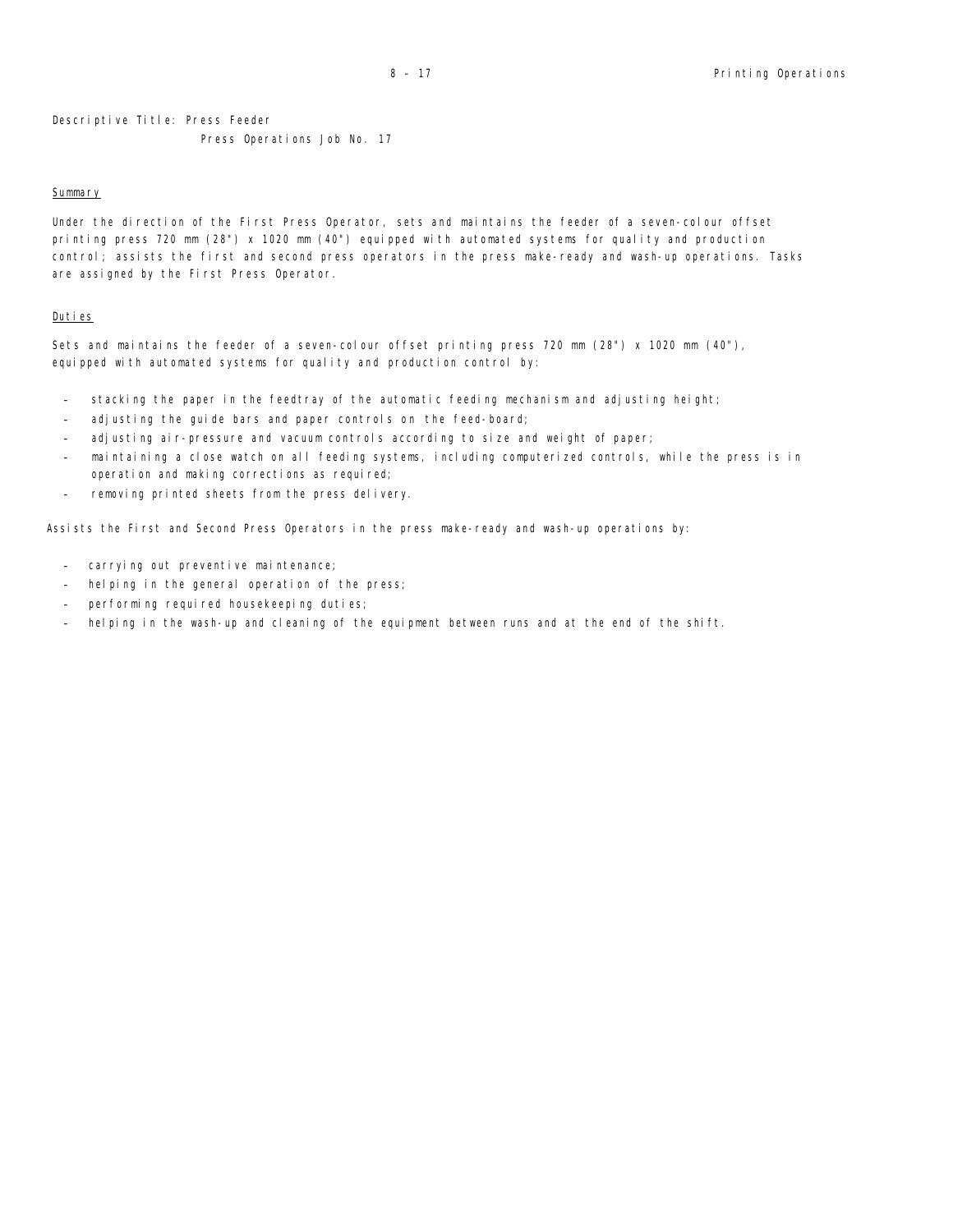Descriptive Title: Press Feeder
Press Operations Job No. 17

Summary

Under the direction of the First Press Operator, sets and maintains the feeder of a seven-colour offset printing press 720 mm (28") x 1020 mm (40") equipped with automated systems for quality and production control; assists the first and second press operators in the press make-ready and wash-up operations. Tasks are assigned by the First Press Operator.

Duties

Sets and maintains the feeder of a seven-colour offset printing press 720 mm (28") x 1020 mm (40"), equipped with automated systems for quality and production control by:

- stacking the paper in the feedtray of the automatic feeding mechanism and adjusting height;
- adjusting the guide bars and paper controls on the feed-board;
- adjusting air-pressure and vacuum controls according to size and weight of paper;
- maintaining a close watch on all feeding systems, including computerized controls, while the press is in operation and making corrections as required;
- removing printed sheets from the press delivery.

Assists the First and Second Press Operators in the press make-ready and wash-up operations by:

- carrying out preventive maintenance;
- helping in the general operation of the press;
- performing required housekeeping duties;
- helping in the wash-up and cleaning of the equipment between runs and at the end of the shift.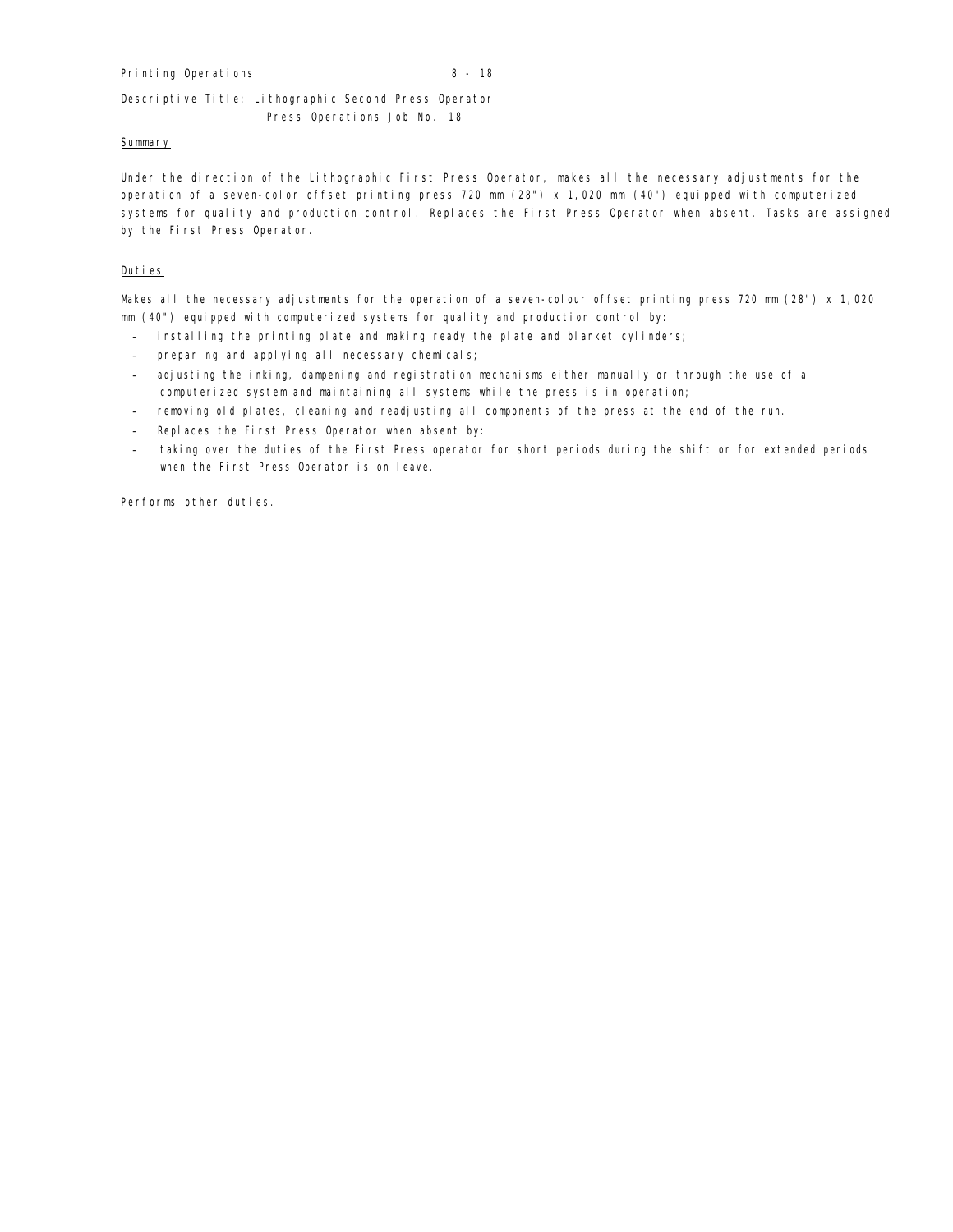Descriptive Title: Lithographic Second Press Operator
Press Operations Job No. 18

Summary

Under the direction of the Lithographic First Press Operator, makes all the necessary adjustments for the operation of a seven-color offset printing press 720 mm (28") x 1,020 mm (40") equipped with computerized systems for quality and production control. Replaces the First Press Operator when absent. Tasks are assigned by the First Press Operator.

Duties

Makes all the necessary adjustments for the operation of a seven-colour offset printing press 720 mm (28") x 1,020 mm (40") equipped with computerized systems for quality and production control by:

- installing the printing plate and making ready the plate and blanket cylinders;
- preparing and applying all necessary chemicals;
- adjusting the inking, dampening and registration mechanisms either manually or through the use of a computerized system and maintaining all systems while the press is in operation;
- removing old plates, cleaning and readjusting all components of the press at the end of the run.
- Replaces the First Press Operator when absent by:
- taking over the duties of the First Press operator for short periods during the shift or for extended periods when the First Press Operator is on leave.

Performs other duties.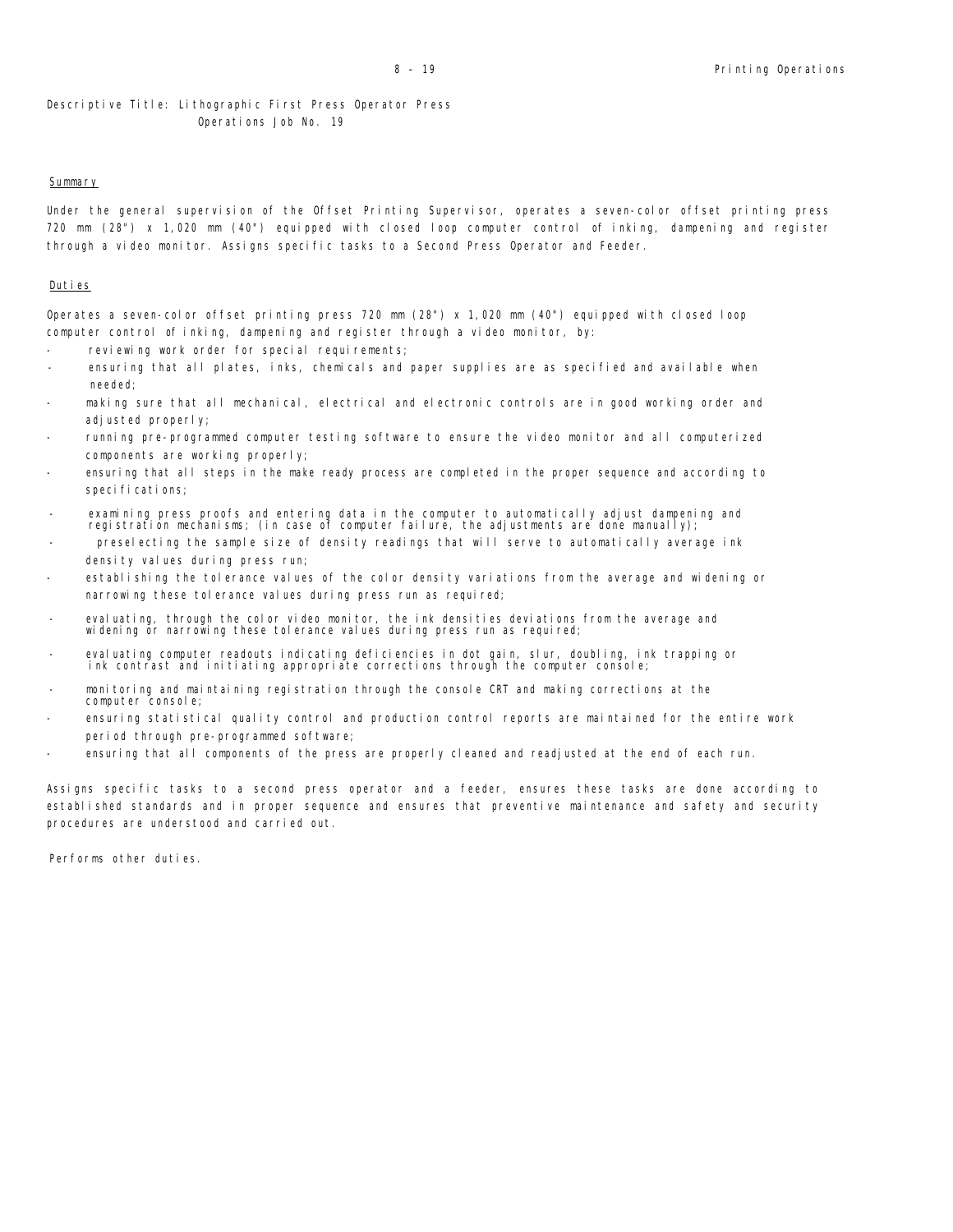Descriptive Title: Lithographic First Press Operator Press Operations Job No. 19

Summary

Under the general supervision of the Offset Printing Supervisor, operates a seven-color offset printing press 720 mm (28") x 1,020 mm (40") equipped with closed loop computer control of inking, dampening and register through a video monitor. Assigns specific tasks to a Second Press Operator and Feeder.

Duties

Operates a seven-color offset printing press 720 mm (28") x 1,020 mm (40") equipped with closed loop computer control of inking, dampening and register through a video monitor, by:

- reviewing work order for special requirements;
- ensuring that all plates, inks, chemicals and paper supplies are as specified and available when needed;
- making sure that all mechanical, electrical and electronic controls are in good working order and adjusted properly;
- running pre-programmed computer testing software to ensure the video monitor and all computerized components are working properly;
- ensuring that all steps in the make ready process are completed in the proper sequence and according to specifications;
- examining press proofs and entering data in the computer to automatically adjust dampening and registration mechanisms; (in case of computer failure, the adjustments are done manually);
- preselecting the sample size of density readings that will serve to automatically average ink density values during press run;
- establishing the tolerance values of the color density variations from the average and widening or narrowing these tolerance values during press run as required;
- evaluating, through the color video monitor, the ink densities deviations from the average and widening or narrowing these tolerance values during press run as required;
- evaluating computer readouts indicating deficiencies in dot gain, slur, doubling, ink trapping or ink contrast and initiating appropriate corrections through the computer console;
- monitoring and maintaining registration through the console CRT and making corrections at the computer console;
- ensuring statistical quality control and production control reports are maintained for the entire work period through pre-programmed software;
- ensuring that all components of the press are properly cleaned and readjusted at the end of each run.

Assigns specific tasks to a second press operator and a feeder, ensures these tasks are done according to established standards and in proper sequence and ensures that preventive maintenance and safety and security procedures are understood and carried out.

Performs other duties.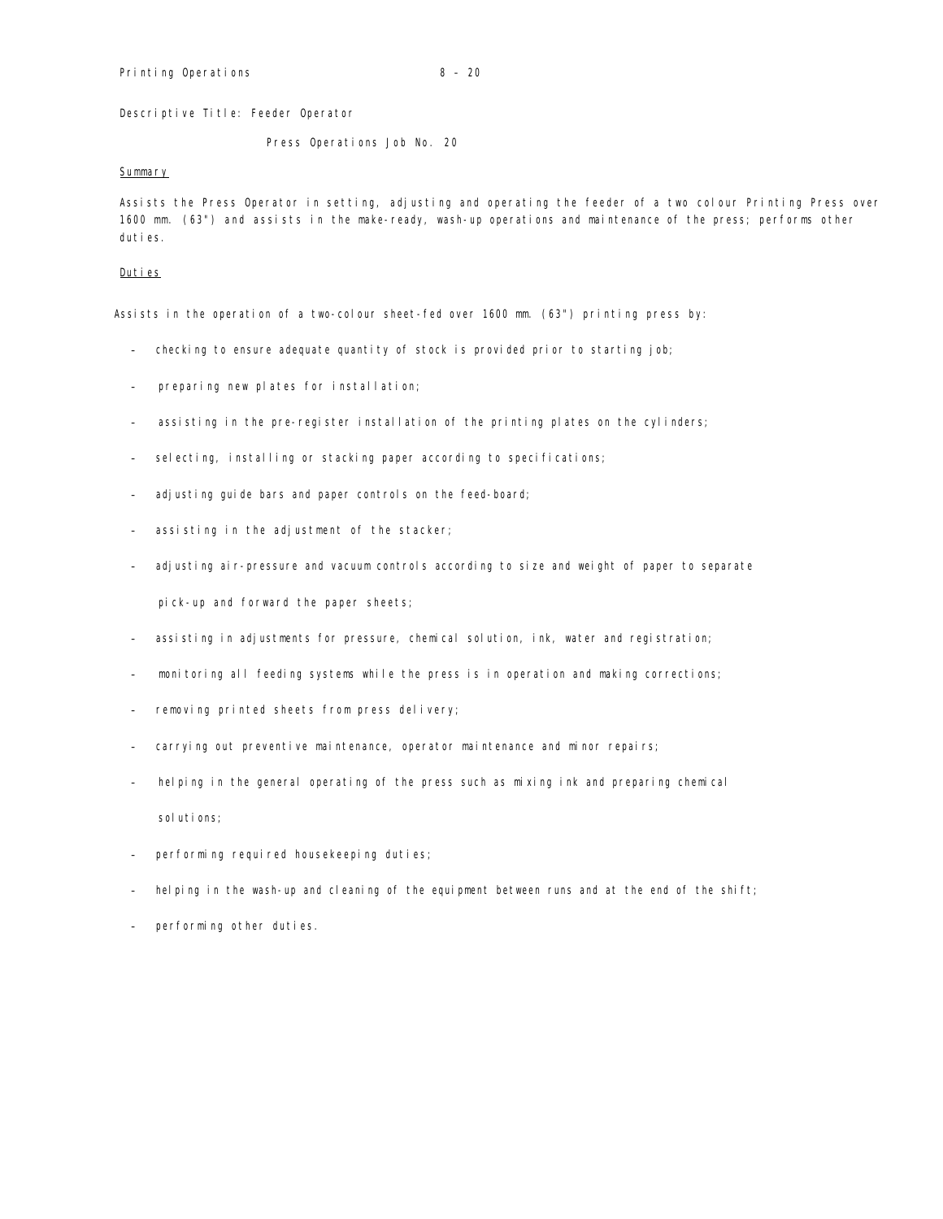Descriptive Title: Feeder Operator

Press Operations Job No. 20

## Summary

Assists the Press Operator in setting, adjusting and operating the feeder of a two colour Printing Press over 1600 mm. (63") and assists in the make-ready, wash-up operations and maintenance of the press; performs other duties.

## Duties

Assists in the operation of a two-colour sheet-fed over 1600 mm. (63") printing press by:

- checking to ensure adequate quantity of stock is provided prior to starting job;
- preparing new plates for installation;
- assisting in the pre-register installation of the printing plates on the cylinders;
- selecting, installing or stacking paper according to specifications;
- adjusting guide bars and paper controls on the feed-board;
- assisting in the adjustment of the stacker;
- adjusting air-pressure and vacuum controls according to size and weight of paper to separate pick-up and forward the paper sheets;
- assisting in adjustments for pressure, chemical solution, ink, water and registration;
- monitoring all feeding systems while the press is in operation and making corrections;
- removing printed sheets from press delivery;
- carrying out preventive maintenance, operator maintenance and minor repairs;
- helping in the general operating of the press such as mixing ink and preparing chemical solutions;
- performing required housekeeping duties;
- helping in the wash-up and cleaning of the equipment between runs and at the end of the shift;
- performing other duties.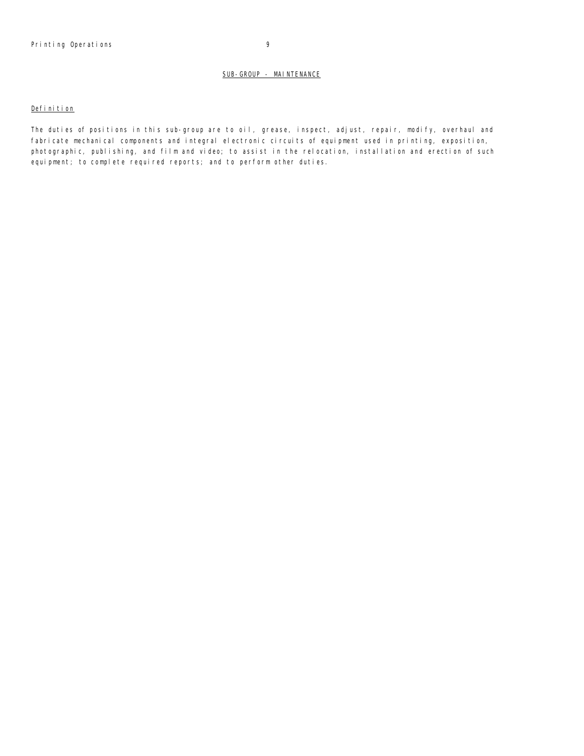## SUB-GROUP - MAINTENANCE

### Definition

The duties of positions in this sub-group are to oil, grease, inspect, adjust, repair, modify, overhaul and fabricate mechanical components and integral electronic circuits of equipment used in printing, exposition, photographic, publishing, and film and video; to assist in the relocation, installation and erection of such equipment; to complete required reports; and to perform other duties.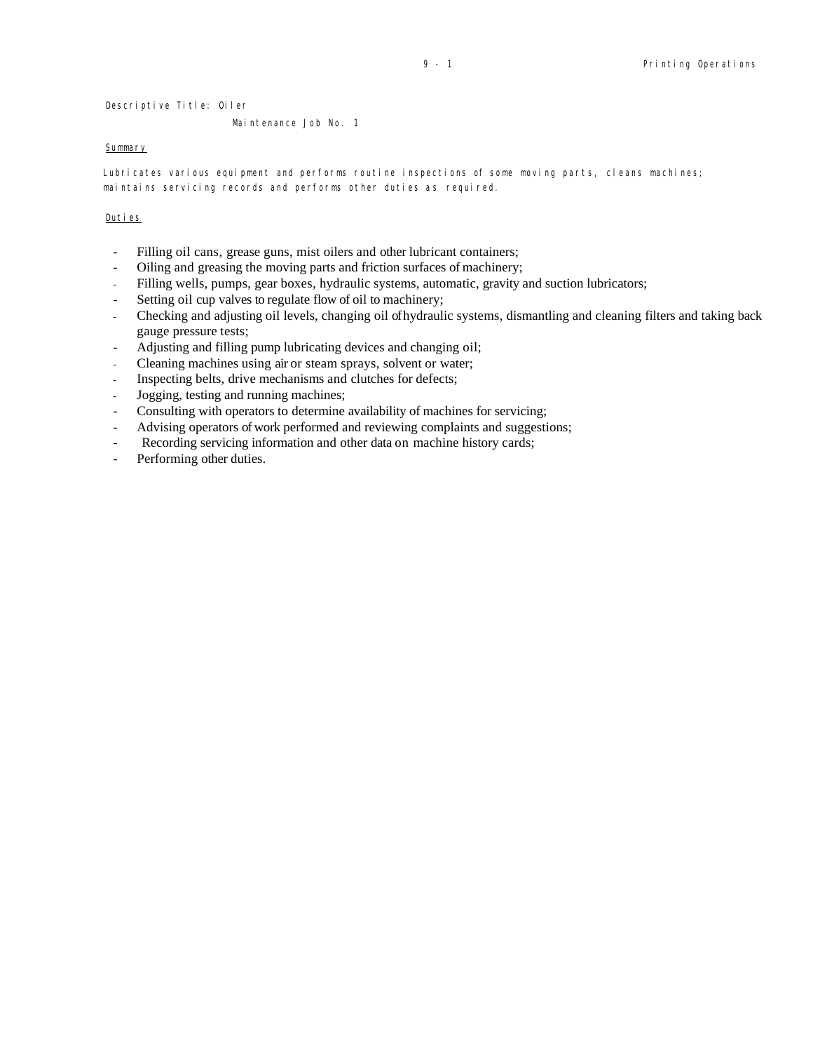Descriptive Title: Oiler

Maintenance Job No. 1

Summary

Lubricates various equipment and performs routine inspections of some moving parts, cleans machines; maintains servicing records and performs other duties as required.

Duties

- Filling oil cans, grease guns, mist oilers and other lubricant containers;
- Oiling and greasing the moving parts and friction surfaces of machinery;
- Filling wells, pumps, gear boxes, hydraulic systems, automatic, gravity and suction lubricators;
- Setting oil cup valves to regulate flow of oil to machinery;
- Checking and adjusting oil levels, changing oil of hydraulic systems, dismantling and cleaning filters and taking back gauge pressure tests;
- Adjusting and filling pump lubricating devices and changing oil;
- Cleaning machines using air or steam sprays, solvent or water;
- Inspecting belts, drive mechanisms and clutches for defects;
- Jogging, testing and running machines;
- Consulting with operators to determine availability of machines for servicing;
- Advising operators of work performed and reviewing complaints and suggestions;
- Recording servicing information and other data on machine history cards;
- Performing other duties.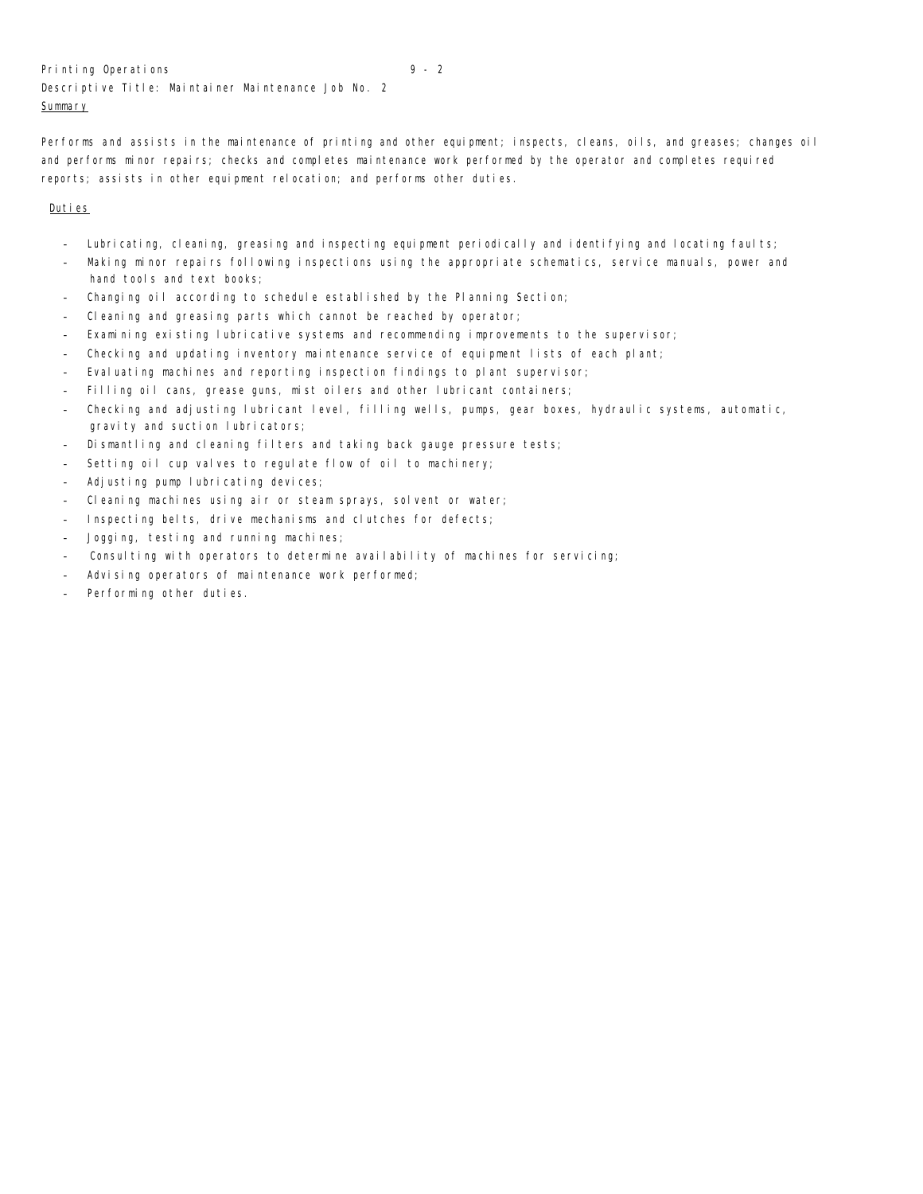Printing Operations 9 - 2

Descriptive Title: Maintainer Maintenance Job No. 2

Summary

Performs and assists in the maintenance of printing and other equipment; inspects, cleans, oils, and greases; changes oil and performs minor repairs; checks and completes maintenance work performed by the operator and completes required reports; assists in other equipment relocation; and performs other duties.

Duties

- Lubricating, cleaning, greasing and inspecting equipment periodically and identifying and locating faults;
- Making minor repairs following inspections using the appropriate schematics, service manuals, power and hand tools and text books;
- Changing oil according to schedule established by the Planning Section;
- Cleaning and greasing parts which cannot be reached by operator;
- Examining existing lubricative systems and recommending improvements to the supervisor;
- Checking and updating inventory maintenance service of equipment lists of each plant;
- Evaluating machines and reporting inspection findings to plant supervisor;
- Filling oil cans, grease guns, mist oilers and other lubricant containers;
- Checking and adjusting lubricant level, filling wells, pumps, gear boxes, hydraulic systems, automatic, gravity and suction lubricators;
- Dismantling and cleaning filters and taking back gauge pressure tests;
- Setting oil cup valves to regulate flow of oil to machinery;
- Adjusting pump lubricating devices;
- Cleaning machines using air or steam sprays, solvent or water;
- Inspecting belts, drive mechanisms and clutches for defects;
- Jogging, testing and running machines;
- Consulting with operators to determine availability of machines for servicing;
- Advising operators of maintenance work performed;
- Performing other duties.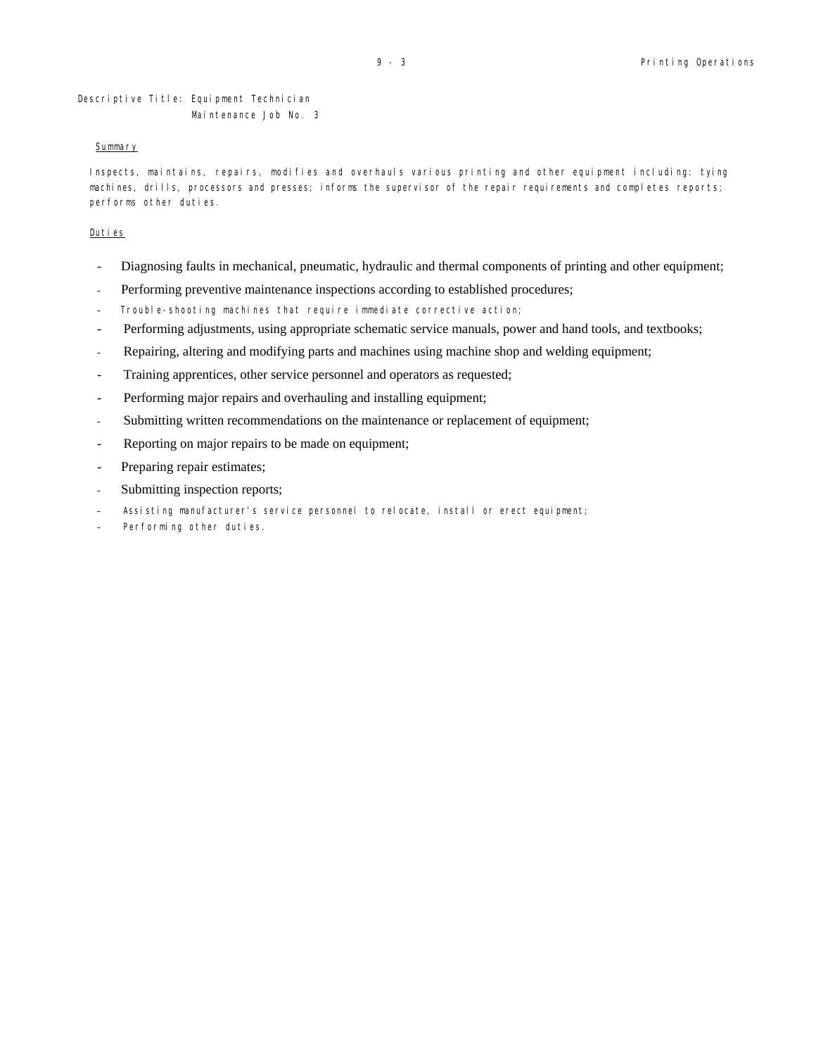Descriptive Title: Equipment Technician
Maintenance Job No. 3

Summary

Inspects, maintains, repairs, modifies and overhauls various printing and other equipment including: tying machines, drills, processors and presses; informs the supervisor of the repair requirements and completes reports; performs other duties.

Duties

- Diagnosing faults in mechanical, pneumatic, hydraulic and thermal components of printing and other equipment;
- Performing preventive maintenance inspections according to established procedures;
- Trouble-shooting machines that require immediate corrective action;
- Performing adjustments, using appropriate schematic service manuals, power and hand tools, and textbooks;
- Repairing, altering and modifying parts and machines using machine shop and welding equipment;
- Training apprentices, other service personnel and operators as requested;
- Performing major repairs and overhauling and installing equipment;
- Submitting written recommendations on the maintenance or replacement of equipment;
- Reporting on major repairs to be made on equipment;
- Preparing repair estimates;
- Submitting inspection reports;
- Assisting manufacturer's service personnel to relocate, install or erect equipment;
- Performing other duties.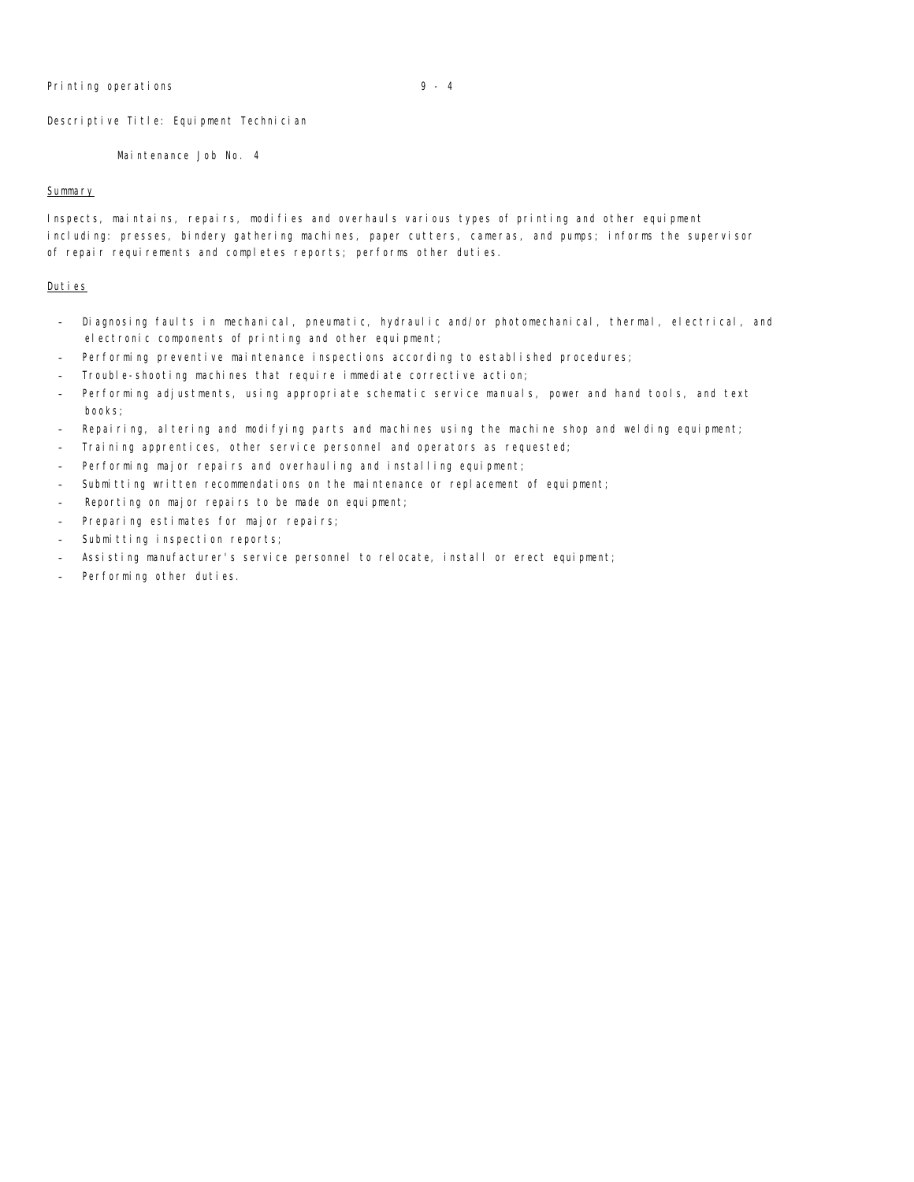Descriptive Title: Equipment Technician

Maintenance Job No. 4

## Summary

Inspects, maintains, repairs, modifies and overhauls various types of printing and other equipment including: presses, bindery gathering machines, paper cutters, cameras, and pumps; informs the supervisor of repair requirements and completes reports; performs other duties.

## Duties

- Diagnosing faults in mechanical, pneumatic, hydraulic and/or photomechanical, thermal, electrical, and electronic components of printing and other equipment;
- Performing preventive maintenance inspections according to established procedures;
- Trouble-shooting machines that require immediate corrective action;
- Performing adjustments, using appropriate schematic service manuals, power and hand tools, and text books;
- Repairing, altering and modifying parts and machines using the machine shop and welding equipment;
- Training apprentices, other service personnel and operators as requested;
- Performing major repairs and overhauling and installing equipment;
- Submitting written recommendations on the maintenance or replacement of equipment;
- Reporting on major repairs to be made on equipment;
- Preparing estimates for major repairs;
- Submitting inspection reports;
- Assisting manufacturer's service personnel to relocate, install or erect equipment;
- Performing other duties.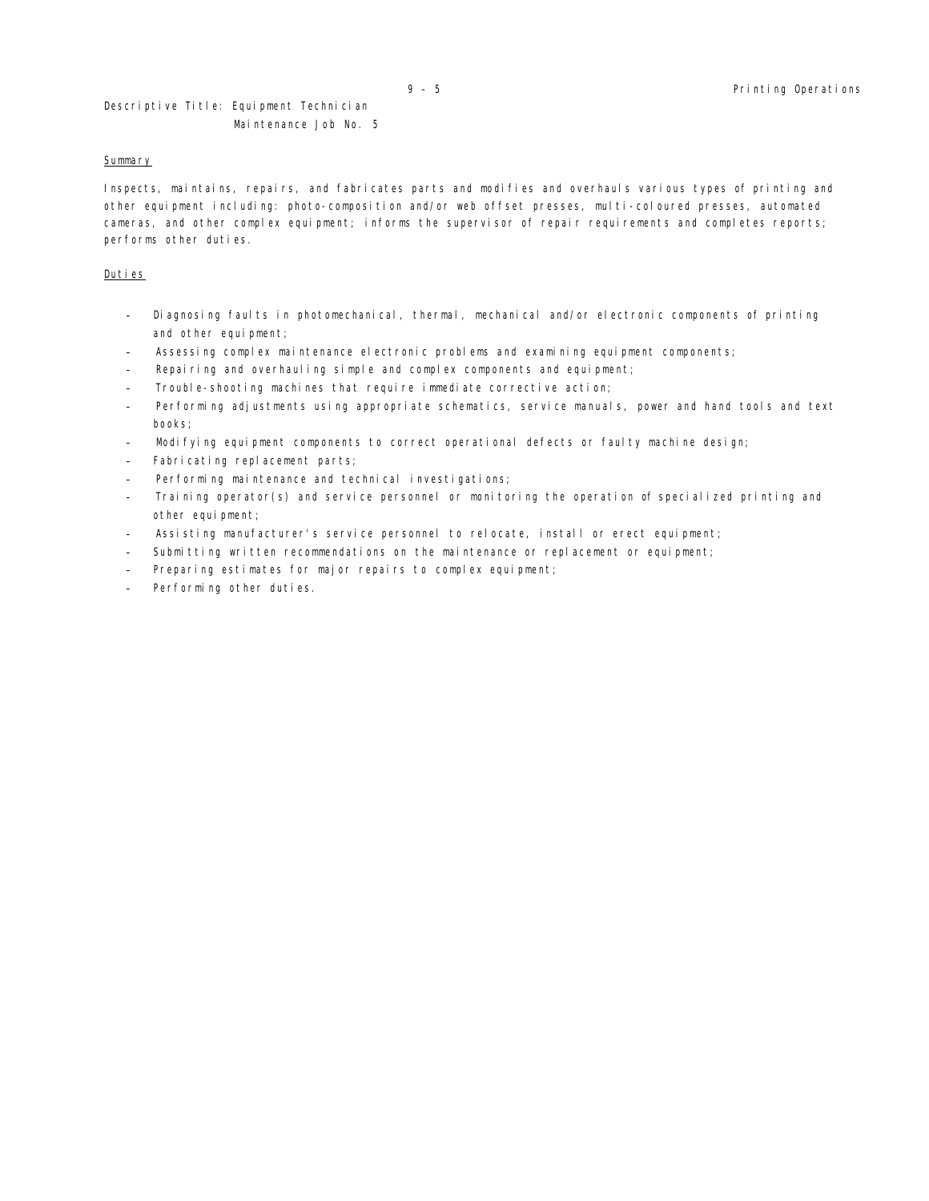Descriptive Title: Equipment Technician
Maintenance Job No. 5

Summary

Inspects, maintains, repairs, and fabricates parts and modifies and overhauls various types of printing and other equipment including: photo-composition and/or web offset presses, multi-coloured presses, automated cameras, and other complex equipment; informs the supervisor of repair requirements and completes reports; performs other duties.

Duties

- Diagnosing faults in photomechanical, thermal, mechanical and/or electronic components of printing and other equipment;
- Assessing complex maintenance electronic problems and examining equipment components;
- Repairing and overhauling simple and complex components and equipment;
- Trouble-shooting machines that require immediate corrective action;
- Performing adjustments using appropriate schematics, service manuals, power and hand tools and text books;
- Modifying equipment components to correct operational defects or faulty machine design;
- Fabricating replacement parts;
- Performing maintenance and technical investigations;
- Training operator(s) and service personnel or monitoring the operation of specialized printing and other equipment;
- Assisting manufacturer's service personnel to relocate, install or erect equipment;
- Submitting written recommendations on the maintenance or replacement or equipment;
- Preparing estimates for major repairs to complex equipment;
- Performing other duties.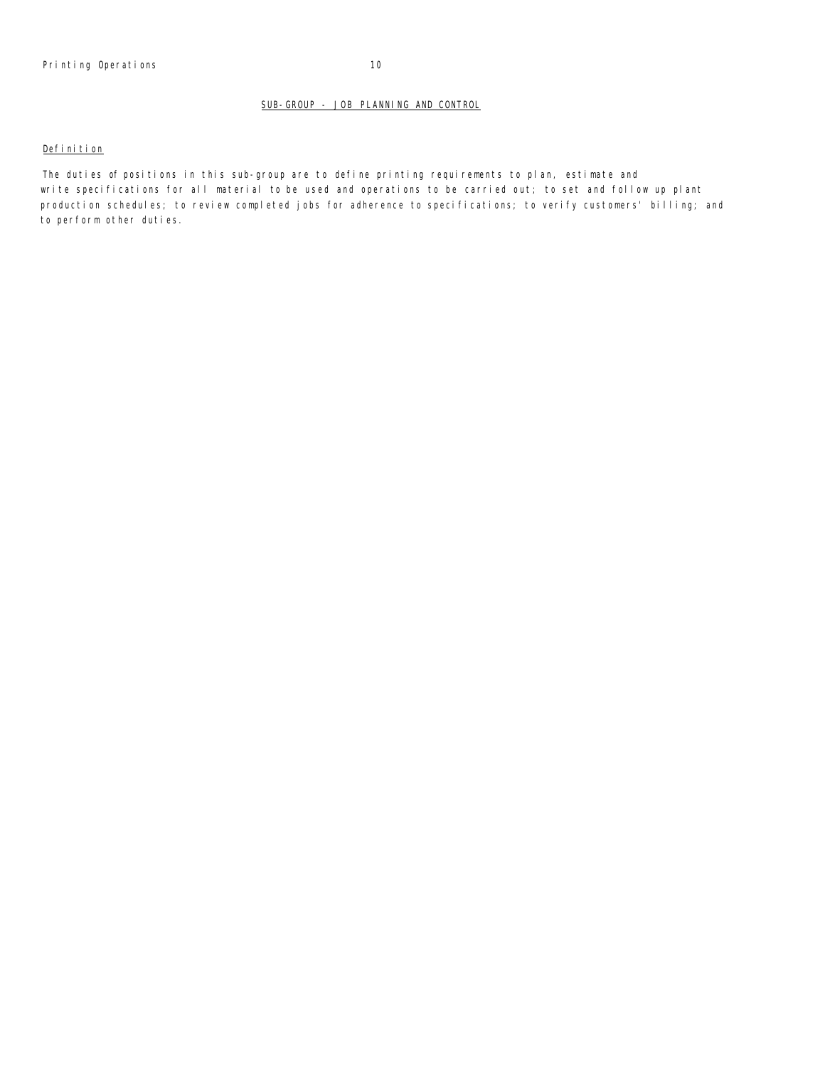## SUB-GROUP - JOB PLANNING AND CONTROL

Definition

The duties of positions in this sub-group are to define printing requirements to plan, estimate and write specifications for all material to be used and operations to be carried out; to set and follow up plant production schedules; to review completed jobs for adherence to specifications; to verify customers' billing; and to perform other duties.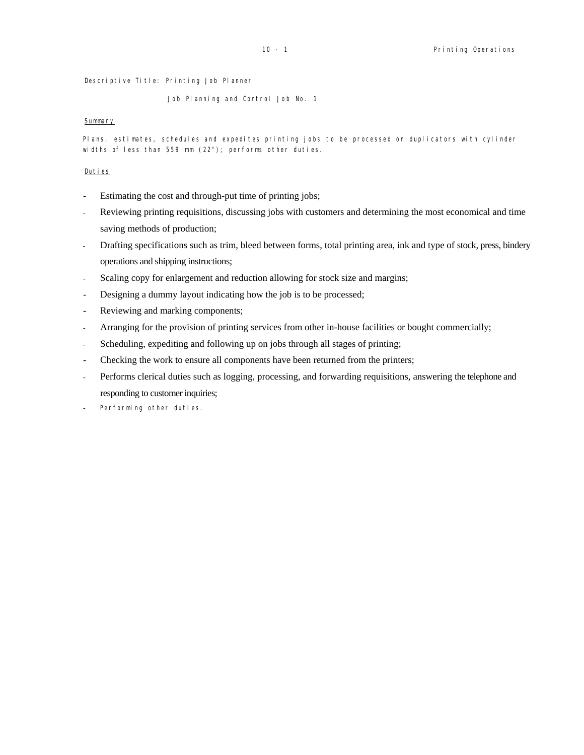Descriptive Title: Printing Job Planner

Job Planning and Control Job No. 1

Summary

Plans, estimates, schedules and expedites printing jobs to be processed on duplicators with cylinder widths of less than 559 mm (22"); performs other duties.

Duties

- Estimating the cost and through-put time of printing jobs;
- Reviewing printing requisitions, discussing jobs with customers and determining the most economical and time saving methods of production;
- Drafting specifications such as trim, bleed between forms, total printing area, ink and type of stock, press, bindery operations and shipping instructions;
- Scaling copy for enlargement and reduction allowing for stock size and margins;
- Designing a dummy layout indicating how the job is to be processed;
- Reviewing and marking components;
- Arranging for the provision of printing services from other in-house facilities or bought commercially;
- Scheduling, expediting and following up on jobs through all stages of printing;
- Checking the work to ensure all components have been returned from the printers;
- Performs clerical duties such as logging, processing, and forwarding requisitions, answering the telephone and responding to customer inquiries;
- Performing other duties.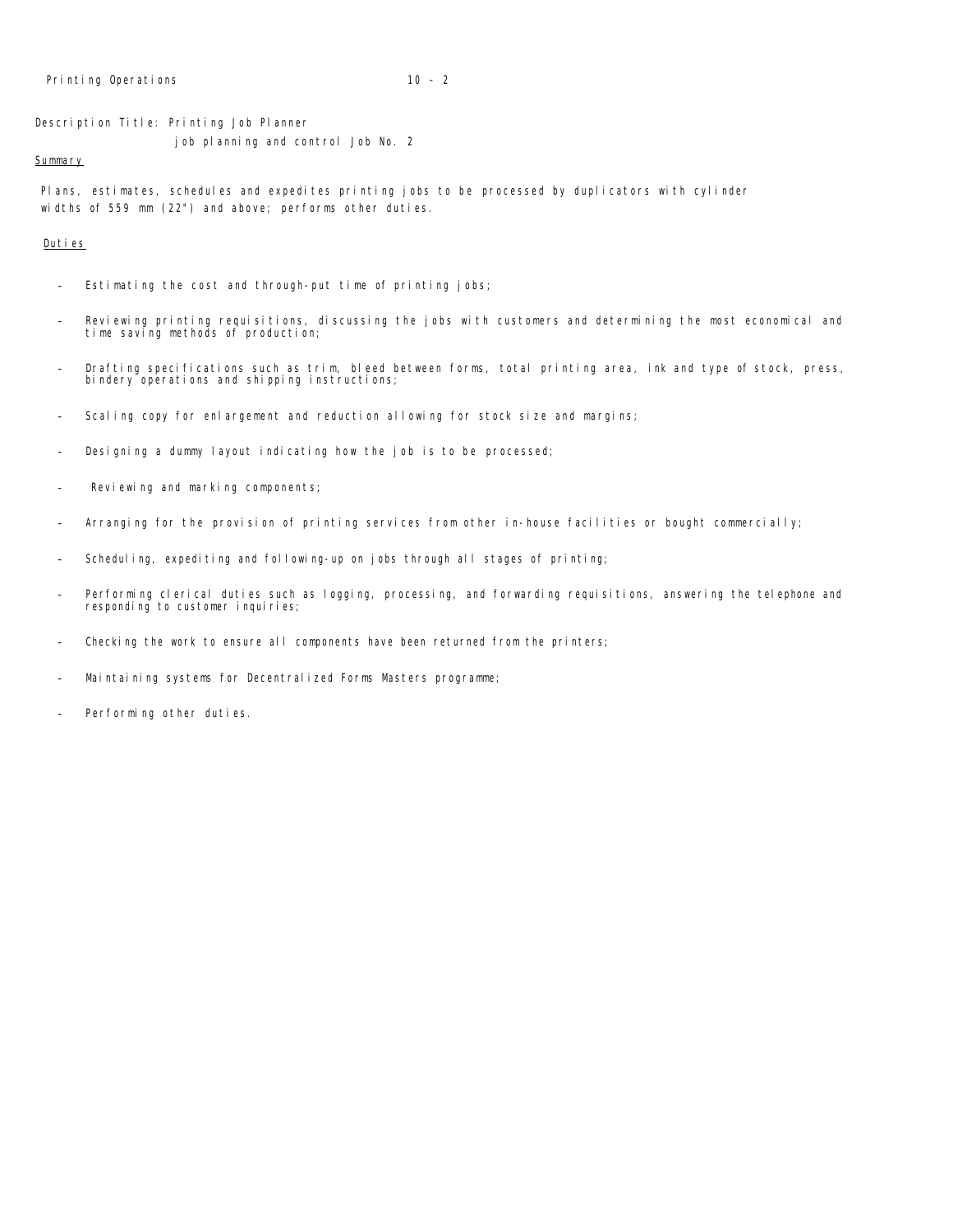Description Title: Printing Job Planner
job planning and control Job No. 2

Summary

Plans, estimates, schedules and expedites printing jobs to be processed by duplicators with cylinder widths of 559 mm (22") and above; performs other duties.

Duties

- Estimating the cost and through-put time of printing jobs;
- Reviewing printing requisitions, discussing the jobs with customers and determining the most economical and time saving methods of production;
- Drafting specifications such as trim, bleed between forms, total printing area, ink and type of stock, press, bindery operations and shipping instructions;
- Scaling copy for enlargement and reduction allowing for stock size and margins;
- Designing a dummy layout indicating how the job is to be processed;
- Reviewing and marking components;
- Arranging for the provision of printing services from other in-house facilities or bought commercially;
- Scheduling, expediting and following-up on jobs through all stages of printing;
- Performing clerical duties such as logging, processing, and forwarding requisitions, answering the telephone and responding to customer inquiries;
- Checking the work to ensure all components have been returned from the printers;
- Maintaining systems for Decentralized Forms Masters programme;
- Performing other duties.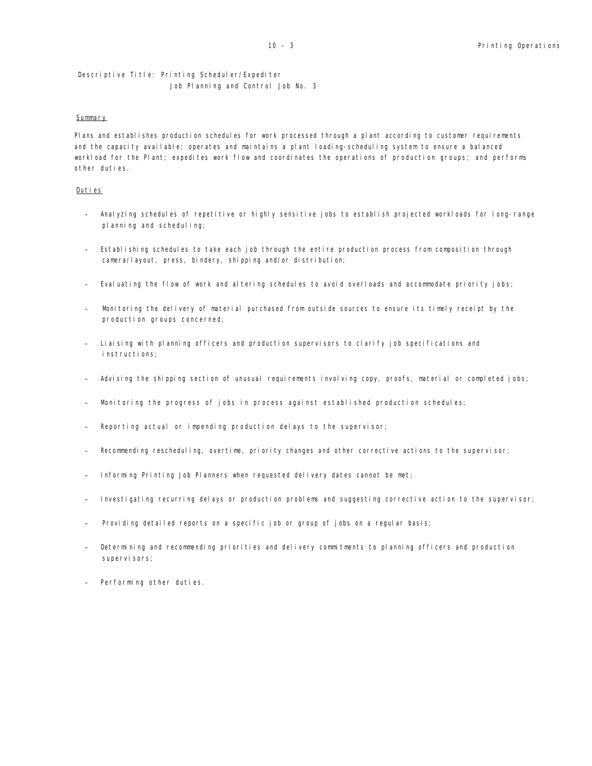Descriptive Title: Printing Scheduler/Expediter
Job Planning and Control Job No. 3

Summary

Plans and establishes production schedules for work processed through a plant according to customer requirements and the capacity available; operates and maintains a plant loading-scheduling system to ensure a balanced workload for the Plant; expedites work flow and coordinates the operations of production groups; and performs other duties.

Duties

- Analyzing schedules of repetitive or highly sensitive jobs to establish projected workloads for long-range planning and scheduling;
- Establishing schedules to take each job through the entire production process from composition through camera/layout, press, bindery, shipping and/or distribution;
- Evaluating the flow of work and altering schedules to avoid overloads and accommodate priority jobs;
- Monitoring the delivery of material purchased from outside sources to ensure its timely receipt by the production groups concerned;
- Liaising with planning officers and production supervisors to clarify job specifications and instructions;
- Advising the shipping section of unusual requirements involving copy, proofs, material or completed jobs;
- Monitoring the progress of jobs in process against established production schedules;
- Reporting actual or impending production delays to the supervisor;
- Recommending rescheduling, overtime, priority changes and other corrective actions to the supervisor;
- Informing Printing Job Planners when requested delivery dates cannot be met;
- Investigating recurring delays or production problems and suggesting corrective action to the supervisor;
- Providing detailed reports on a specific job or group of jobs on a regular basis;
- Determining and recommending priorities and delivery commitments to planning officers and production supervisors;
- Performing other duties.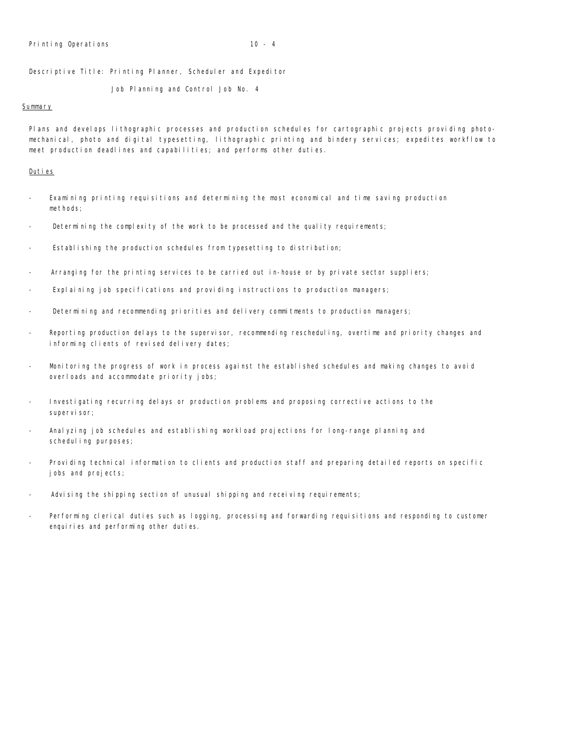Descriptive Title: Printing Planner, Scheduler and Expeditor

Job Planning and Control Job No. 4

Summary

Plans and develops lithographic processes and production schedules for cartographic projects providing photo-mechanical, photo and digital typesetting, lithographic printing and bindery services; expedites workflow to meet production deadlines and capabilities; and performs other duties.

Duties

- Examining printing requisitions and determining the most economical and time saving production methods;
- Determining the complexity of the work to be processed and the quality requirements;
- Establishing the production schedules from typesetting to distribution;
- Arranging for the printing services to be carried out in-house or by private sector suppliers;
- Explaining job specifications and providing instructions to production managers;
- Determining and recommending priorities and delivery commitments to production managers;
- Reporting production delays to the supervisor, recommending rescheduling, overtime and priority changes and informing clients of revised delivery dates;
- Monitoring the progress of work in process against the established schedules and making changes to avoid overloads and accommodate priority jobs;
- Investigating recurring delays or production problems and proposing corrective actions to the supervisor;
- Analyzing job schedules and establishing workload projections for long-range planning and scheduling purposes;
- Providing technical information to clients and production staff and preparing detailed reports on specific jobs and projects;
- Advising the shipping section of unusual shipping and receiving requirements;
- Performing clerical duties such as logging, processing and forwarding requisitions and responding to customer enquiries and performing other duties.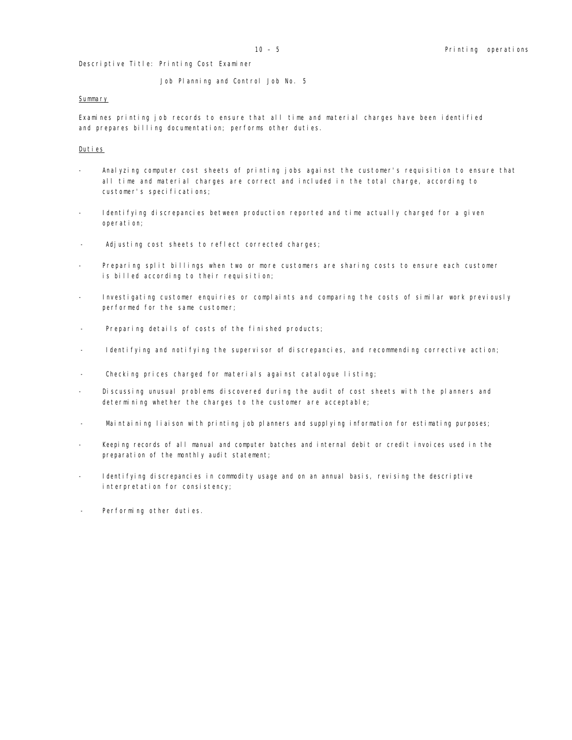Descriptive Title: Printing Cost Examiner

Job Planning and Control Job No. 5

Summary

Examines printing job records to ensure that all time and material charges have been identified and prepares billing documentation; performs other duties.

Duties

- Analyzing computer cost sheets of printing jobs against the customer's requisition to ensure that all time and material charges are correct and included in the total charge, according to customer's specifications;
- Identifying discrepancies between production reported and time actually charged for a given operation;
- Adjusting cost sheets to reflect corrected charges;
- Preparing split billings when two or more customers are sharing costs to ensure each customer is billed according to their requisition;
- Investigating customer enquiries or complaints and comparing the costs of similar work previously performed for the same customer;
- Preparing details of costs of the finished products;
- Identifying and notifying the supervisor of discrepancies, and recommending corrective action;
- Checking prices charged for materials against catalogue listing;
- Discussing unusual problems discovered during the audit of cost sheets with the planners and determining whether the charges to the customer are acceptable;
- Maintaining liaison with printing job planners and supplying information for estimating purposes;
- Keeping records of all manual and computer batches and internal debit or credit invoices used in the preparation of the monthly audit statement;
- Identifying discrepancies in commodity usage and on an annual basis, revising the descriptive interpretation for consistency;
- Performing other duties.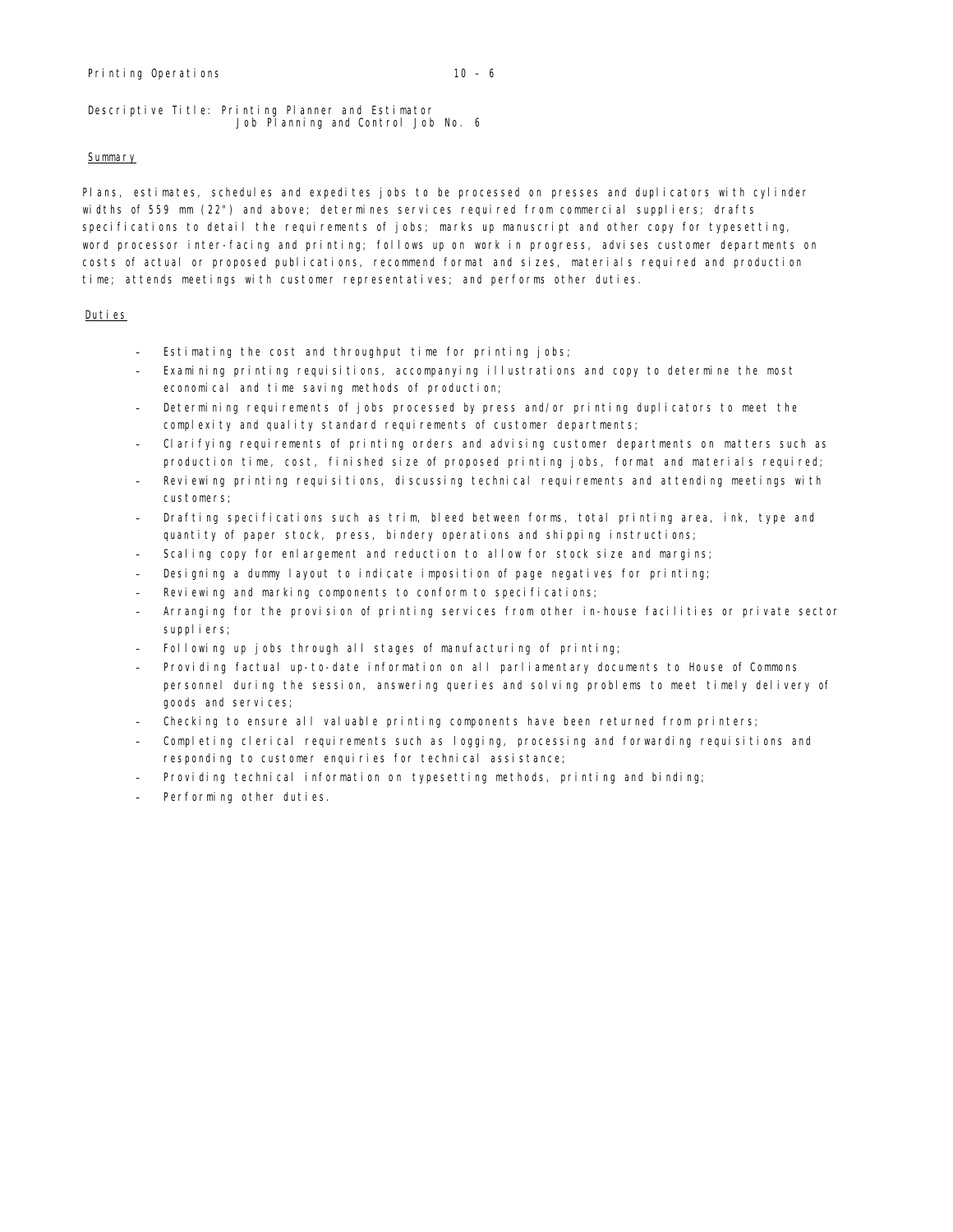Descriptive Title: Printing Planner and Estimator
Job Planning and Control Job No. 6

Summary

Plans, estimates, schedules and expedites jobs to be processed on presses and duplicators with cylinder widths of 559 mm (22") and above; determines services required from commercial suppliers; drafts specifications to detail the requirements of jobs; marks up manuscript and other copy for typesetting, word processor inter-facing and printing; follows up on work in progress, advises customer departments on costs of actual or proposed publications, recommend format and sizes, materials required and production time; attends meetings with customer representatives; and performs other duties.

Duties

- Estimating the cost and throughput time for printing jobs;
- Examining printing requisitions, accompanying illustrations and copy to determine the most economical and time saving methods of production;
- Determining requirements of jobs processed by press and/or printing duplicators to meet the complexity and quality standard requirements of customer departments;
- Clarifying requirements of printing orders and advising customer departments on matters such as production time, cost, finished size of proposed printing jobs, format and materials required;
- Reviewing printing requisitions, discussing technical requirements and attending meetings with customers;
- Drafting specifications such as trim, bleed between forms, total printing area, ink, type and quantity of paper stock, press, bindery operations and shipping instructions;
- Scaling copy for enlargement and reduction to allow for stock size and margins;
- Designing a dummy layout to indicate imposition of page negatives for printing;
- Reviewing and marking components to conform to specifications;
- Arranging for the provision of printing services from other in-house facilities or private sector suppliers;
- Following up jobs through all stages of manufacturing of printing;
- Providing factual up-to-date information on all parliamentary documents to House of Commons personnel during the session, answering queries and solving problems to meet timely delivery of goods and services;
- Checking to ensure all valuable printing components have been returned from printers;
- Completing clerical requirements such as logging, processing and forwarding requisitions and responding to customer enquiries for technical assistance;
- Providing technical information on typesetting methods, printing and binding;
- Performing other duties.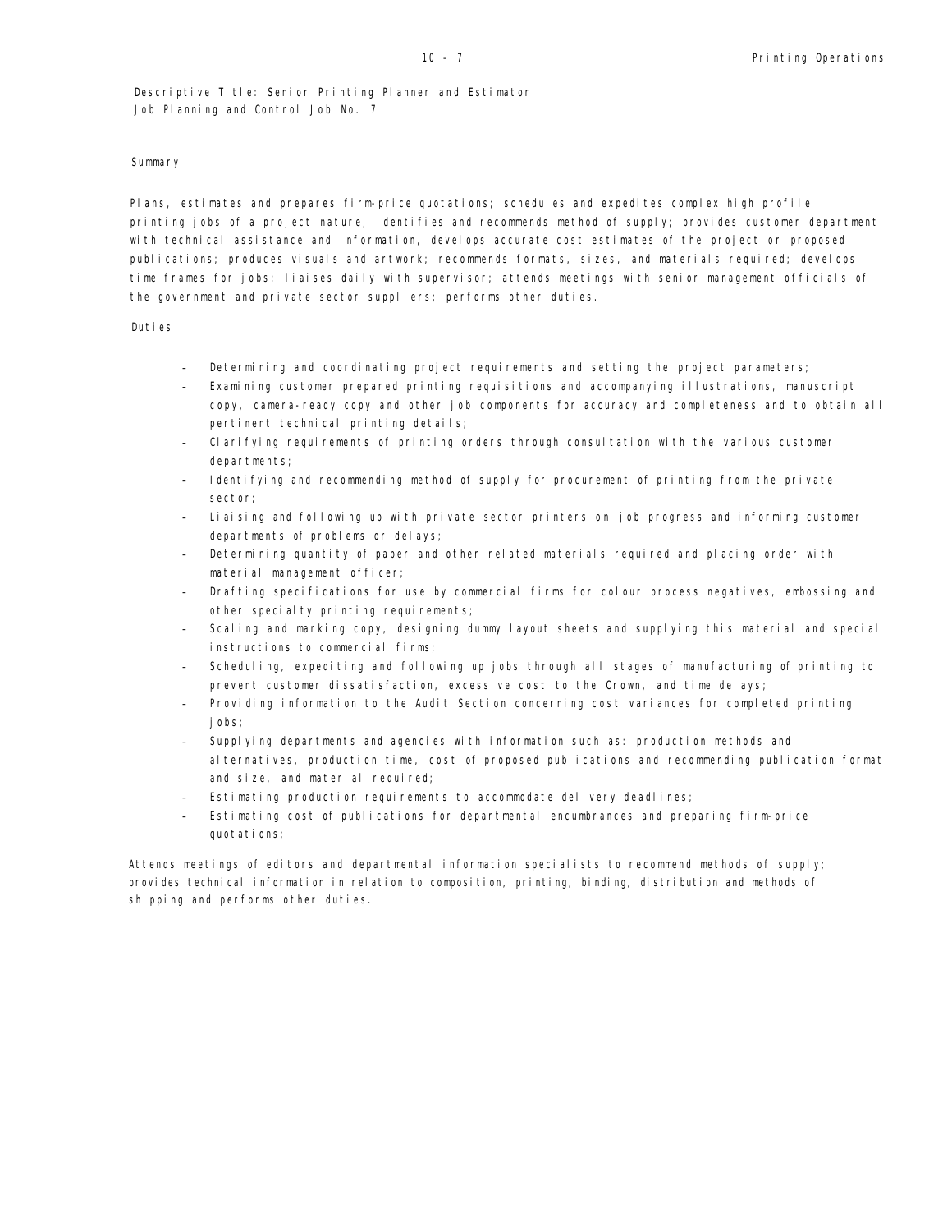Descriptive Title: Senior Printing Planner and Estimator
Job Planning and Control Job No. 7

## Summary

Plans, estimates and prepares firm-price quotations; schedules and expedites complex high profile printing jobs of a project nature; identifies and recommends method of supply; provides customer department with technical assistance and information, develops accurate cost estimates of the project or proposed publications; produces visuals and artwork; recommends formats, sizes, and materials required; develops time frames for jobs; liaises daily with supervisor; attends meetings with senior management officials of the government and private sector suppliers; performs other duties.

## Duties

- Determining and coordinating project requirements and setting the project parameters;
- Examining customer prepared printing requisitions and accompanying illustrations, manuscript copy, camera-ready copy and other job components for accuracy and completeness and to obtain all pertinent technical printing details;
- Clarifying requirements of printing orders through consultation with the various customer departments;
- Identifying and recommending method of supply for procurement of printing from the private sector;
- Liaising and following up with private sector printers on job progress and informing customer departments of problems or delays;
- Determining quantity of paper and other related materials required and placing order with material management officer;
- Drafting specifications for use by commercial firms for colour process negatives, embossing and other specialty printing requirements;
- Scaling and marking copy, designing dummy layout sheets and supplying this material and special instructions to commercial firms;
- Scheduling, expediting and following up jobs through all stages of manufacturing of printing to prevent customer dissatisfaction, excessive cost to the Crown, and time delays;
- Providing information to the Audit Section concerning cost variances for completed printing jobs;
- Supplying departments and agencies with information such as: production methods and alternatives, production time, cost of proposed publications and recommending publication format and size, and material required;
- Estimating production requirements to accommodate delivery deadlines;
- Estimating cost of publications for departmental encumbrances and preparing firm-price quotations;

Attends meetings of editors and departmental information specialists to recommend methods of supply; provides technical information in relation to composition, printing, binding, distribution and methods of shipping and performs other duties.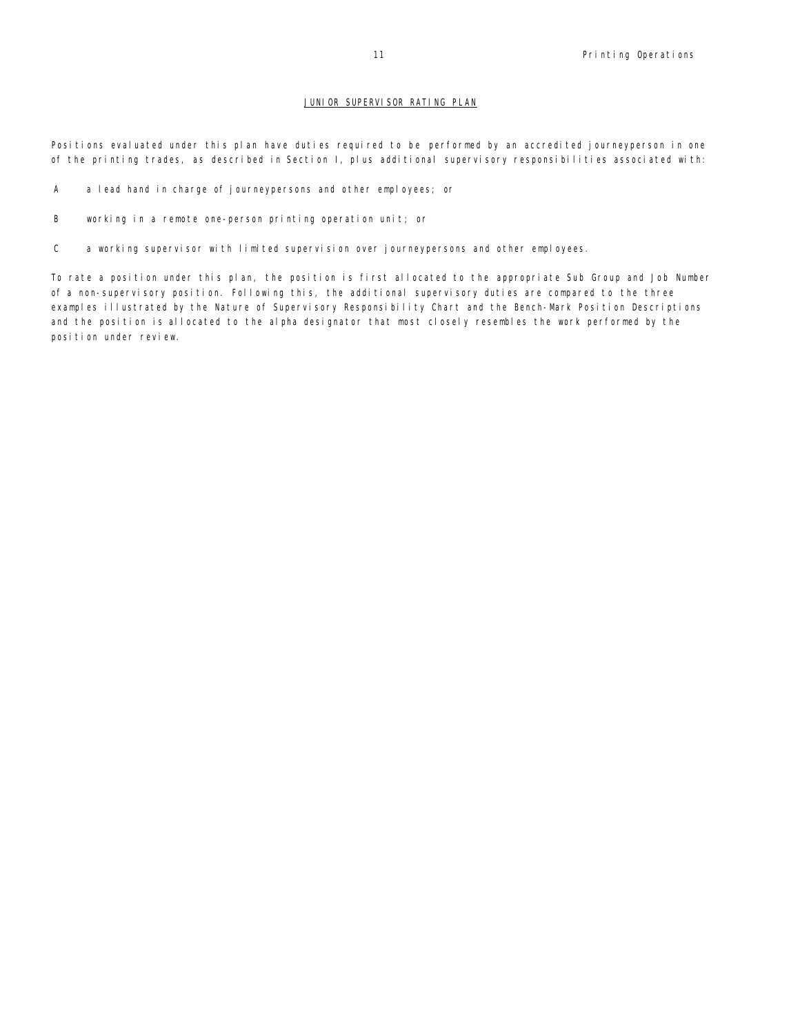## JUNIOR SUPERVISOR RATING PLAN

Positions evaluated under this plan have duties required to be performed by an accredited journeyperson in one of the printing trades, as described in Section I, plus additional supervisory responsibilities associated with:

A a lead hand in charge of journeypersons and other employees; or

B working in a remote one-person printing operation unit; or

C a working supervisor with limited supervision over journeypersons and other employees.

To rate a position under this plan, the position is first allocated to the appropriate Sub Group and Job Number of a non-supervisory position. Following this, the additional supervisory duties are compared to the three examples illustrated by the Nature of Supervisory Responsibility Chart and the Bench-Mark Position Descriptions and the position is allocated to the alpha designator that most closely resembles the work performed by the position under review.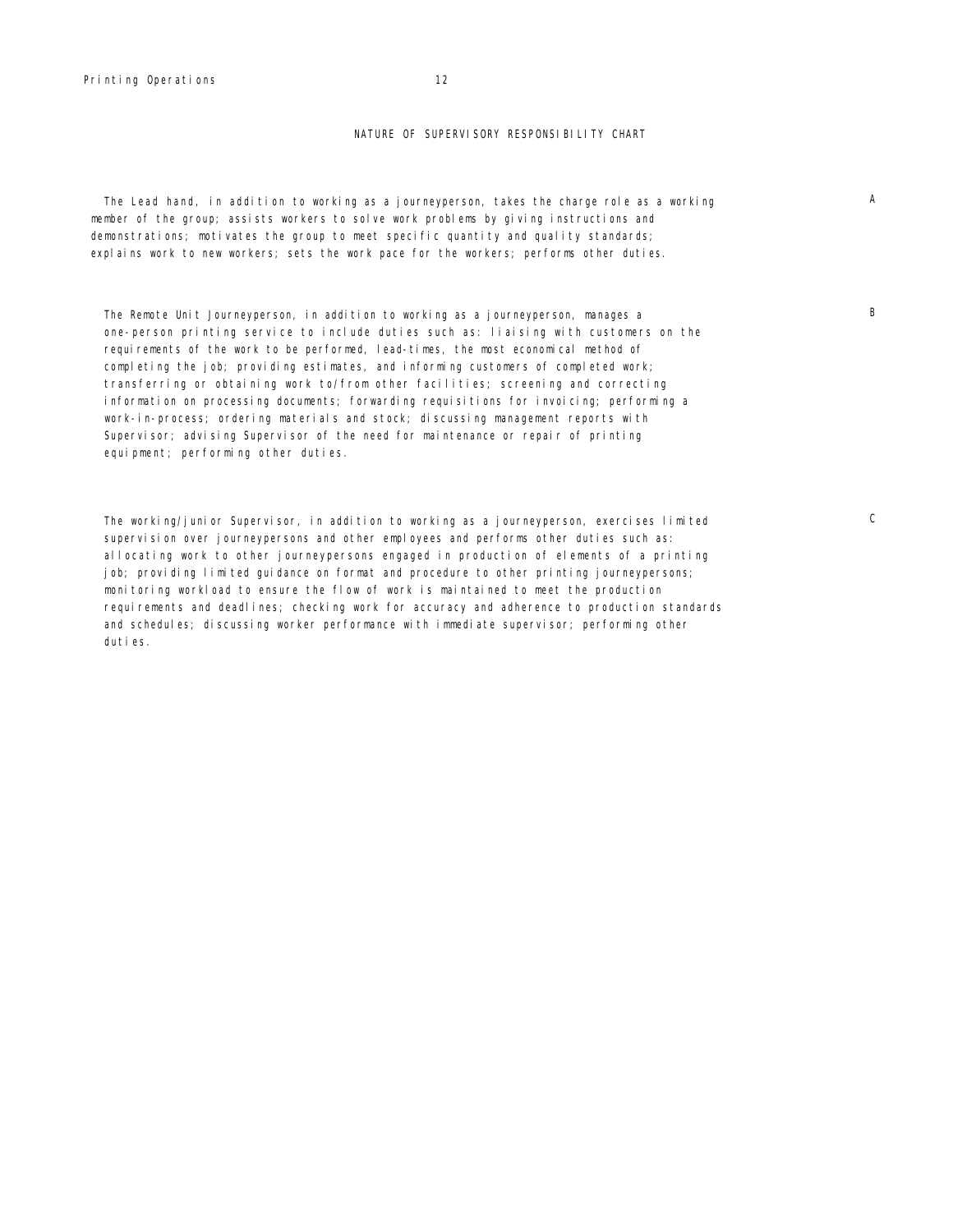## NATURE OF SUPERVISORY RESPONSIBILITY CHART

**A**

The Lead hand, in addition to working as a journeyperson, takes the charge role as a working member of the group; assists workers to solve work problems by giving instructions and demonstrations; motivates the group to meet specific quantity and quality standards; explains work to new workers; sets the work pace for the workers; performs other duties.

**B**

The Remote Unit Journeyperson, in addition to working as a journeyperson, manages a one-person printing service to include duties such as: liaising with customers on the requirements of the work to be performed, lead-times, the most economical method of completing the job; providing estimates, and informing customers of completed work; transferring or obtaining work to/from other facilities; screening and correcting information on processing documents; forwarding requisitions for invoicing; performing a work-in-process; ordering materials and stock; discussing management reports with Supervisor; advising Supervisor of the need for maintenance or repair of printing equipment; performing other duties.

**C**

The working/junior Supervisor, in addition to working as a journeyperson, exercises limited supervision over journeypersons and other employees and performs other duties such as: allocating work to other journeypersons engaged in production of elements of a printing job; providing limited guidance on format and procedure to other printing journeypersons; monitoring workload to ensure the flow of work is maintained to meet the production requirements and deadlines; checking work for accuracy and adherence to production standards and schedules; discussing worker performance with immediate supervisor; performing other duties.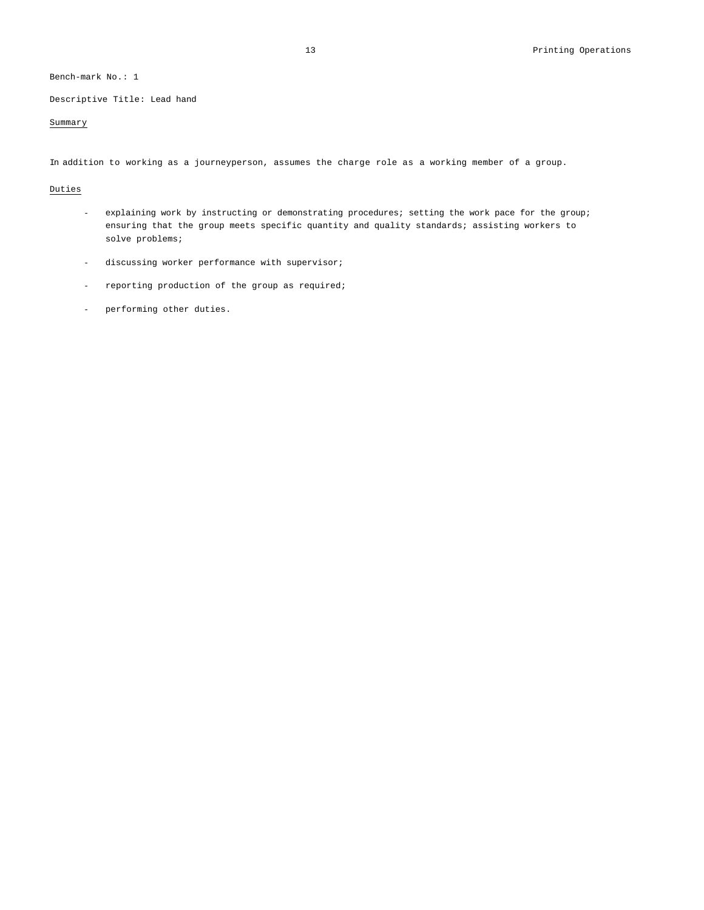Bench-mark No.: 1

Descriptive Title: Lead hand

Summary

In addition to working as a journeyperson, assumes the charge role as a working member of a group.

Duties

- explaining work by instructing or demonstrating procedures; setting the work pace for the group; ensuring that the group meets specific quantity and quality standards; assisting workers to solve problems;
- discussing worker performance with supervisor;
- reporting production of the group as required;
- performing other duties.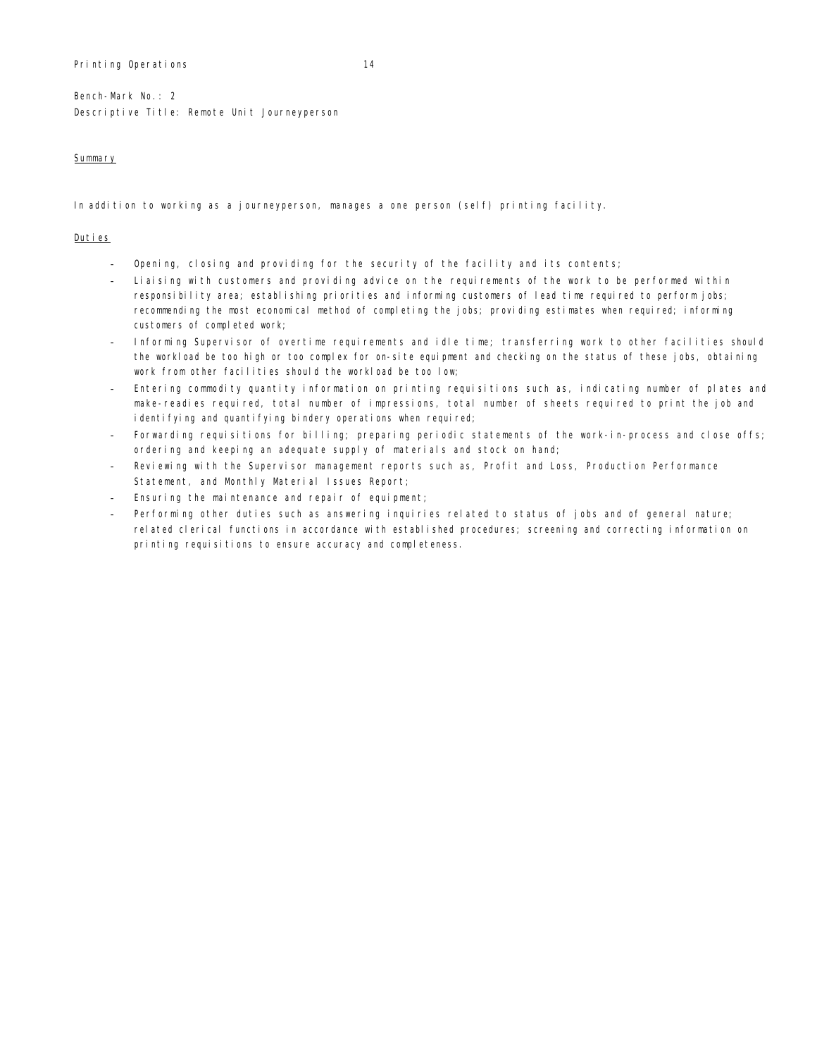Bench-Mark No.: 2
Descriptive Title: Remote Unit Journeyperson

Summary

In addition to working as a journeyperson, manages a one person (self) printing facility.

Duties

- Opening, closing and providing for the security of the facility and its contents;
- Liaising with customers and providing advice on the requirements of the work to be performed within responsibility area; establishing priorities and informing customers of lead time required to perform jobs; recommending the most economical method of completing the jobs; providing estimates when required; informing customers of completed work;
- Informing Supervisor of overtime requirements and idle time; transferring work to other facilities should the workload be too high or too complex for on-site equipment and checking on the status of these jobs, obtaining work from other facilities should the workload be too low;
- Entering commodity quantity information on printing requisitions such as, indicating number of plates and make-readies required, total number of impressions, total number of sheets required to print the job and identifying and quantifying bindery operations when required;
- Forwarding requisitions for billing; preparing periodic statements of the work-in-process and close offs; ordering and keeping an adequate supply of materials and stock on hand;
- Reviewing with the Supervisor management reports such as, Profit and Loss, Production Performance Statement, and Monthly Material Issues Report;
- Ensuring the maintenance and repair of equipment;
- Performing other duties such as answering inquiries related to status of jobs and of general nature; related clerical functions in accordance with established procedures; screening and correcting information on printing requisitions to ensure accuracy and completeness.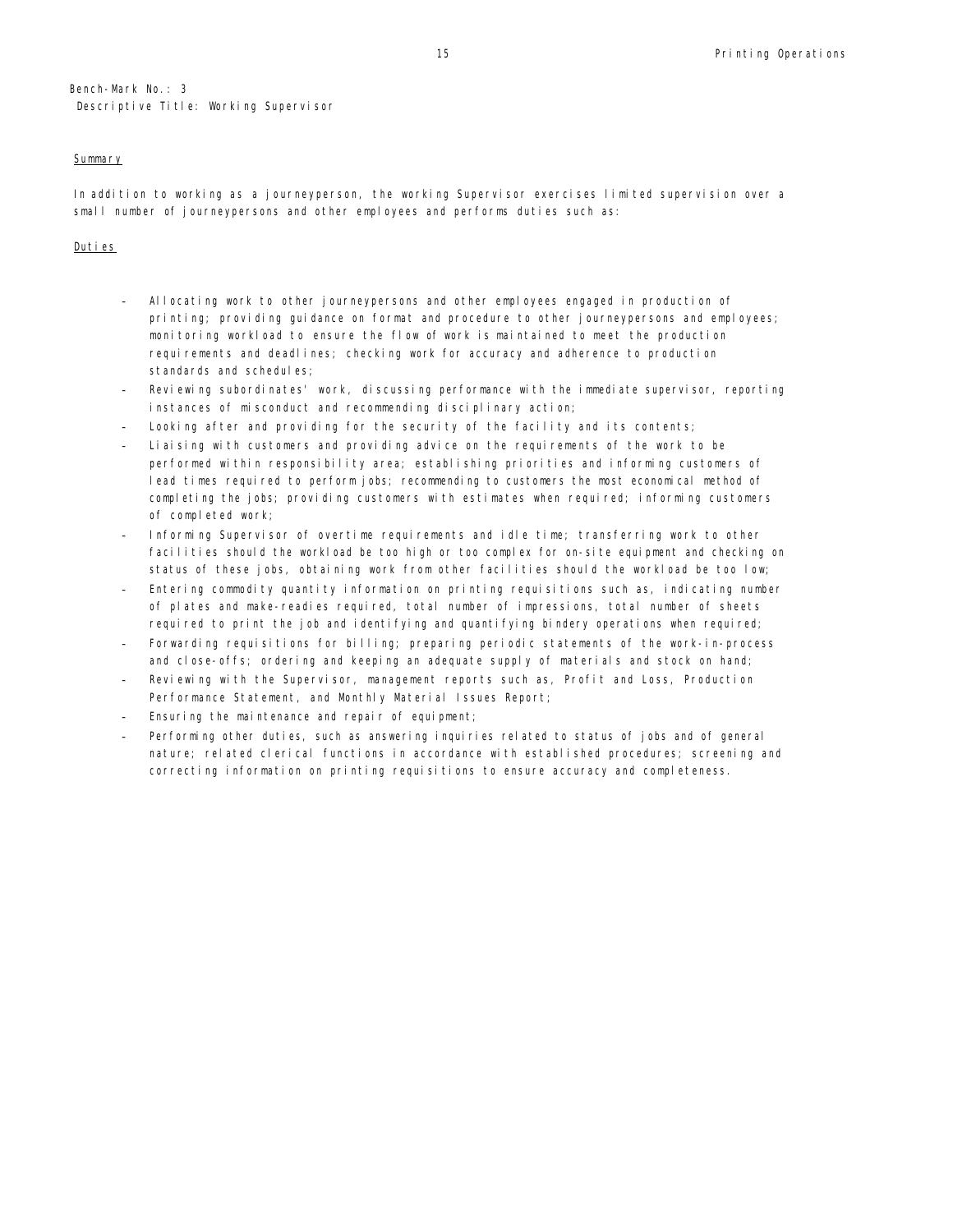Bench-Mark No.: 3
Descriptive Title: Working Supervisor

<u>Summary</u>

In addition to working as a journeyperson, the working Supervisor exercises limited supervision over a small number of journeypersons and other employees and performs duties such as:

<u>Duties</u>

- Allocating work to other journeypersons and other employees engaged in production of printing; providing guidance on format and procedure to other journeypersons and employees; monitoring workload to ensure the flow of work is maintained to meet the production requirements and deadlines; checking work for accuracy and adherence to production standards and schedules;
- Reviewing subordinates' work, discussing performance with the immediate supervisor, reporting instances of misconduct and recommending disciplinary action;
- Looking after and providing for the security of the facility and its contents;
- Liaising with customers and providing advice on the requirements of the work to be performed within responsibility area; establishing priorities and informing customers of lead times required to perform jobs; recommending to customers the most economical method of completing the jobs; providing customers with estimates when required; informing customers of completed work;
- Informing Supervisor of overtime requirements and idle time; transferring work to other facilities should the workload be too high or too complex for on-site equipment and checking on status of these jobs, obtaining work from other facilities should the workload be too low;
- Entering commodity quantity information on printing requisitions such as, indicating number of plates and make-readies required, total number of impressions, total number of sheets required to print the job and identifying and quantifying bindery operations when required;
- Forwarding requisitions for billing; preparing periodic statements of the work-in-process and close-offs; ordering and keeping an adequate supply of materials and stock on hand;
- Reviewing with the Supervisor, management reports such as, Profit and Loss, Production Performance Statement, and Monthly Material Issues Report;
- Ensuring the maintenance and repair of equipment;
- Performing other duties, such as answering inquiries related to status of jobs and of general nature; related clerical functions in accordance with established procedures; screening and correcting information on printing requisitions to ensure accuracy and completeness.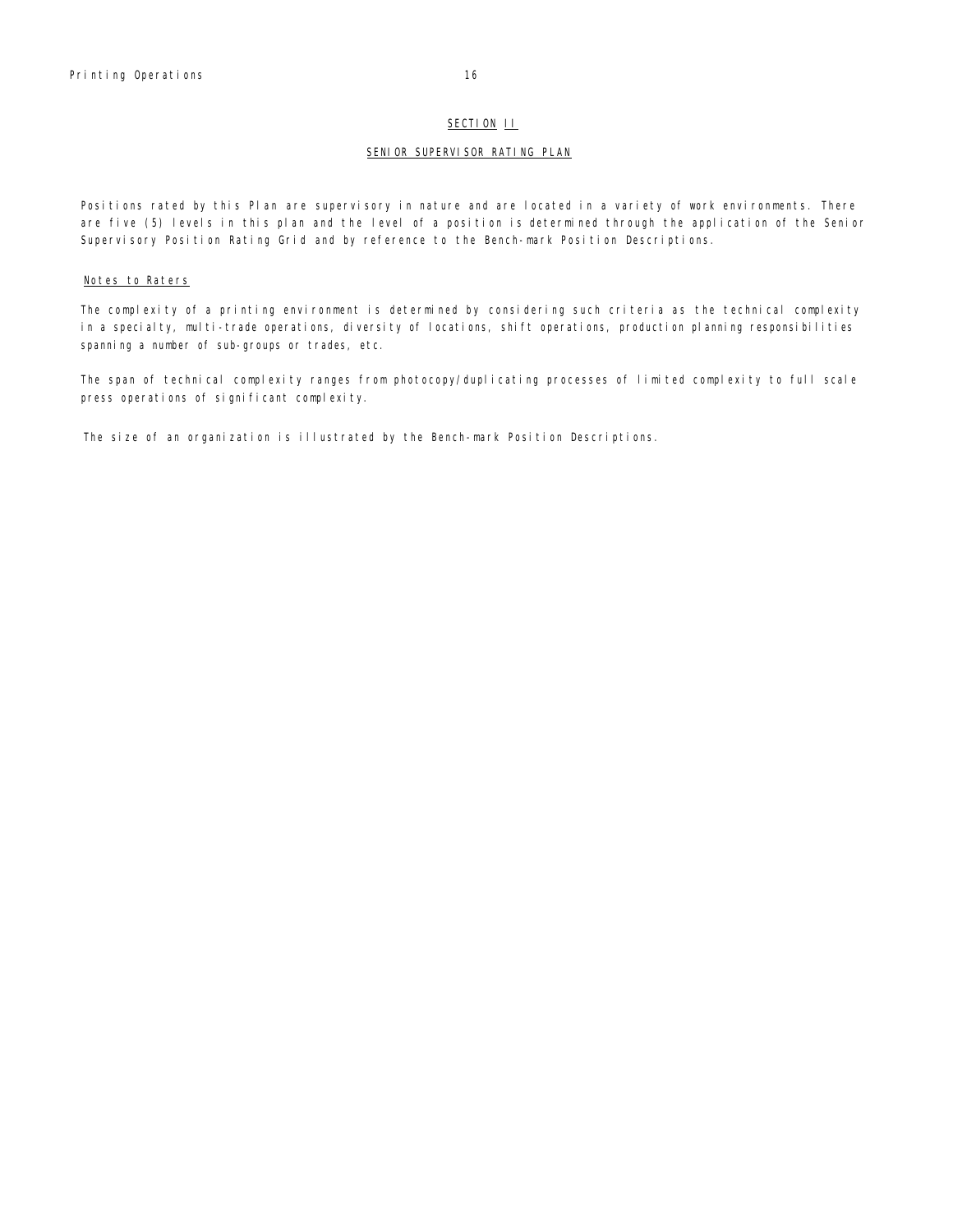## SECTION II

## SENIOR SUPERVISOR RATING PLAN

Positions rated by this Plan are supervisory in nature and are located in a variety of work environments. There are five (5) levels in this plan and the level of a position is determined through the application of the Senior Supervisory Position Rating Grid and by reference to the Bench-mark Position Descriptions.

### Notes to Raters

The complexity of a printing environment is determined by considering such criteria as the technical complexity in a specialty, multi-trade operations, diversity of locations, shift operations, production planning responsibilities spanning a number of sub-groups or trades, etc.

The span of technical complexity ranges from photocopy/duplicating processes of limited complexity to full scale press operations of significant complexity.

The size of an organization is illustrated by the Bench-mark Position Descriptions.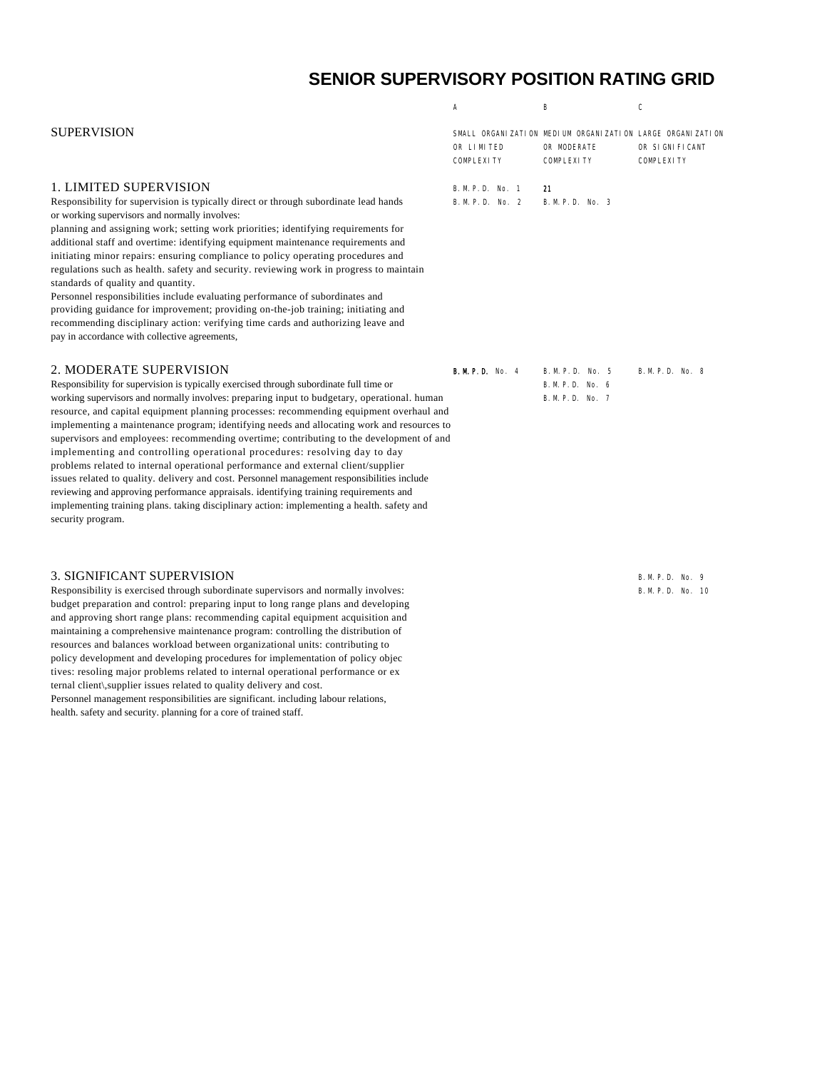# SENIOR SUPERVISORY POSITION RATING GRID

| SUPERVISION | A | B | C |
|---|---|---|---|
| | SMALL ORGANIZATION OR LIMITED COMPLEXITY | MEDIUM ORGANIZATION OR MODERATE COMPLEXITY | LARGE ORGANIZATION OR SIGNIFICANT COMPLEXITY |
| **1. LIMITED SUPERVISION**<br>Responsibility for supervision is typically direct or through subordinate lead hands or working supervisors and normally involves:<br>planning and assigning work; setting work priorities; identifying requirements for additional staff and overtime: identifying equipment maintenance requirements and initiating minor repairs: ensuring compliance to policy operating procedures and regulations such as health. safety and security. reviewing work in progress to maintain standards of quality and quantity.<br>Personnel responsibilities include evaluating performance of subordinates and providing guidance for improvement; providing on-the-job training; initiating and recommending disciplinary action: verifying time cards and authorizing leave and pay in accordance with collective agreements, | B.M.P.D. No. 1<br>B.M.P.D. No. 2 | 21<br>B.M.P.D. No. 3 | |
| **2. MODERATE SUPERVISION**<br>Responsibility for supervision is typically exercised through subordinate full time or working supervisors and normally involves: preparing input to budgetary, operational. human resource, and capital equipment planning processes: recommending equipment overhaul and implementing a maintenance program; identifying needs and allocating work and resources to supervisors and employees: recommending overtime; contributing to the development of and implementing and controlling operational procedures: resolving day to day problems related to internal operational performance and external client/supplier issues related to quality. delivery and cost. Personnel management responsibilities include reviewing and approving performance appraisals. identifying training requirements and implementing training plans. taking disciplinary action: implementing a health. safety and security program. | B.M.P.D. No. 4 | B.M.P.D. No. 5<br>B.M.P.D. No. 6<br>B.M.P.D. No. 7 | B.M.P.D. No. 8 |
| **3. SIGNIFICANT SUPERVISION**<br>Responsibility is exercised through subordinate supervisors and normally involves: budget preparation and control: preparing input to long range plans and developing and approving short range plans: recommending capital equipment acquisition and maintaining a comprehensive maintenance program: controlling the distribution of resources and balances workload between organizational units: contributing to policy development and developing procedures for implementation of policy objec tives: resoling major problems related to internal operational performance or ex ternal client\,supplier issues related to quality delivery and cost.<br>Personnel management responsibilities are significant. including labour relations, health. safety and security. planning for a core of trained staff. | | | B.M.P.D. No. 9<br>B.M.P.D. No. 10 |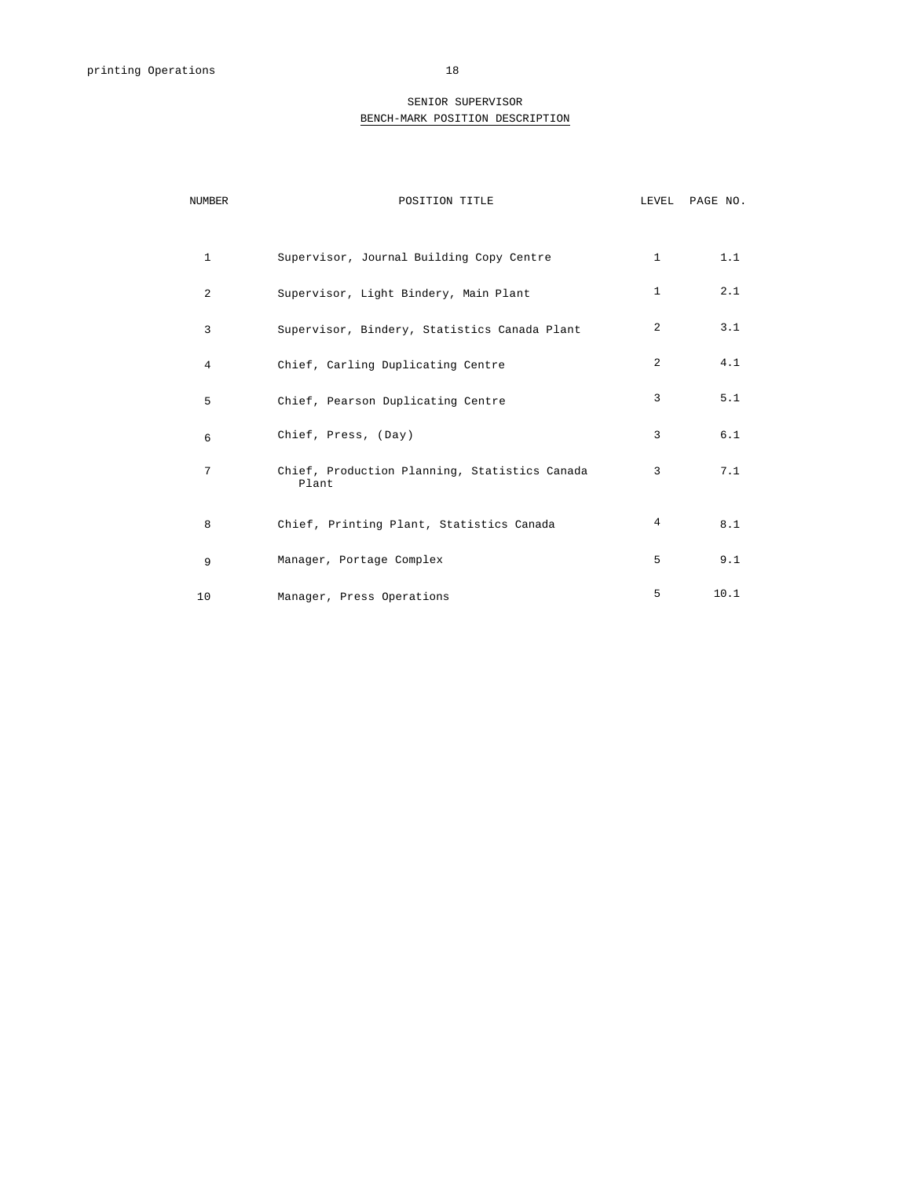# SENIOR SUPERVISOR

## BENCH-MARK POSITION DESCRIPTION

| NUMBER | POSITION TITLE | LEVEL | PAGE NO. |
|---|---|---|---|
| 1 | Supervisor, Journal Building Copy Centre | 1 | 1.1 |
| 2 | Supervisor, Light Bindery, Main Plant | 1 | 2.1 |
| 3 | Supervisor, Bindery, Statistics Canada Plant | 2 | 3.1 |
| 4 | Chief, Carling Duplicating Centre | 2 | 4.1 |
| 5 | Chief, Pearson Duplicating Centre | 3 | 5.1 |
| 6 | Chief, Press, (Day) | 3 | 6.1 |
| 7 | Chief, Production Planning, Statistics Canada Plant | 3 | 7.1 |
| 8 | Chief, Printing Plant, Statistics Canada | 4 | 8.1 |
| 9 | Manager, Portage Complex | 5 | 9.1 |
| 10 | Manager, Press Operations | 5 | 10.1 |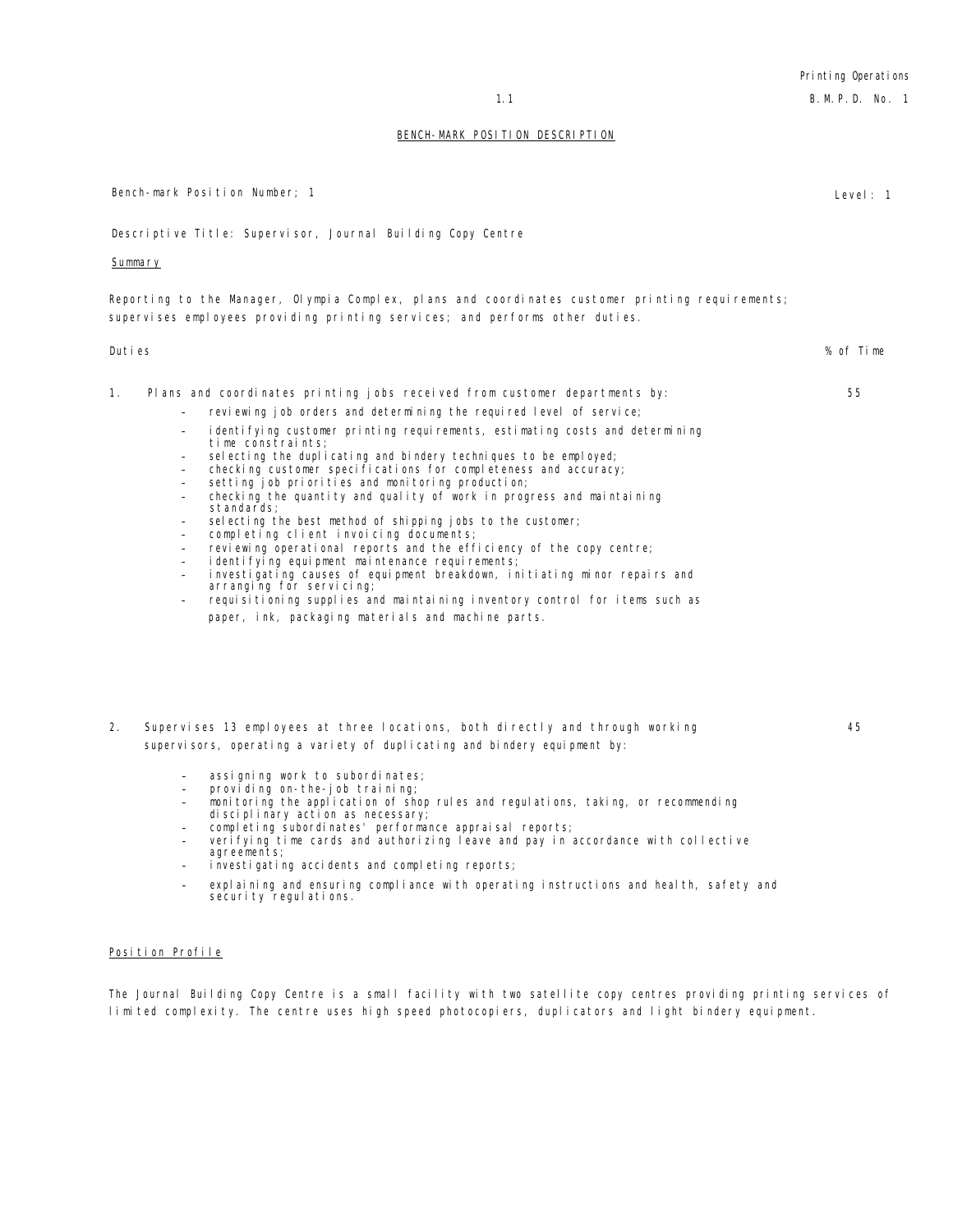## BENCH-MARK POSITION DESCRIPTION

Bench-mark Position Number; 1 Level: 1

Descriptive Title: Supervisor, Journal Building Copy Centre

**Summary**

Reporting to the Manager, Olympia Complex, plans and coordinates customer printing requirements; supervises employees providing printing services; and performs other duties.

| Duties | % of Time |
|---|---|
| 1. Plans and coordinates printing jobs received from customer departments by: | 55 |

- reviewing job orders and determining the required level of service;
- identifying customer printing requirements, estimating costs and determining time constraints;
- selecting the duplicating and bindery techniques to be employed;
- checking customer specifications for completeness and accuracy;
- setting job priorities and monitoring production;
- checking the quantity and quality of work in progress and maintaining standards;
- selecting the best method of shipping jobs to the customer;
- completing client invoicing documents;
- reviewing operational reports and the efficiency of the copy centre;
- identifying equipment maintenance requirements;
- investigating causes of equipment breakdown, initiating minor repairs and arranging for servicing;
- requisitioning supplies and maintaining inventory control for items such as paper, ink, packaging materials and machine parts.

| | |
|---|---|
| 2. Supervises 13 employees at three locations, both directly and through working supervisors, operating a variety of duplicating and bindery equipment by: | 45 |

- assigning work to subordinates;
- providing on-the-job training;
- monitoring the application of shop rules and regulations, taking, or recommending disciplinary action as necessary;
- completing subordinates' performance appraisal reports;
- verifying time cards and authorizing leave and pay in accordance with collective agreements;
- investigating accidents and completing reports;
- explaining and ensuring compliance with operating instructions and health, safety and security regulations.

**Position Profile**

The Journal Building Copy Centre is a small facility with two satellite copy centres providing printing services of limited complexity. The centre uses high speed photocopiers, duplicators and light bindery equipment.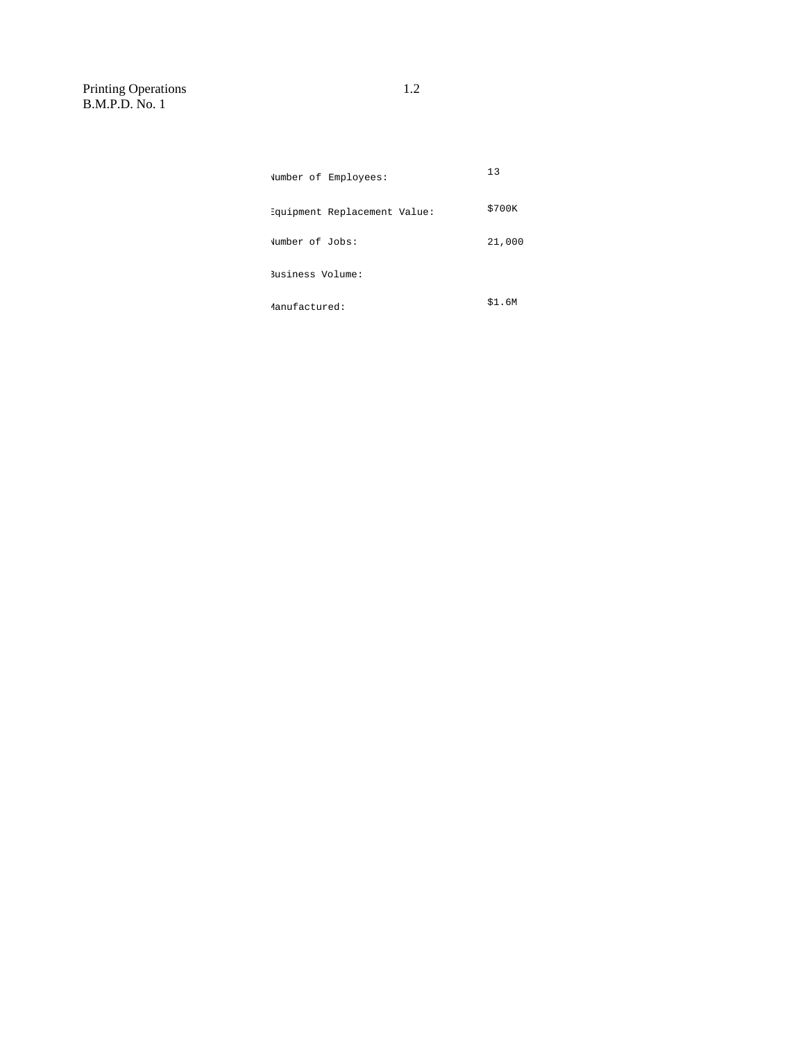| | |
|---|---|
| Number of Employees: | 13 |
| Equipment Replacement Value: | $700K |
| Number of Jobs: | 21,000 |
| Business Volume: | |
| Manufactured: | $1.6M |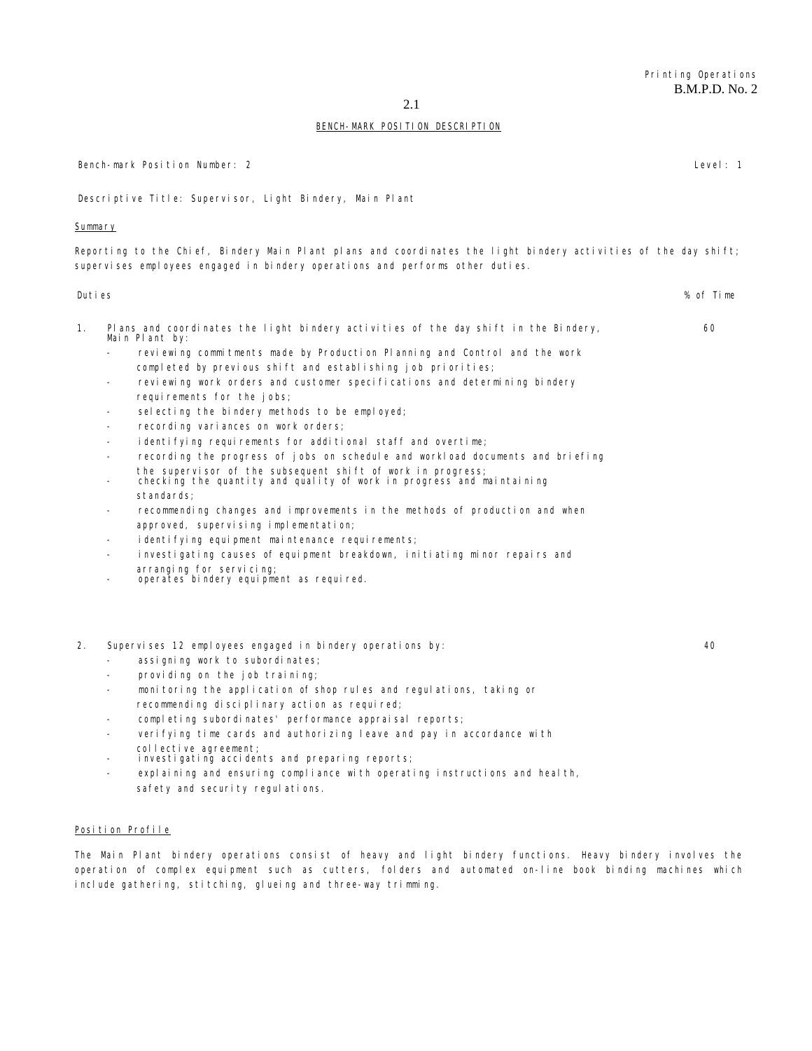## BENCH-MARK POSITION DESCRIPTION

Bench-mark Position Number: 2 Level: 1

Descriptive Title: Supervisor, Light Bindery, Main Plant

### Summary

Reporting to the Chief, Bindery Main Plant plans and coordinates the light bindery activities of the day shift; supervises employees engaged in bindery operations and performs other duties.

| Duties | % of Time |
|---|---|
| 1. Plans and coordinates the light bindery activities of the day shift in the Bindery, Main Plant by:<br>- reviewing commitments made by Production Planning and Control and the work completed by previous shift and establishing job priorities;<br>- reviewing work orders and customer specifications and determining bindery requirements for the jobs;<br>- selecting the bindery methods to be employed;<br>- recording variances on work orders;<br>- identifying requirements for additional staff and overtime;<br>- recording the progress of jobs on schedule and workload documents and briefing the supervisor of the subsequent shift of work in progress;<br>- checking the quantity and quality of work in progress and maintaining standards;<br>- recommending changes and improvements in the methods of production and when approved, supervising implementation;<br>- identifying equipment maintenance requirements;<br>- investigating causes of equipment breakdown, initiating minor repairs and arranging for servicing;<br>- operates bindery equipment as required. | 60 |
| 2. Supervises 12 employees engaged in bindery operations by:<br>- assigning work to subordinates;<br>- providing on the job training;<br>- monitoring the application of shop rules and regulations, taking or recommending disciplinary action as required;<br>- completing subordinates' performance appraisal reports;<br>- verifying time cards and authorizing leave and pay in accordance with collective agreement;<br>- investigating accidents and preparing reports;<br>- explaining and ensuring compliance with operating instructions and health, safety and security regulations. | 40 |

### Position Profile

The Main Plant bindery operations consist of heavy and light bindery functions. Heavy bindery involves the operation of complex equipment such as cutters, folders and automated on-line book binding machines which include gathering, stitching, glueing and three-way trimming.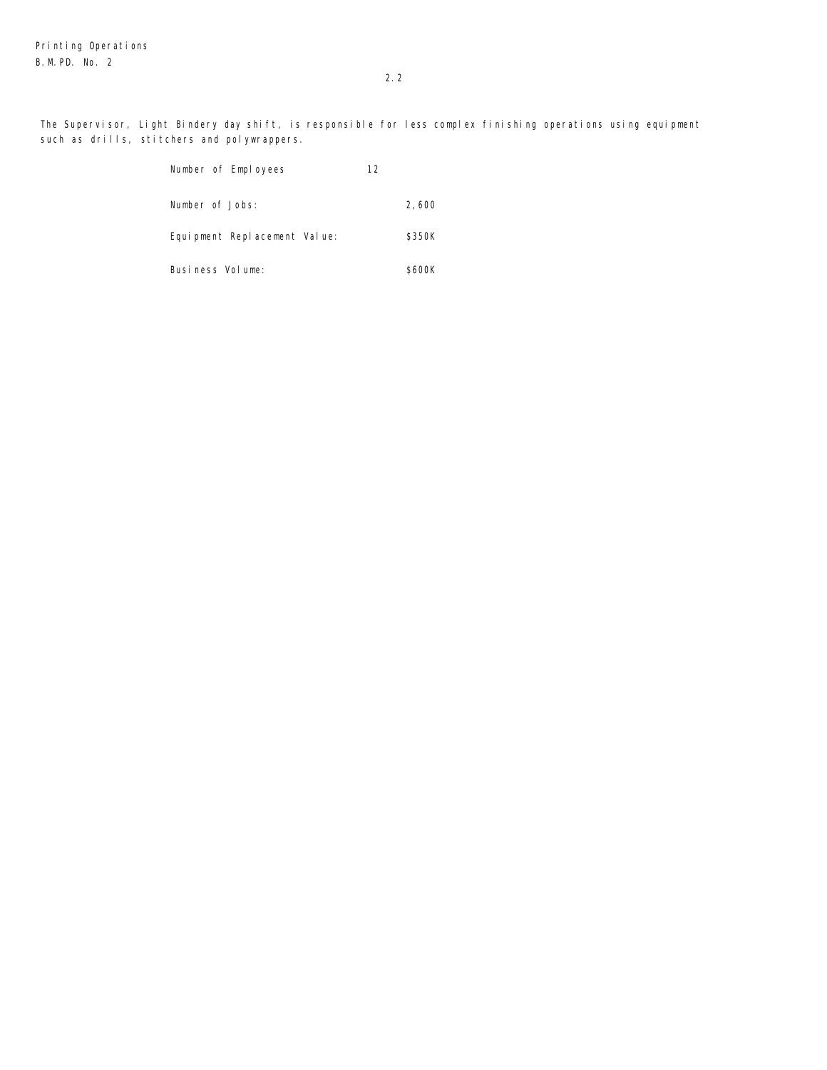2.2

The Supervisor, Light Bindery day shift, is responsible for less complex finishing operations using equipment such as drills, stitchers and polywrappers.

| | |
|---|---|
| Number of Employees | 12 |
| Number of Jobs: | 2,600 |
| Equipment Replacement Value: | $350K |
| Business Volume: | $600K |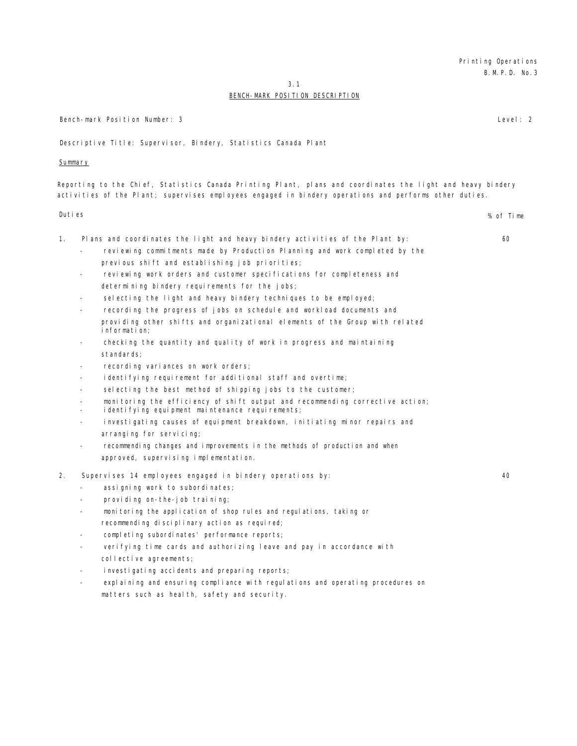Printing Operations
B.M.P.D. No.3

3.1

## BENCH-MARK POSITION DESCRIPTION

Bench-mark Position Number: 3 Level: 2

Descriptive Title: Supervisor, Bindery, Statistics Canada Plant

### Summary

Reporting to the Chief, Statistics Canada Printing Plant, plans and coordinates the light and heavy bindery activities of the Plant; supervises employees engaged in bindery operations and performs other duties.

| Duties | % of Time |
|---|---|
| 1. Plans and coordinates the light and heavy bindery activities of the Plant by:<br>- reviewing commitments made by Production Planning and work completed by the previous shift and establishing job priorities;<br>- reviewing work orders and customer specifications for completeness and determining bindery requirements for the jobs;<br>- selecting the light and heavy bindery techniques to be employed;<br>- recording the progress of jobs on schedule and workload documents and providing other shifts and organizational elements of the Group with related information;<br>- checking the quantity and quality of work in progress and maintaining standards;<br>- recording variances on work orders;<br>- identifying requirement for additional staff and overtime;<br>- selecting the best method of shipping jobs to the customer;<br>- monitoring the efficiency of shift output and recommending corrective action;<br>- identifying equipment maintenance requirements;<br>- investigating causes of equipment breakdown, initiating minor repairs and arranging for servicing;<br>- recommending changes and improvements in the methods of production and when approved, supervising implementation. | 60 |
| 2. Supervises 14 employees engaged in bindery operations by:<br>- assigning work to subordinates;<br>- providing on-the-job training;<br>- monitoring the application of shop rules and regulations, taking or recommending disciplinary action as required;<br>- completing subordinates' performance reports;<br>- verifying time cards and authorizing leave and pay in accordance with collective agreements;<br>- investigating accidents and preparing reports;<br>- explaining and ensuring compliance with regulations and operating procedures on matters such as health, safety and security. | 40 |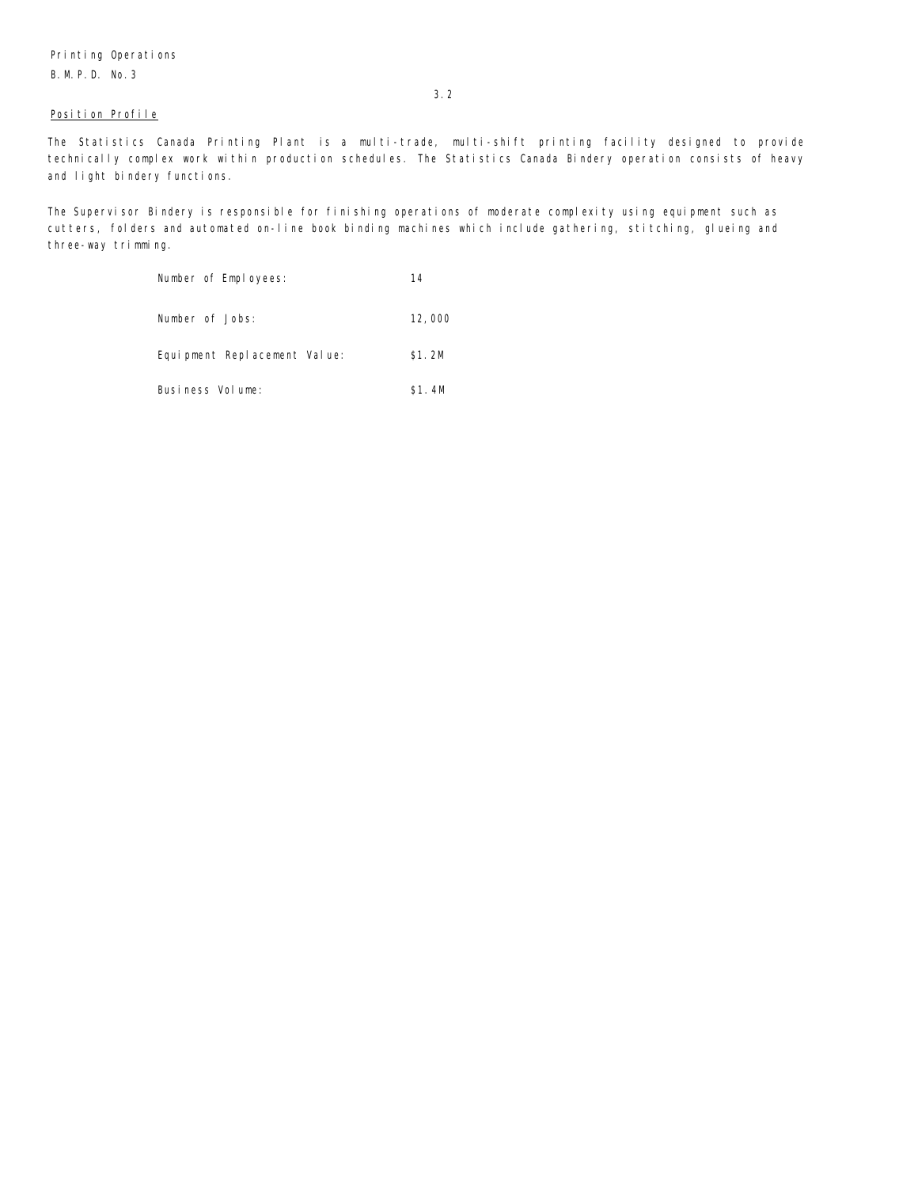Printing Operations
B.M.P.D. No.3

3.2

Position Profile

The Statistics Canada Printing Plant is a multi-trade, multi-shift printing facility designed to provide technically complex work within production schedules. The Statistics Canada Bindery operation consists of heavy and light bindery functions.

The Supervisor Bindery is responsible for finishing operations of moderate complexity using equipment such as cutters, folders and automated on-line book binding machines which include gathering, stitching, glueing and three-way trimming.

| | |
|---|---|
| Number of Employees: | 14 |
| Number of Jobs: | 12,000 |
| Equipment Replacement Value: | $1.2M |
| Business Volume: | $1.4M |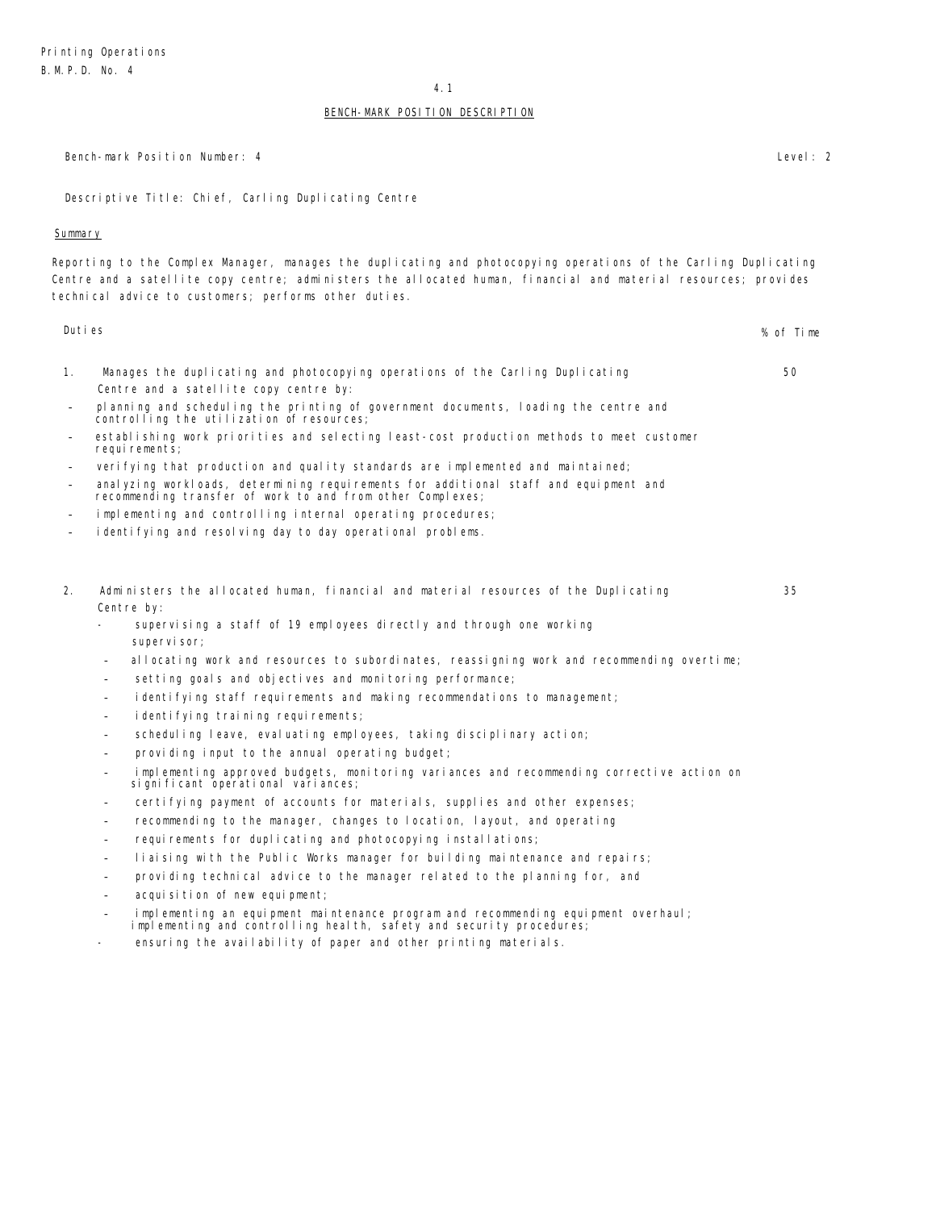## BENCH-MARK POSITION DESCRIPTION

Bench-mark Position Number: 4 Level: 2

Descriptive Title: Chief, Carling Duplicating Centre

**Summary**

Reporting to the Complex Manager, manages the duplicating and photocopying operations of the Carling Duplicating Centre and a satellite copy centre; administers the allocated human, financial and material resources; provides technical advice to customers; performs other duties.

| Duties | % of Time |
|---|---|
| 1. Manages the duplicating and photocopying operations of the Carling Duplicating Centre and a satellite copy centre by: | 50 |

- planning and scheduling the printing of government documents, loading the centre and controlling the utilization of resources;
- establishing work priorities and selecting least-cost production methods to meet customer requirements;
- verifying that production and quality standards are implemented and maintained;
- analyzing workloads, determining requirements for additional staff and equipment and recommending transfer of work to and from other Complexes;
- implementing and controlling internal operating procedures;
- identifying and resolving day to day operational problems.

| | |
|---|---|
| 2. Administers the allocated human, financial and material resources of the Duplicating Centre by: | 35 |

- supervising a staff of 19 employees directly and through one working supervisor;
- allocating work and resources to subordinates, reassigning work and recommending overtime;
- setting goals and objectives and monitoring performance;
- identifying staff requirements and making recommendations to management;
- identifying training requirements;
- scheduling leave, evaluating employees, taking disciplinary action;
- providing input to the annual operating budget;
- implementing approved budgets, monitoring variances and recommending corrective action on significant operational variances;
- certifying payment of accounts for materials, supplies and other expenses;
- recommending to the manager, changes to location, layout, and operating
- requirements for duplicating and photocopying installations;
- liaising with the Public Works manager for building maintenance and repairs;
- providing technical advice to the manager related to the planning for, and
- acquisition of new equipment;
- implementing an equipment maintenance program and recommending equipment overhaul; implementing and controlling health, safety and security procedures;
- ensuring the availability of paper and other printing materials.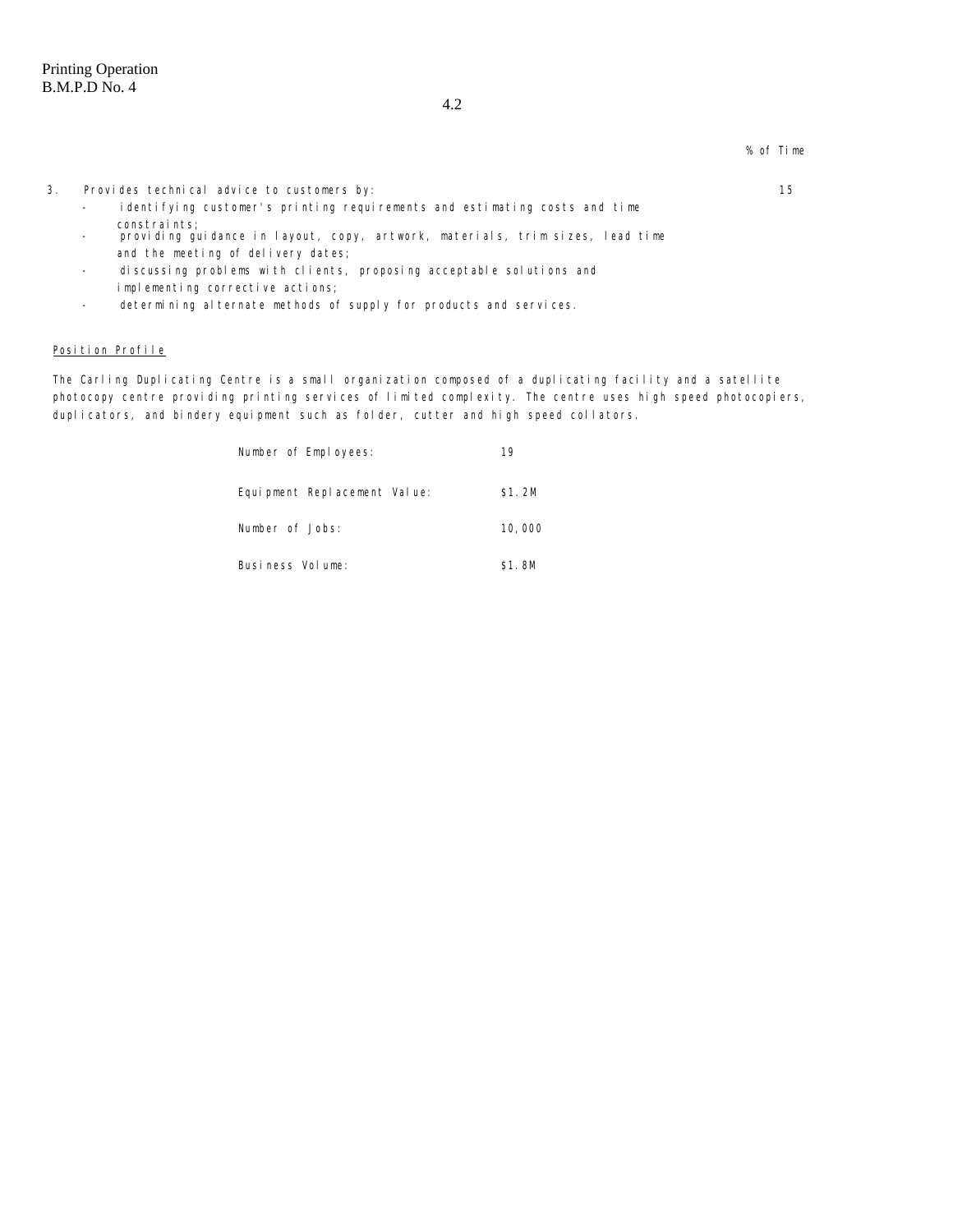% of Time

3. Provides technical advice to customers by: 15
   - identifying customer's printing requirements and estimating costs and time constraints;
   - providing guidance in layout, copy, artwork, materials, trim sizes, lead time and the meeting of delivery dates;
   - discussing problems with clients, proposing acceptable solutions and implementing corrective actions;
   - determining alternate methods of supply for products and services.

Position Profile

The Carling Duplicating Centre is a small organization composed of a duplicating facility and a satellite photocopy centre providing printing services of limited complexity. The centre uses high speed photocopiers, duplicators, and bindery equipment such as folder, cutter and high speed collators.

| | |
|---|---|
| Number of Employees: | 19 |
| Equipment Replacement Value: | $1.2M |
| Number of Jobs: | 10,000 |
| Business Volume: | $1.8M |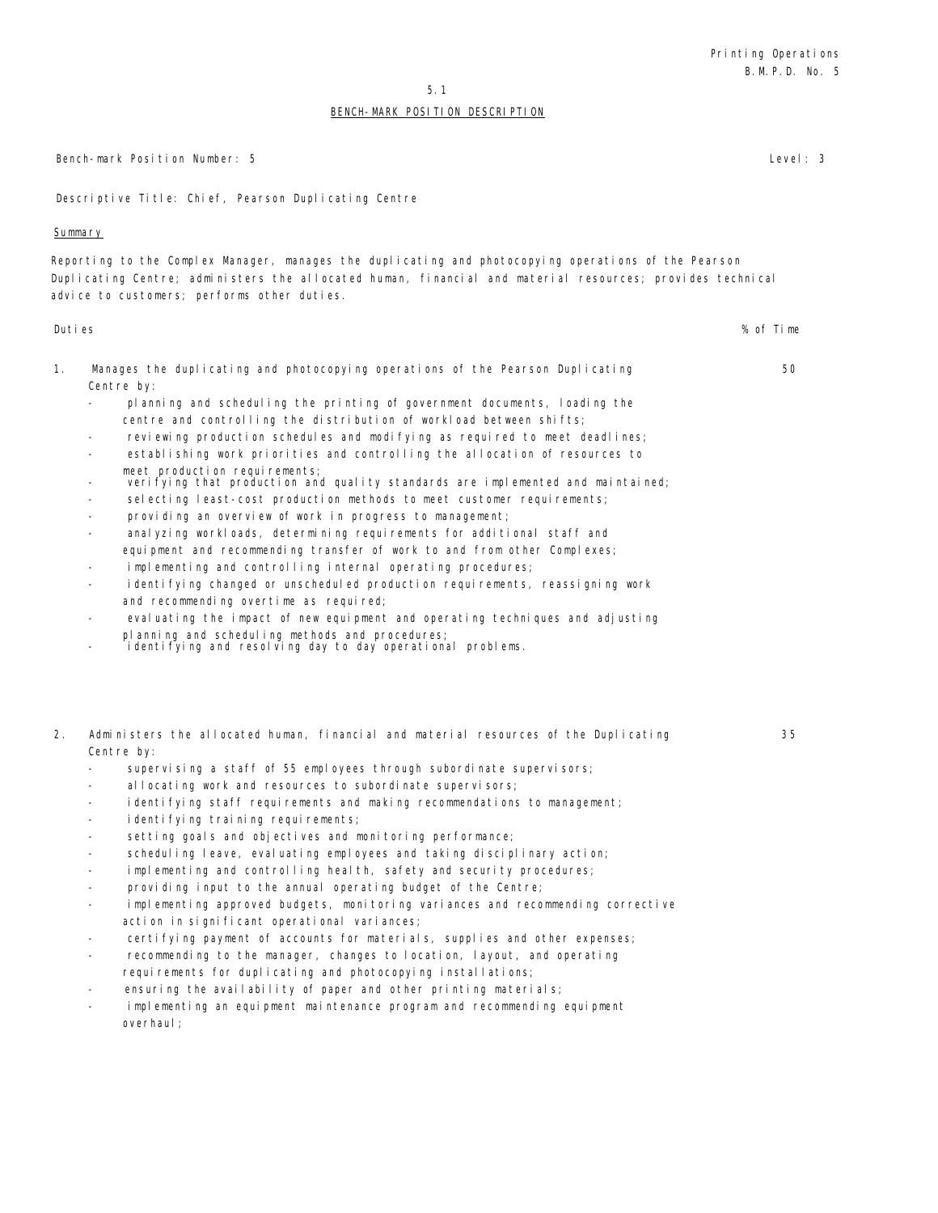## BENCH-MARK POSITION DESCRIPTION

Bench-mark Position Number: 5 Level: 3

Descriptive Title: Chief, Pearson Duplicating Centre

**Summary**

Reporting to the Complex Manager, manages the duplicating and photocopying operations of the Pearson Duplicating Centre; administers the allocated human, financial and material resources; provides technical advice to customers; performs other duties.

| Duties | % of Time |
|---|---|
| 1. Manages the duplicating and photocopying operations of the Pearson Duplicating Centre by: | 50 |

- planning and scheduling the printing of government documents, loading the centre and controlling the distribution of workload between shifts;
- reviewing production schedules and modifying as required to meet deadlines;
- establishing work priorities and controlling the allocation of resources to meet production requirements;
- verifying that production and quality standards are implemented and maintained;
- selecting least-cost production methods to meet customer requirements;
- providing an overview of work in progress to management;
- analyzing workloads, determining requirements for additional staff and equipment and recommending transfer of work to and from other Complexes;
- implementing and controlling internal operating procedures;
- identifying changed or unscheduled production requirements, reassigning work and recommending overtime as required;
- evaluating the impact of new equipment and operating techniques and adjusting planning and scheduling methods and procedures;
- identifying and resolving day to day operational problems.

| | |
|---|---|
| 2. Administers the allocated human, financial and material resources of the Duplicating Centre by: | 35 |

- supervising a staff of 55 employees through subordinate supervisors;
- allocating work and resources to subordinate supervisors;
- identifying staff requirements and making recommendations to management;
- identifying training requirements;
- setting goals and objectives and monitoring performance;
- scheduling leave, evaluating employees and taking disciplinary action;
- implementing and controlling health, safety and security procedures;
- providing input to the annual operating budget of the Centre;
- implementing approved budgets, monitoring variances and recommending corrective action in significant operational variances;
- certifying payment of accounts for materials, supplies and other expenses;
- recommending to the manager, changes to location, layout, and operating requirements for duplicating and photocopying installations;
- ensuring the availability of paper and other printing materials;
- implementing an equipment maintenance program and recommending equipment overhaul;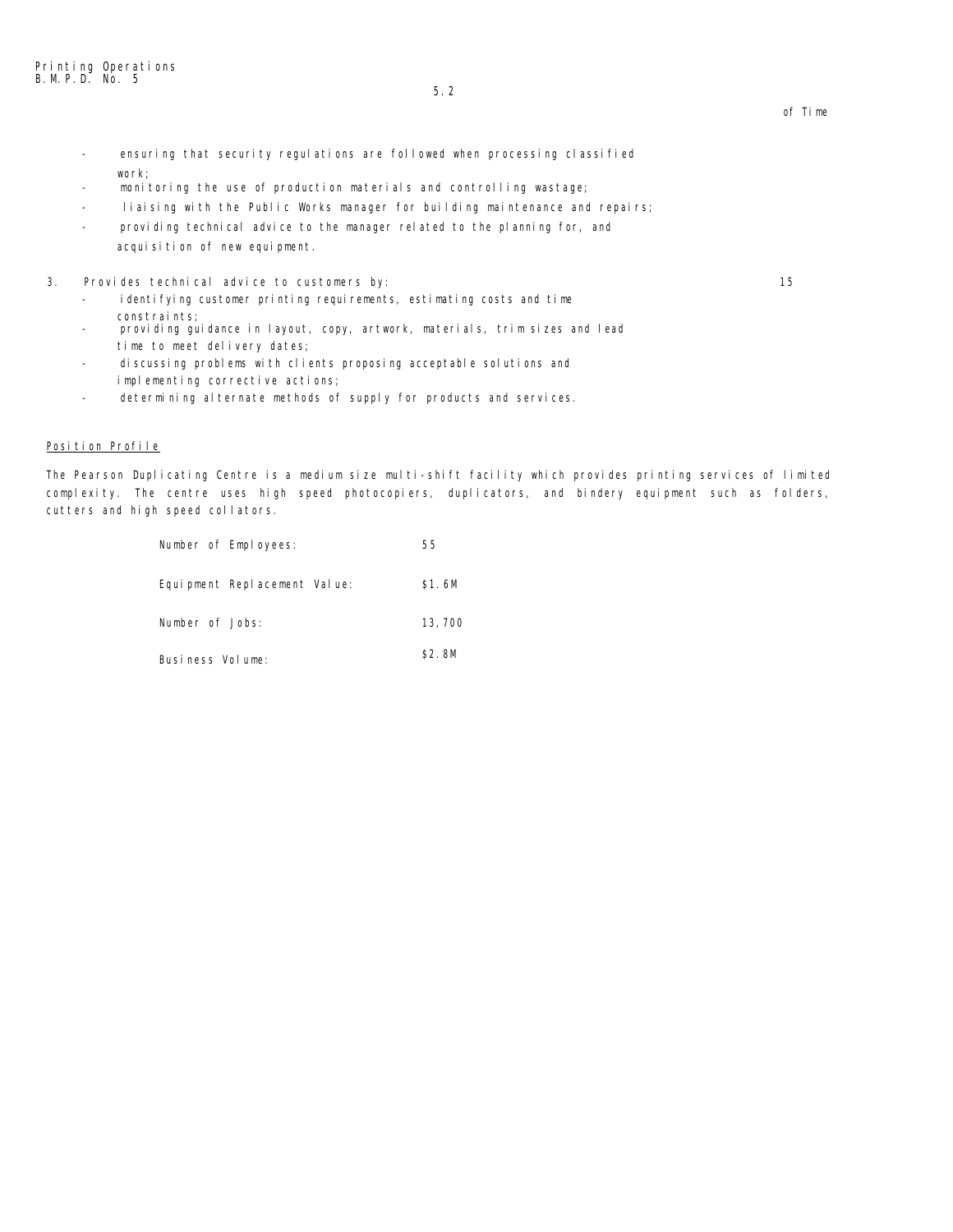of Time

- ensuring that security regulations are followed when processing classified work;
- monitoring the use of production materials and controlling wastage;
- liaising with the Public Works manager for building maintenance and repairs;
- providing technical advice to the manager related to the planning for, and acquisition of new equipment.

3. Provides technical advice to customers by: 15
   - identifying customer printing requirements, estimating costs and time constraints;
   - providing guidance in layout, copy, artwork, materials, trim sizes and lead time to meet delivery dates;
   - discussing problems with clients proposing acceptable solutions and implementing corrective actions;
   - determining alternate methods of supply for products and services.

Position Profile

The Pearson Duplicating Centre is a medium size multi-shift facility which provides printing services of limited complexity. The centre uses high speed photocopiers, duplicators, and bindery equipment such as folders, cutters and high speed collators.

| | |
|---|---|
| Number of Employees: | 55 |
| Equipment Replacement Value: | \$1.6M |
| Number of Jobs: | 13,700 |
| Business Volume: | \$2.8M |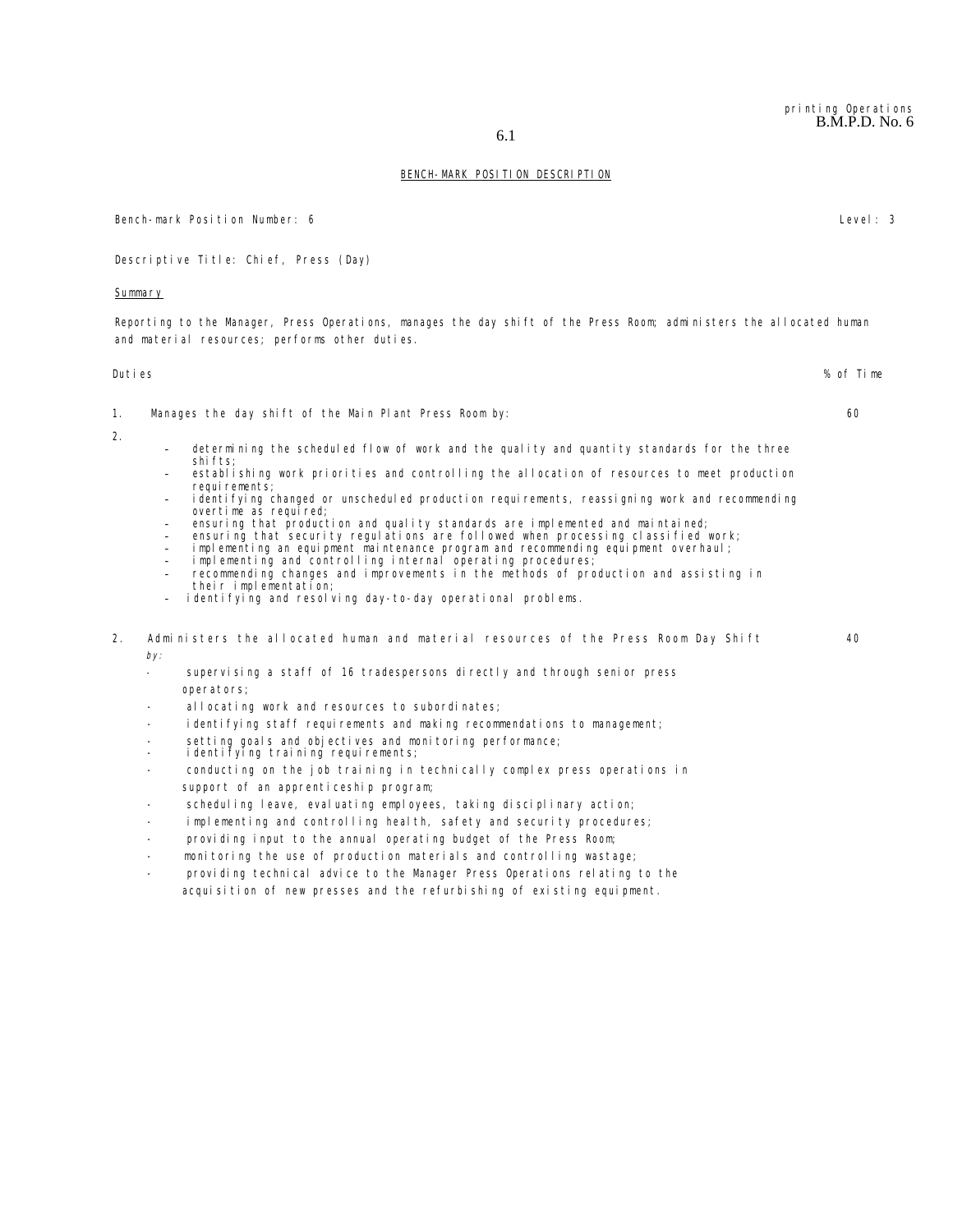## BENCH-MARK POSITION DESCRIPTION

Bench-mark Position Number: 6 Level: 3

Descriptive Title: Chief, Press (Day)

Summary

Reporting to the Manager, Press Operations, manages the day shift of the Press Room; administers the allocated human and material resources; performs other duties.

| Duties | % of Time |
|---|---|
| 1. Manages the day shift of the Main Plant Press Room by: | 60 |
| 2. Administers the allocated human and material resources of the Press Room Day Shift *by:* | 40 |

1. Manages the day shift of the Main Plant Press Room by: (60)

2.
   - determining the scheduled flow of work and the quality and quantity standards for the three shifts;
   - establishing work priorities and controlling the allocation of resources to meet production requirements;
   - identifying changed or unscheduled production requirements, reassigning work and recommending overtime as required;
   - ensuring that production and quality standards are implemented and maintained;
   - ensuring that security regulations are followed when processing classified work;
   - implementing an equipment maintenance program and recommending equipment overhaul;
   - implementing and controlling internal operating procedures;
   - recommending changes and improvements in the methods of production and assisting in their implementation;
   - identifying and resolving day-to-day operational problems.

2. Administers the allocated human and material resources of the Press Room Day Shift *by:* (40)
   - supervising a staff of 16 tradespersons directly and through senior press operators;
   - allocating work and resources to subordinates;
   - identifying staff requirements and making recommendations to management;
   - setting goals and objectives and monitoring performance;
   - identifying training requirements;
   - conducting on the job training in technically complex press operations in support of an apprenticeship program;
   - scheduling leave, evaluating employees, taking disciplinary action;
   - implementing and controlling health, safety and security procedures;
   - providing input to the annual operating budget of the Press Room;
   - monitoring the use of production materials and controlling wastage;
   - providing technical advice to the Manager Press Operations relating to the acquisition of new presses and the refurbishing of existing equipment.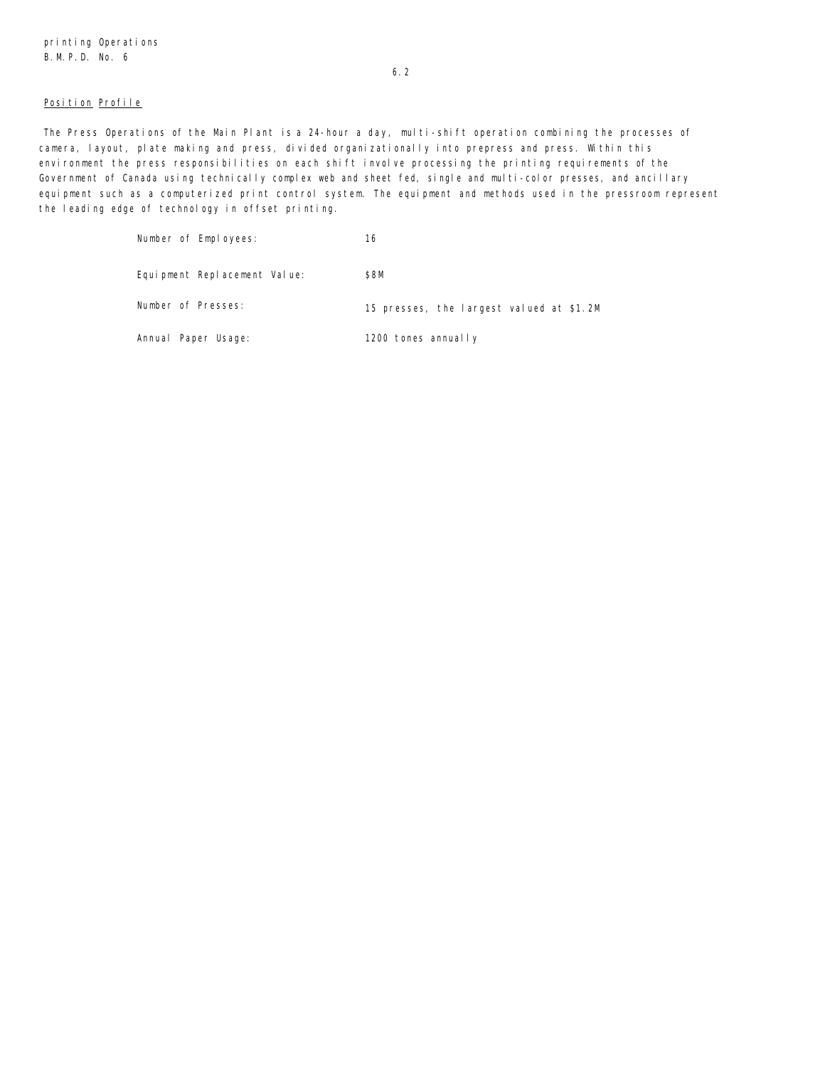## Position Profile

The Press Operations of the Main Plant is a 24-hour a day, multi-shift operation combining the processes of camera, layout, plate making and press, divided organizationally into prepress and press. Within this environment the press responsibilities on each shift involve processing the printing requirements of the Government of Canada using technically complex web and sheet fed, single and multi-color presses, and ancillary equipment such as a computerized print control system. The equipment and methods used in the pressroom represent the leading edge of technology in offset printing.

| | |
|---|---|
| Number of Employees: | 16 |
| Equipment Replacement Value: | $8M |
| Number of Presses: | 15 presses, the largest valued at $1.2M |
| Annual Paper Usage: | 1200 tones annually |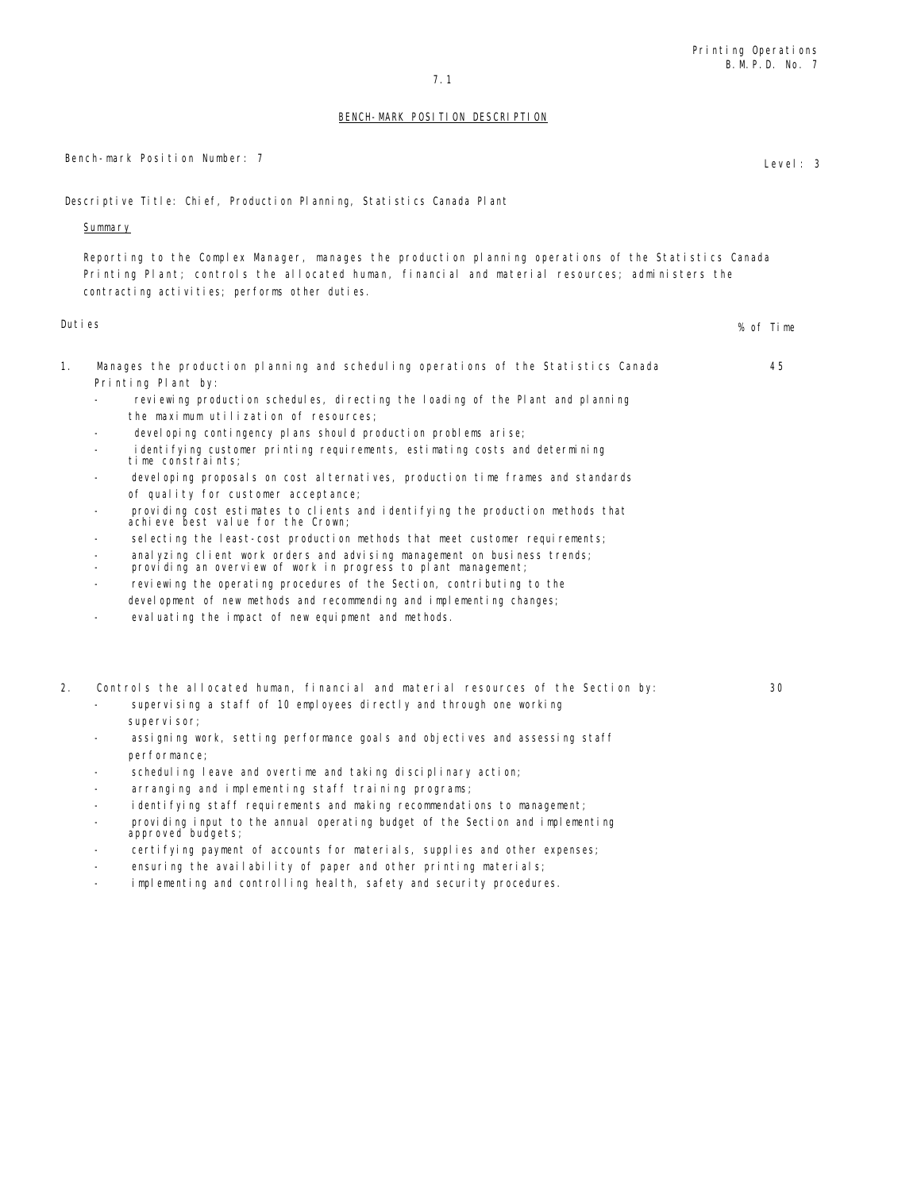## BENCH-MARK POSITION DESCRIPTION

Bench-mark Position Number: 7

Level: 3

Descriptive Title: Chief, Production Planning, Statistics Canada Plant

Summary

Reporting to the Complex Manager, manages the production planning operations of the Statistics Canada Printing Plant; controls the allocated human, financial and material resources; administers the contracting activities; performs other duties.

| Duties | % of Time |
|---|---|
| 1. Manages the production planning and scheduling operations of the Statistics Canada Printing Plant by: | 45 |
| 2. Controls the allocated human, financial and material resources of the Section by: | 30 |

1. Manages the production planning and scheduling operations of the Statistics Canada Printing Plant by: (45)
   - reviewing production schedules, directing the loading of the Plant and planning the maximum utilization of resources;
   - developing contingency plans should production problems arise;
   - identifying customer printing requirements, estimating costs and determining time constraints;
   - developing proposals on cost alternatives, production time frames and standards of quality for customer acceptance;
   - providing cost estimates to clients and identifying the production methods that achieve best value for the Crown;
   - selecting the least-cost production methods that meet customer requirements;
   - analyzing client work orders and advising management on business trends;
   - providing an overview of work in progress to plant management;
   - reviewing the operating procedures of the Section, contributing to the development of new methods and recommending and implementing changes;
   - evaluating the impact of new equipment and methods.

2. Controls the allocated human, financial and material resources of the Section by: (30)
   - supervising a staff of 10 employees directly and through one working supervisor;
   - assigning work, setting performance goals and objectives and assessing staff performance;
   - scheduling leave and overtime and taking disciplinary action;
   - arranging and implementing staff training programs;
   - identifying staff requirements and making recommendations to management;
   - providing input to the annual operating budget of the Section and implementing approved budgets;
   - certifying payment of accounts for materials, supplies and other expenses;
   - ensuring the availability of paper and other printing materials;
   - implementing and controlling health, safety and security procedures.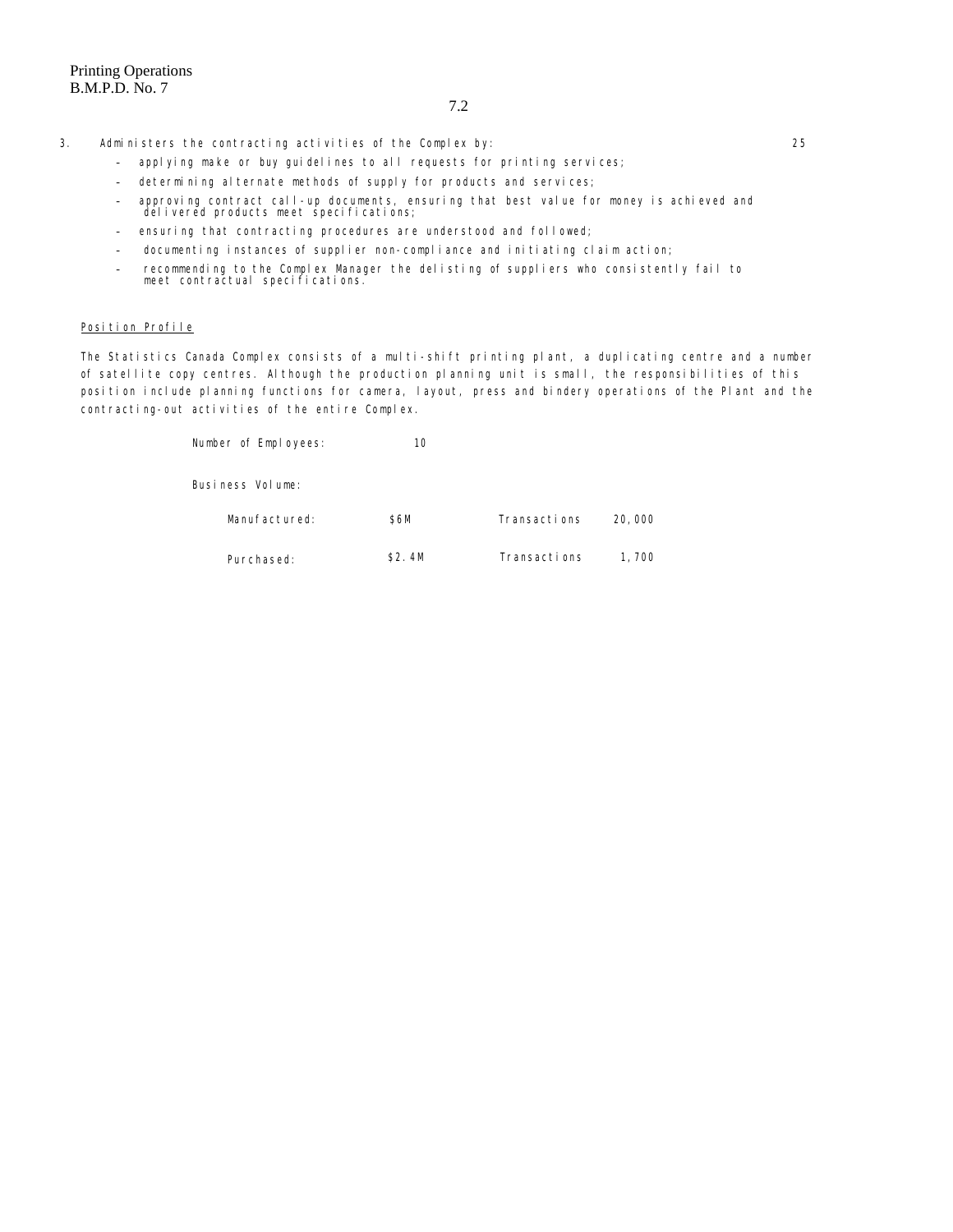3. Administers the contracting activities of the Complex by: 25

- applying make or buy guidelines to all requests for printing services;
- determining alternate methods of supply for products and services;
- approving contract call-up documents, ensuring that best value for money is achieved and delivered products meet specifications;
- ensuring that contracting procedures are understood and followed;
- documenting instances of supplier non-compliance and initiating claim action;
- recommending to the Complex Manager the delisting of suppliers who consistently fail to meet contractual specifications.

Position Profile

The Statistics Canada Complex consists of a multi-shift printing plant, a duplicating centre and a number of satellite copy centres. Although the production planning unit is small, the responsibilities of this position include planning functions for camera, layout, press and bindery operations of the Plant and the contracting-out activities of the entire Complex.

Number of Employees: 10

Business Volume:

| | | | |
|---|---|---|---|
| Manufactured: | $6M | Transactions | 20,000 |
| Purchased: | $2.4M | Transactions | 1,700 |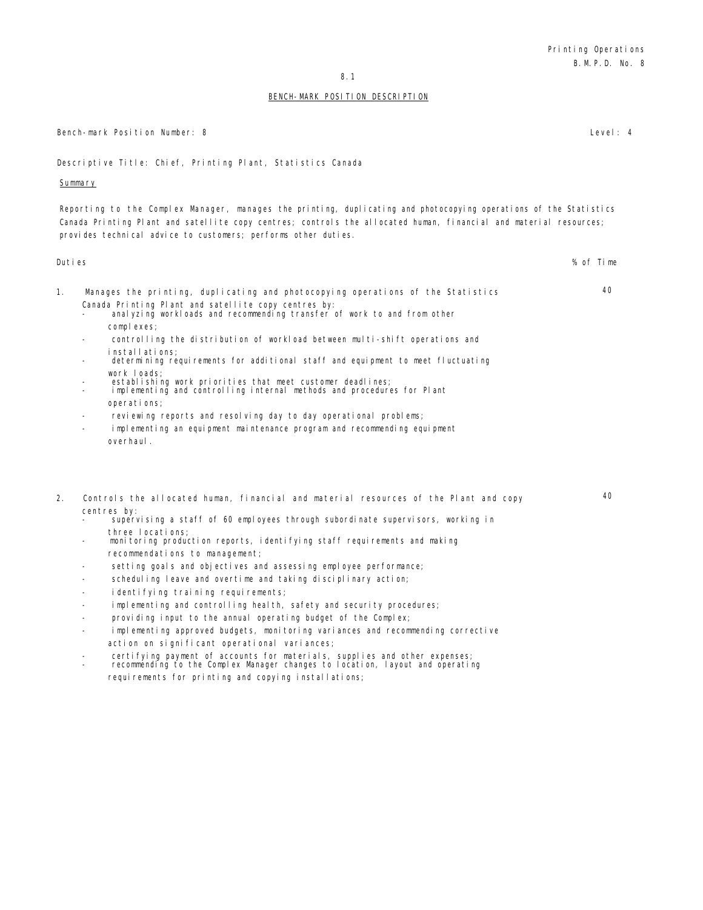## BENCH-MARK POSITION DESCRIPTION

Bench-mark Position Number: 8 Level: 4

Descriptive Title: Chief, Printing Plant, Statistics Canada

### Summary

Reporting to the Complex Manager, manages the printing, duplicating and photocopying operations of the Statistics Canada Printing Plant and satellite copy centres; controls the allocated human, financial and material resources; provides technical advice to customers; performs other duties.

| Duties | % of Time |
|---|---|
| 1. Manages the printing, duplicating and photocopying operations of the Statistics Canada Printing Plant and satellite copy centres by:<br>- analyzing workloads and recommending transfer of work to and from other complexes;<br>- controlling the distribution of workload between multi-shift operations and installations;<br>- determining requirements for additional staff and equipment to meet fluctuating work loads;<br>- establishing work priorities that meet customer deadlines;<br>- implementing and controlling internal methods and procedures for Plant operations;<br>- reviewing reports and resolving day to day operational problems;<br>- implementing an equipment maintenance program and recommending equipment overhaul. | 40 |
| 2. Controls the allocated human, financial and material resources of the Plant and copy centres by:<br>- supervising a staff of 60 employees through subordinate supervisors, working in three locations;<br>- monitoring production reports, identifying staff requirements and making recommendations to management;<br>- setting goals and objectives and assessing employee performance;<br>- scheduling leave and overtime and taking disciplinary action;<br>- identifying training requirements;<br>- implementing and controlling health, safety and security procedures;<br>- providing input to the annual operating budget of the Complex;<br>- implementing approved budgets, monitoring variances and recommending corrective action on significant operational variances;<br>- certifying payment of accounts for materials, supplies and other expenses;<br>- recommending to the Complex Manager changes to location, layout and operating requirements for printing and copying installations; | 40 |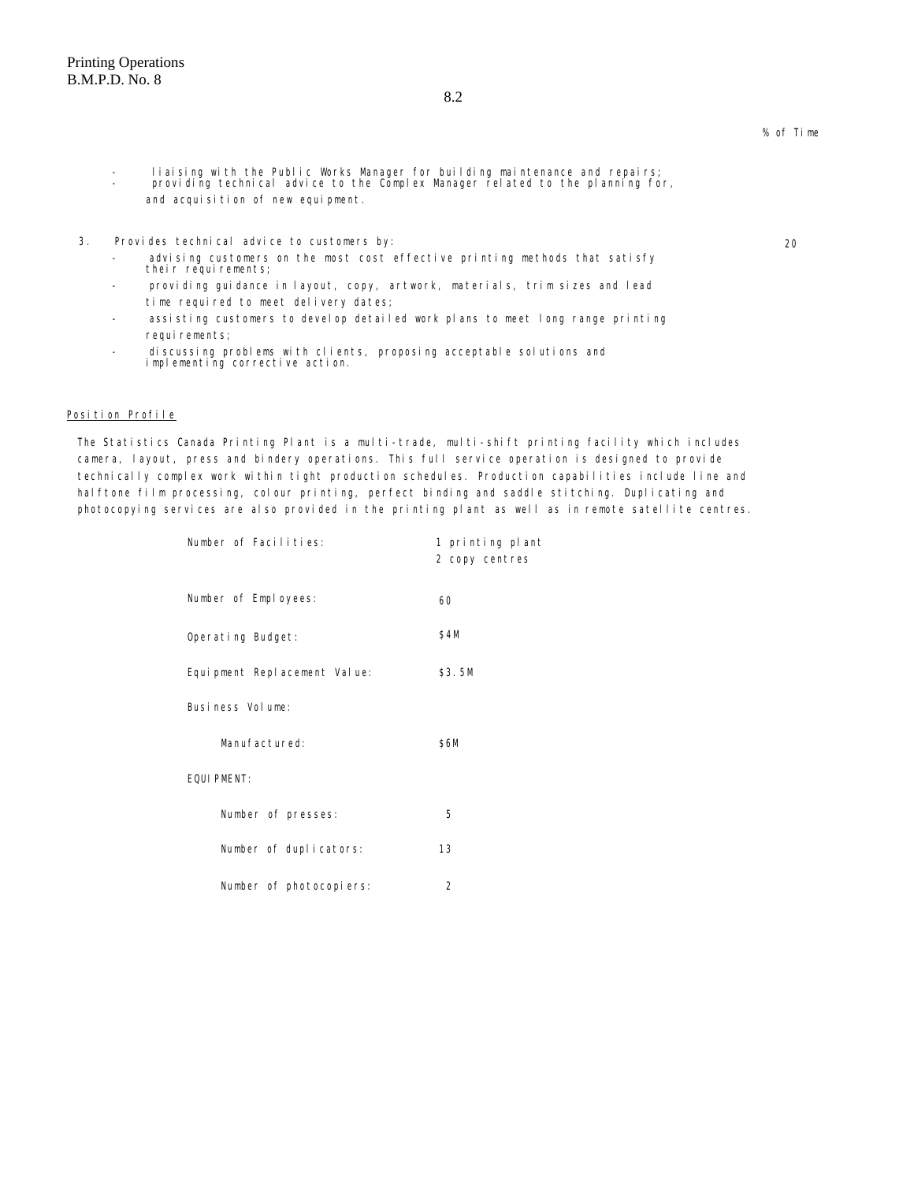% of Time

- liaising with the Public Works Manager for building maintenance and repairs;
- providing technical advice to the Complex Manager related to the planning for, and acquisition of new equipment.

3. Provides technical advice to customers by: 20
   - advising customers on the most cost effective printing methods that satisfy their requirements;
   - providing guidance in layout, copy, artwork, materials, trim sizes and lead time required to meet delivery dates;
   - assisting customers to develop detailed work plans to meet long range printing requirements;
   - discussing problems with clients, proposing acceptable solutions and implementing corrective action.

## Position Profile

The Statistics Canada Printing Plant is a multi-trade, multi-shift printing facility which includes camera, layout, press and bindery operations. This full service operation is designed to provide technically complex work within tight production schedules. Production capabilities include line and halftone film processing, colour printing, perfect binding and saddle stitching. Duplicating and photocopying services are also provided in the printing plant as well as in remote satellite centres.

| | |
|---|---|
| Number of Facilities: | 1 printing plant<br>2 copy centres |
| Number of Employees: | 60 |
| Operating Budget: | $4M |
| Equipment Replacement Value: | $3.5M |
| Business Volume: | |
| Manufactured: | $6M |
| EQUIPMENT: | |
| Number of presses: | 5 |
| Number of duplicators: | 13 |
| Number of photocopiers: | 2 |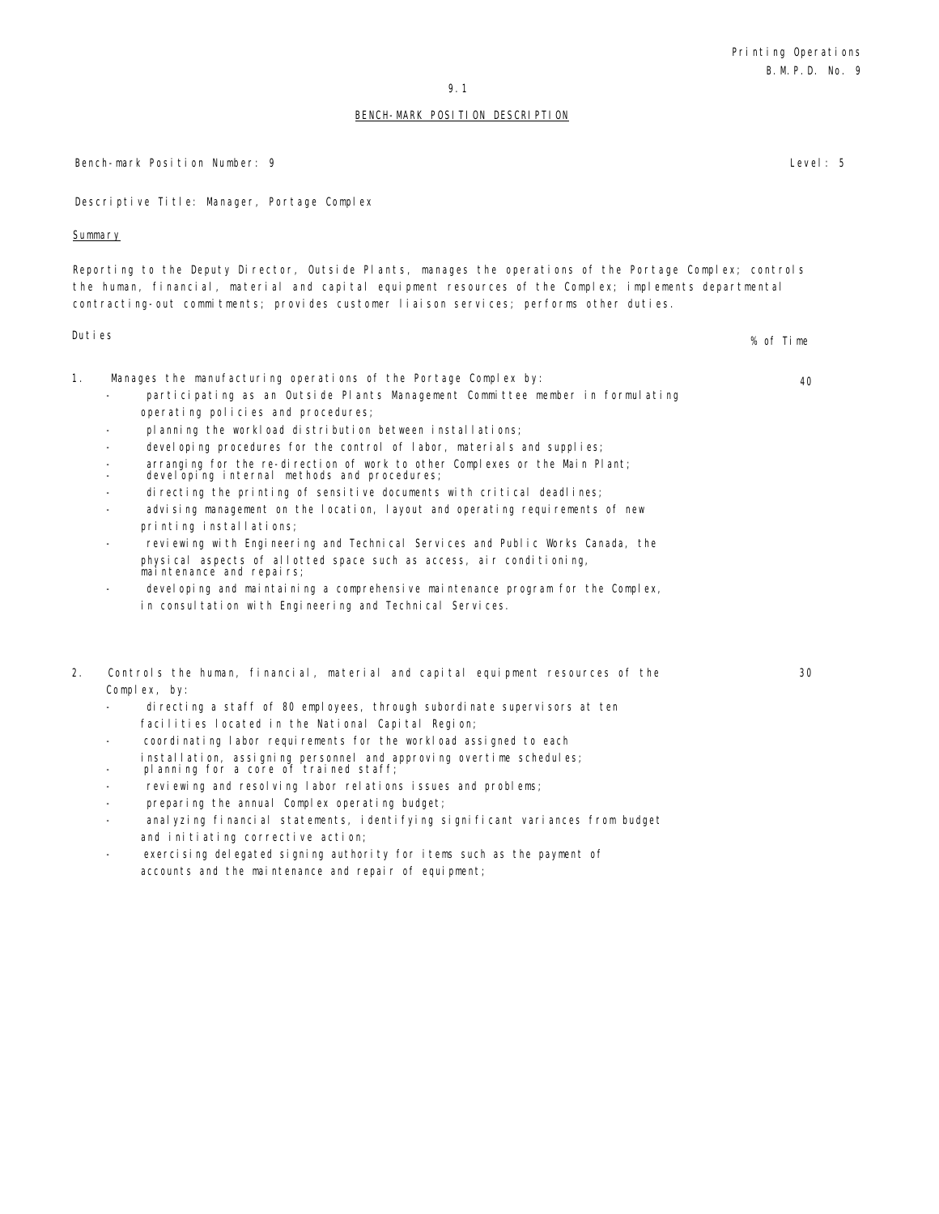## BENCH-MARK POSITION DESCRIPTION

Bench-mark Position Number: 9 Level: 5

Descriptive Title: Manager, Portage Complex

### Summary

Reporting to the Deputy Director, Outside Plants, manages the operations of the Portage Complex; controls the human, financial, material and capital equipment resources of the Complex; implements departmental contracting-out commitments; provides customer liaison services; performs other duties.

| Duties | % of Time |
|---|---|
| 1. Manages the manufacturing operations of the Portage Complex by:<br>- participating as an Outside Plants Management Committee member in formulating operating policies and procedures;<br>- planning the workload distribution between installations;<br>- developing procedures for the control of labor, materials and supplies;<br>- arranging for the re-direction of work to other Complexes or the Main Plant;<br>- developing internal methods and procedures;<br>- directing the printing of sensitive documents with critical deadlines;<br>- advising management on the location, layout and operating requirements of new printing installations;<br>- reviewing with Engineering and Technical Services and Public Works Canada, the physical aspects of allotted space such as access, air conditioning, maintenance and repairs;<br>- developing and maintaining a comprehensive maintenance program for the Complex, in consultation with Engineering and Technical Services. | 40 |
| 2. Controls the human, financial, material and capital equipment resources of the Complex, by:<br>- directing a staff of 80 employees, through subordinate supervisors at ten facilities located in the National Capital Region;<br>- coordinating labor requirements for the workload assigned to each installation, assigning personnel and approving overtime schedules;<br>- planning for a core of trained staff;<br>- reviewing and resolving labor relations issues and problems;<br>- preparing the annual Complex operating budget;<br>- analyzing financial statements, identifying significant variances from budget and initiating corrective action;<br>- exercising delegated signing authority for items such as the payment of accounts and the maintenance and repair of equipment; | 30 |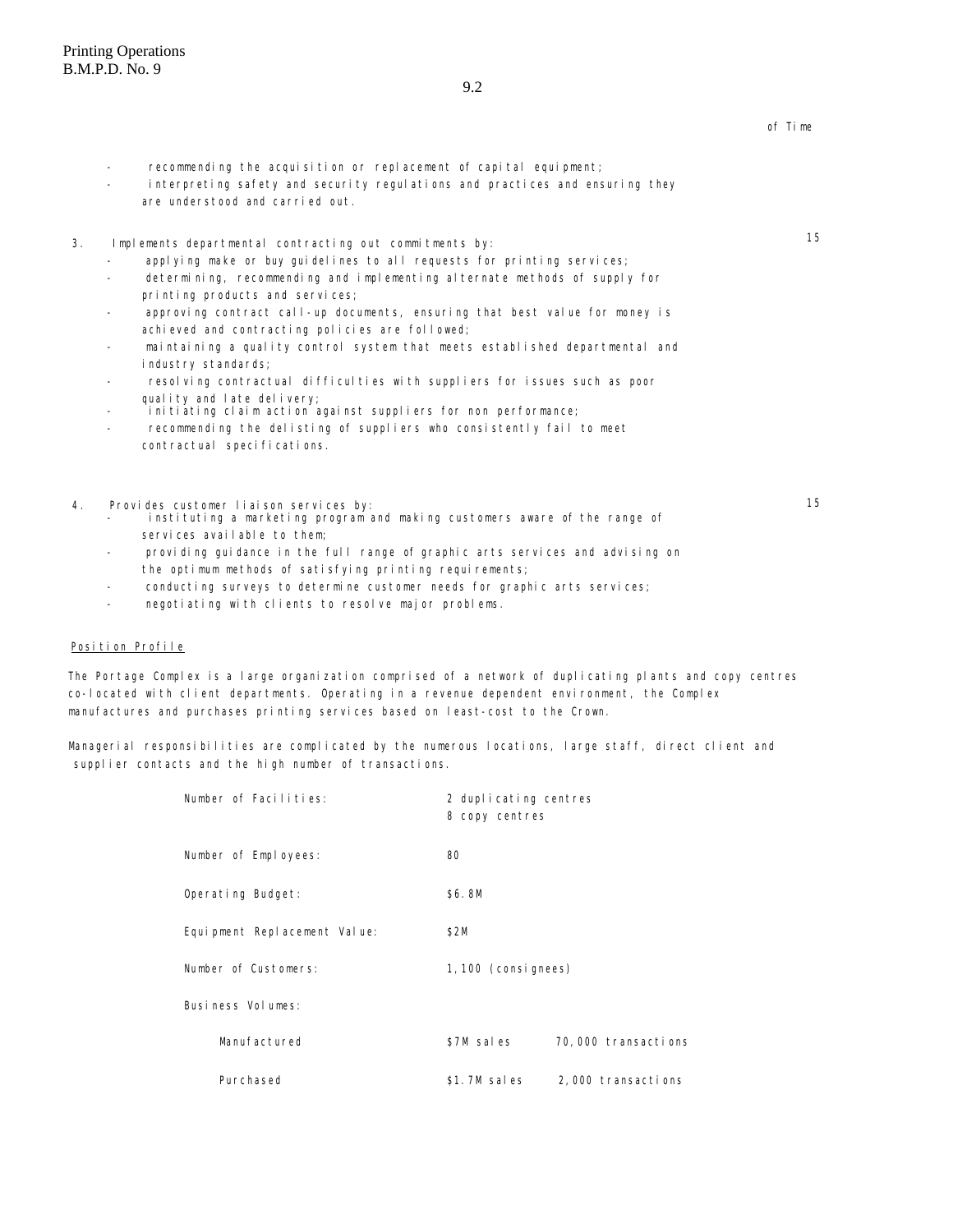of Time

- recommending the acquisition or replacement of capital equipment;
- interpreting safety and security regulations and practices and ensuring they are understood and carried out.

3. Implements departmental contracting out commitments by: 15
   - applying make or buy guidelines to all requests for printing services;
   - determining, recommending and implementing alternate methods of supply for printing products and services;
   - approving contract call-up documents, ensuring that best value for money is achieved and contracting policies are followed;
   - maintaining a quality control system that meets established departmental and industry standards;
   - resolving contractual difficulties with suppliers for issues such as poor quality and late delivery;
   - initiating claim action against suppliers for non performance;
   - recommending the delisting of suppliers who consistently fail to meet contractual specifications.

4. Provides customer liaison services by: 15
   - instituting a marketing program and making customers aware of the range of services available to them;
   - providing guidance in the full range of graphic arts services and advising on the optimum methods of satisfying printing requirements;
   - conducting surveys to determine customer needs for graphic arts services;
   - negotiating with clients to resolve major problems.

Position Profile

The Portage Complex is a large organization comprised of a network of duplicating plants and copy centres co-located with client departments. Operating in a revenue dependent environment, the Complex manufactures and purchases printing services based on least-cost to the Crown.

Managerial responsibilities are complicated by the numerous locations, large staff, direct client and supplier contacts and the high number of transactions.

| | | |
|---|---|---|
| Number of Facilities: | 2 duplicating centres<br>8 copy centres | |
| Number of Employees: | 80 | |
| Operating Budget: | $6.8M | |
| Equipment Replacement Value: | $2M | |
| Number of Customers: | 1,100 (consignees) | |
| Business Volumes: | | |
| Manufactured | $7M sales | 70,000 transactions |
| Purchased | $1.7M sales | 2,000 transactions |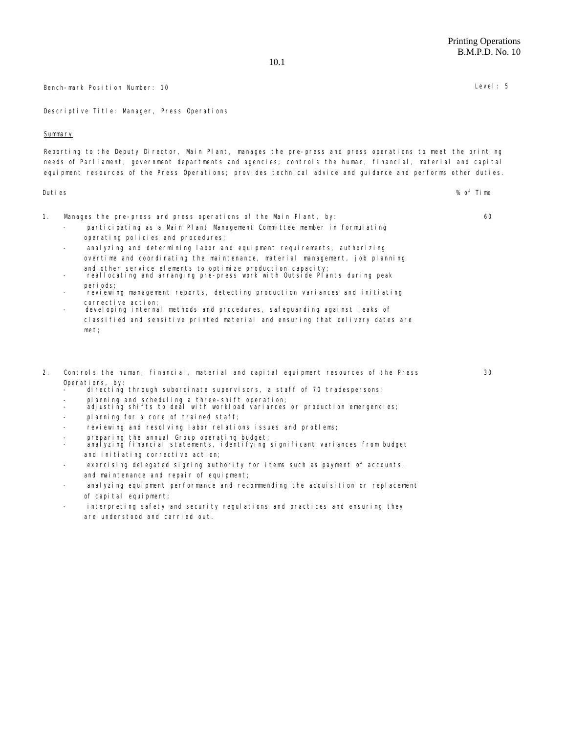Bench-mark Position Number: 10 Level: 5

Descriptive Title: Manager, Press Operations

Summary

Reporting to the Deputy Director, Main Plant, manages the pre-press and press operations to meet the printing needs of Parliament, government departments and agencies; controls the human, financial, material and capital equipment resources of the Press Operations; provides technical advice and guidance and performs other duties.

| Duties | % of Time |
|---|---|
| 1. Manages the pre-press and press operations of the Main Plant, by: | 60 |
| 2. Controls the human, financial, material and capital equipment resources of the Press Operations, by: | 30 |

1. Manages the pre-press and press operations of the Main Plant, by: — 60
   - participating as a Main Plant Management Committee member in formulating operating policies and procedures;
   - analyzing and determining labor and equipment requirements, authorizing overtime and coordinating the maintenance, material management, job planning and other service elements to optimize production capacity;
   - reallocating and arranging pre-press work with Outside Plants during peak periods;
   - reviewing management reports, detecting production variances and initiating corrective action;
   - developing internal methods and procedures, safeguarding against leaks of classified and sensitive printed material and ensuring that delivery dates are met;

2. Controls the human, financial, material and capital equipment resources of the Press Operations, by: — 30
   - directing through subordinate supervisors, a staff of 70 tradespersons;
   - planning and scheduling a three-shift operation;
   - adjusting shifts to deal with workload variances or production emergencies;
   - planning for a core of trained staff;
   - reviewing and resolving labor relations issues and problems;
   - preparing the annual Group operating budget;
   - analyzing financial statements, identifying significant variances from budget and initiating corrective action;
   - exercising delegated signing authority for items such as payment of accounts, and maintenance and repair of equipment;
   - analyzing equipment performance and recommending the acquisition or replacement of capital equipment;
   - interpreting safety and security regulations and practices and ensuring they are understood and carried out.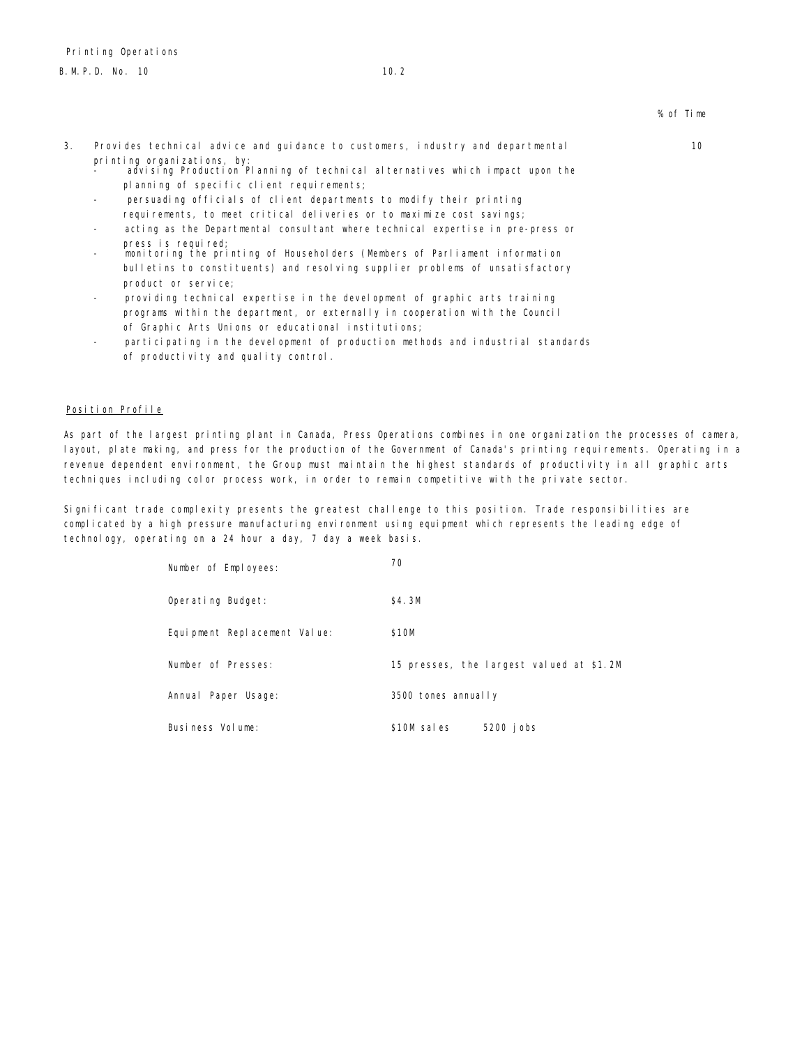% of Time

3. Provides technical advice and guidance to customers, industry and departmental printing organizations, by: — 10
   - advising Production Planning of technical alternatives which impact upon the planning of specific client requirements;
   - persuading officials of client departments to modify their printing requirements, to meet critical deliveries or to maximize cost savings;
   - acting as the Departmental consultant where technical expertise in pre-press or press is required;
   - monitoring the printing of Householders (Members of Parliament information bulletins to constituents) and resolving supplier problems of unsatisfactory product or service;
   - providing technical expertise in the development of graphic arts training programs within the department, or externally in cooperation with the Council of Graphic Arts Unions or educational institutions;
   - participating in the development of production methods and industrial standards of productivity and quality control.

Position Profile

As part of the largest printing plant in Canada, Press Operations combines in one organization the processes of camera, layout, plate making, and press for the production of the Government of Canada's printing requirements. Operating in a revenue dependent environment, the Group must maintain the highest standards of productivity in all graphic arts techniques including color process work, in order to remain competitive with the private sector.

Significant trade complexity presents the greatest challenge to this position. Trade responsibilities are complicated by a high pressure manufacturing environment using equipment which represents the leading edge of technology, operating on a 24 hour a day, 7 day a week basis.

| | |
|---|---|
| Number of Employees: | 70 |
| Operating Budget: | $4.3M |
| Equipment Replacement Value: | $10M |
| Number of Presses: | 15 presses, the largest valued at $1.2M |
| Annual Paper Usage: | 3500 tones annually |
| Business Volume: | $10M sales 5200 jobs |